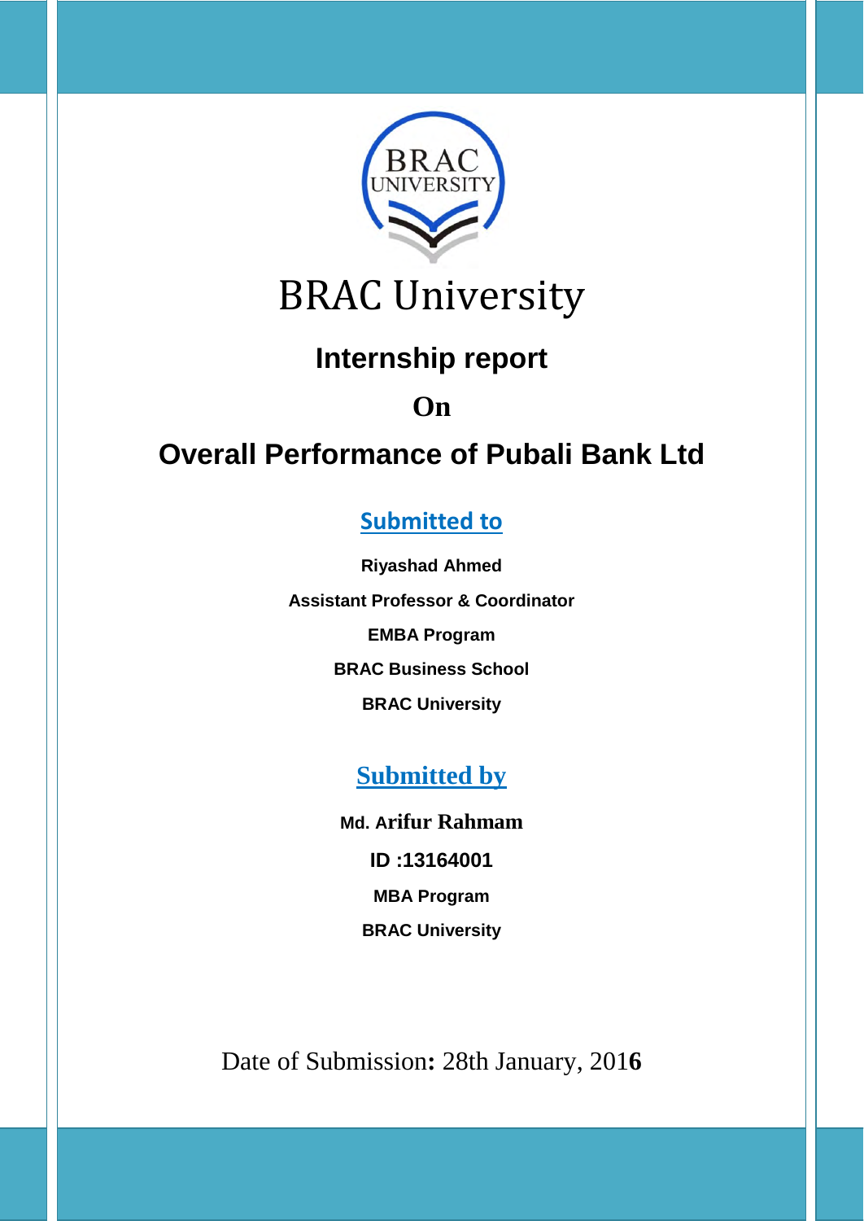# BRAC University

## Internship report

**On**

## Overall Performance of Pubali Bank Ltd

**Submitted to**

**Riyashad Ahmed**

**Assistant Professor & Coordinator**

**EMBA Program**

**BRAC Business School**

**BRAC University**

**Submitted by**

**Md. Arifur Rahmam**

**ID :13164001**

**MBA Program**

**BRAC University**

Date of Submission**:** 28th January, 201**6**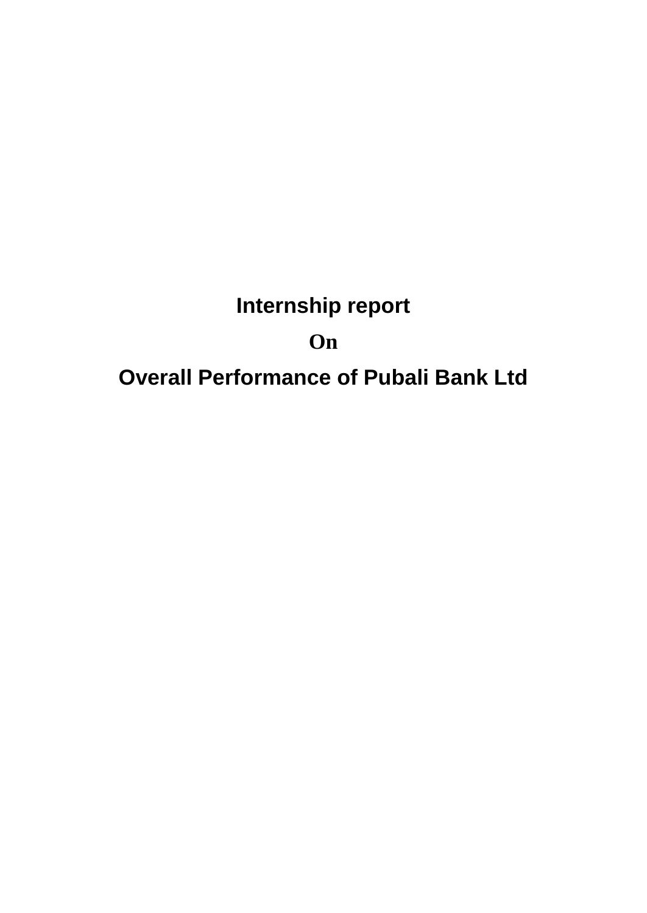# Internship report

**On**

# Overall Performance of Pubali Bank Ltd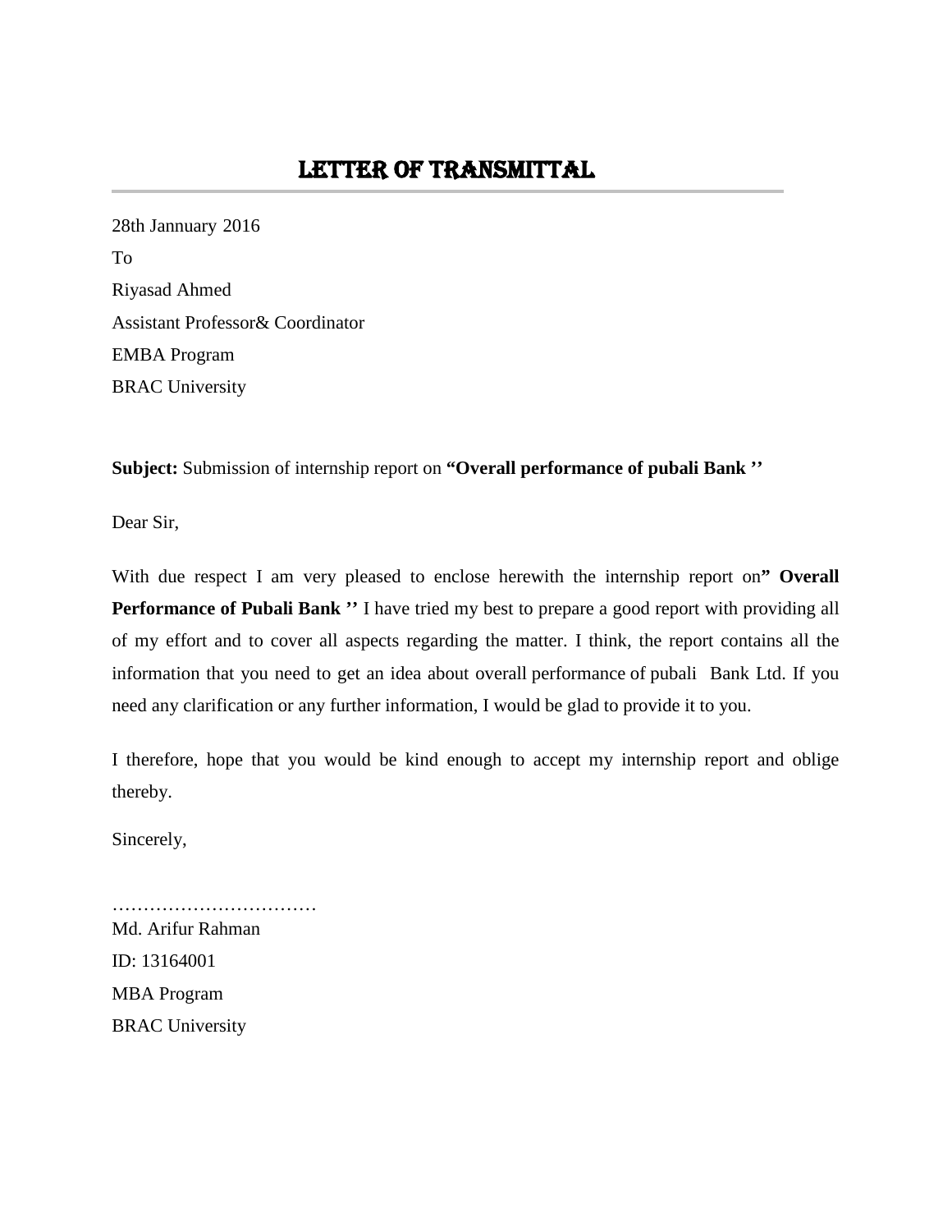# LETTER OF TRANSMITTAL

28th Jannuary 2016

To

Riyasad Ahmed

Assistant Professor& Coordinator

EMBA Program

BRAC University

**Subject:** Submission of internship report on **“Overall performance of pubali Bank ’’**

Dear Sir,

With due respect I am very pleased to enclose herewith the internship report on**” Overall Performance of Pubali Bank ’’** I have tried my best to prepare a good report with providing all of my effort and to cover all aspects regarding the matter. I think, the report contains all the information that you need to get an idea about overall performance of pubali Bank Ltd. If you need any clarification or any further information, I would be glad to provide it to you.

I therefore, hope that you would be kind enough to accept my internship report and oblige thereby.

Sincerely,

……………………………

Md. Arifur Rahman

ID: 13164001

MBA Program

BRAC University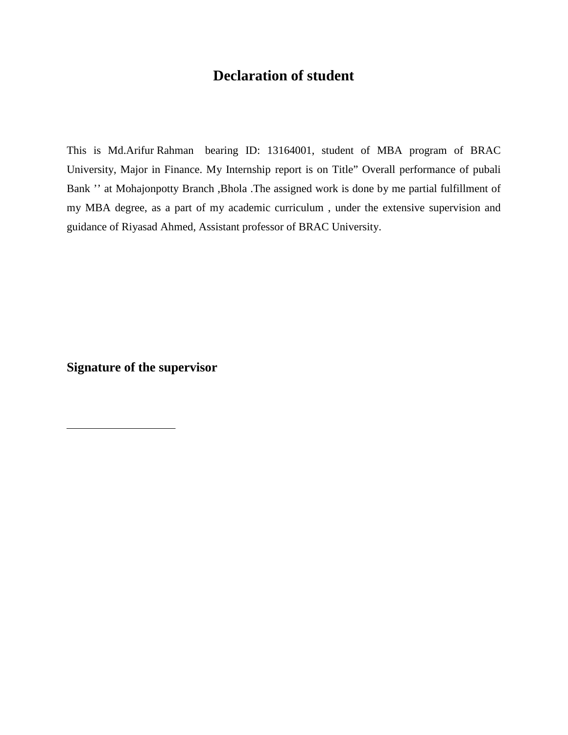# Declaration of student

This is Md.Arifur Rahman bearing ID: 13164001, student of MBA program of BRAC University, Major in Finance. My Internship report is on Title" Overall performance of pubali Bank '' at Mohajonpotty Branch ,Bhola .The assigned work is done by me partial fulfillment of my MBA degree, as a part of my academic curriculum , under the extensive supervision and guidance of Riyasad Ahmed, Assistant professor of BRAC University.

**Signature of the supervisor**

____________________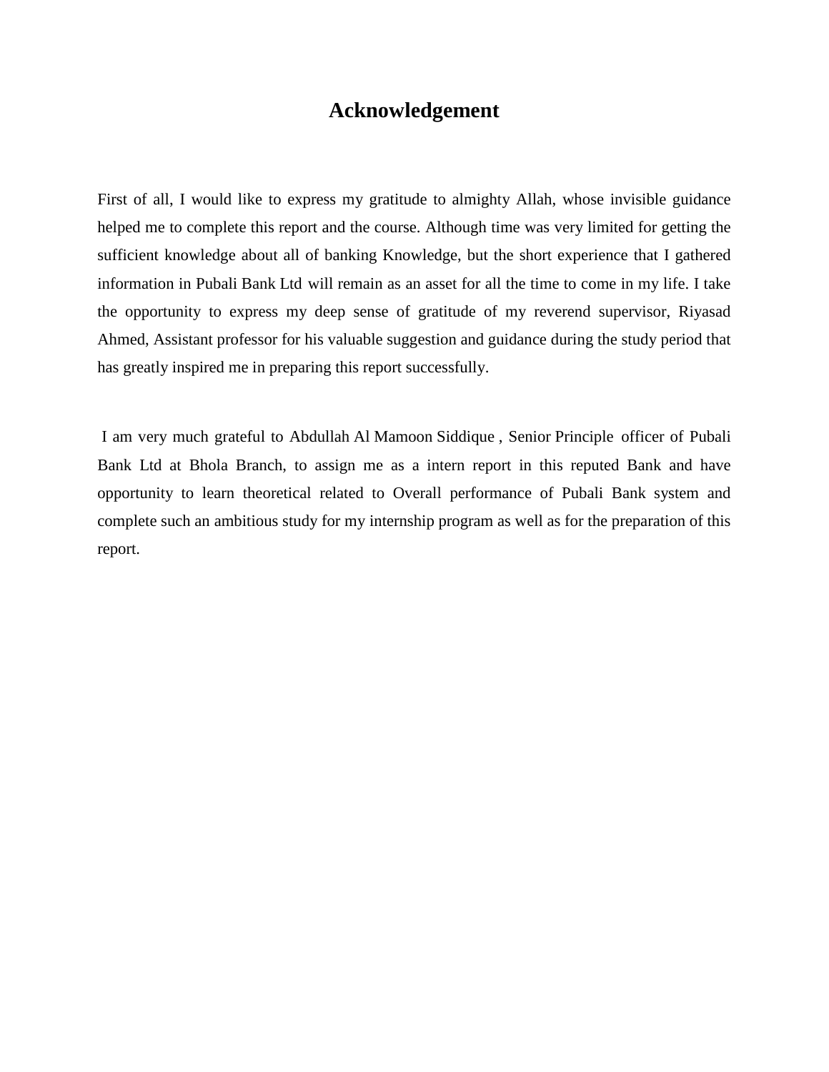# Acknowledgement

First of all, I would like to express my gratitude to almighty Allah, whose invisible guidance helped me to complete this report and the course. Although time was very limited for getting the sufficient knowledge about all of banking Knowledge, but the short experience that I gathered information in Pubali Bank Ltd will remain as an asset for all the time to come in my life. I take the opportunity to express my deep sense of gratitude of my reverend supervisor, Riyasad Ahmed, Assistant professor for his valuable suggestion and guidance during the study period that has greatly inspired me in preparing this report successfully.

I am very much grateful to Abdullah Al Mamoon Siddique , Senior Principle officer of Pubali Bank Ltd at Bhola Branch, to assign me as a intern report in this reputed Bank and have opportunity to learn theoretical related to Overall performance of Pubali Bank system and complete such an ambitious study for my internship program as well as for the preparation of this report.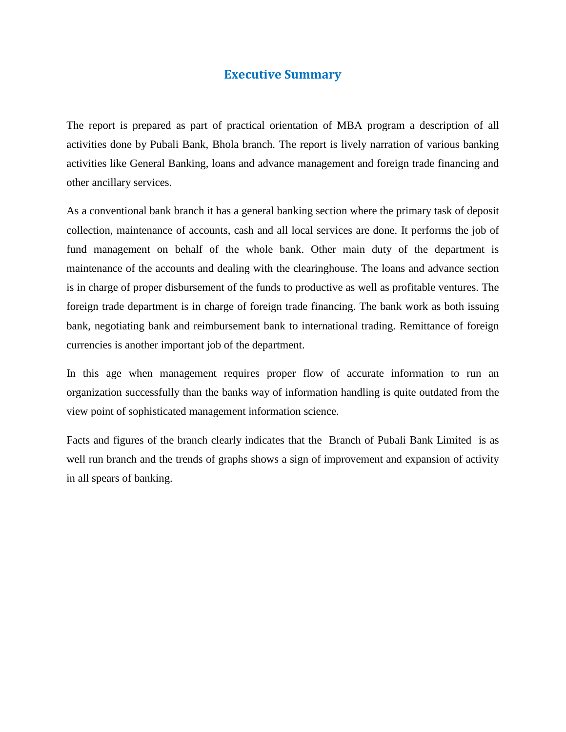# Executive Summary

The report is prepared as part of practical orientation of MBA program a description of all activities done by Pubali Bank, Bhola branch. The report is lively narration of various banking activities like General Banking, loans and advance management and foreign trade financing and other ancillary services.

As a conventional bank branch it has a general banking section where the primary task of deposit collection, maintenance of accounts, cash and all local services are done. It performs the job of fund management on behalf of the whole bank. Other main duty of the department is maintenance of the accounts and dealing with the clearinghouse. The loans and advance section is in charge of proper disbursement of the funds to productive as well as profitable ventures. The foreign trade department is in charge of foreign trade financing. The bank work as both issuing bank, negotiating bank and reimbursement bank to international trading. Remittance of foreign currencies is another important job of the department.

In this age when management requires proper flow of accurate information to run an organization successfully than the banks way of information handling is quite outdated from the view point of sophisticated management information science.

Facts and figures of the branch clearly indicates that the Branch of Pubali Bank Limited is as well run branch and the trends of graphs shows a sign of improvement and expansion of activity in all spears of banking.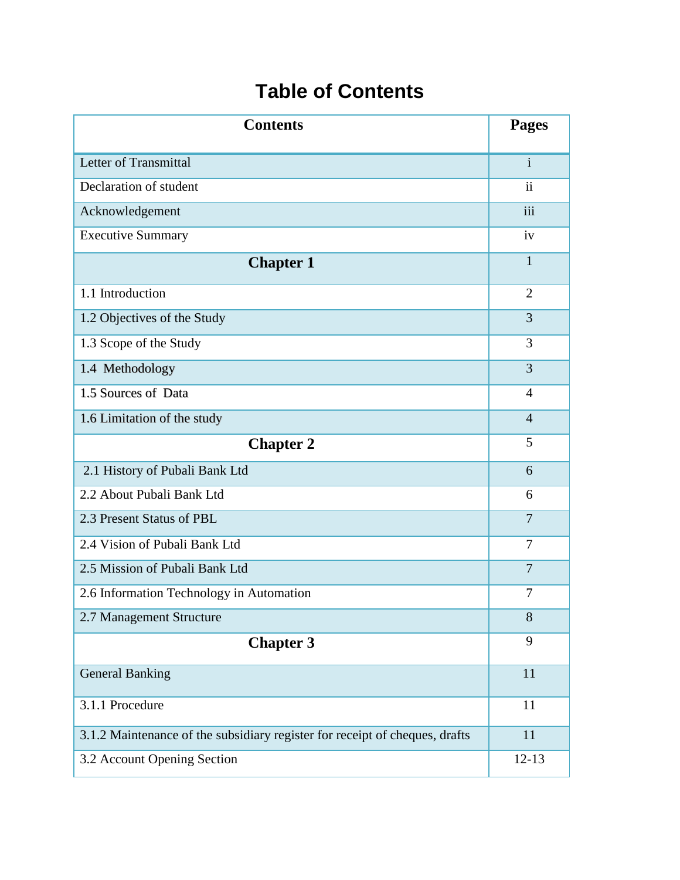# Table of Contents

| Contents | Pages |
|---|---|
| Letter of Transmittal | i |
| Declaration of student | ii |
| Acknowledgement | iii |
| Executive Summary | iv |
| **Chapter 1** | 1 |
| 1.1 Introduction | 2 |
| 1.2 Objectives of the Study | 3 |
| 1.3 Scope of the Study | 3 |
| 1.4 Methodology | 3 |
| 1.5 Sources of Data | 4 |
| 1.6 Limitation of the study | 4 |
| **Chapter 2** | 5 |
| 2.1 History of Pubali Bank Ltd | 6 |
| 2.2 About Pubali Bank Ltd | 6 |
| 2.3 Present Status of PBL | 7 |
| 2.4 Vision of Pubali Bank Ltd | 7 |
| 2.5 Mission of Pubali Bank Ltd | 7 |
| 2.6 Information Technology in Automation | 7 |
| 2.7 Management Structure | 8 |
| **Chapter 3** | 9 |
| General Banking | 11 |
| 3.1.1 Procedure | 11 |
| 3.1.2 Maintenance of the subsidiary register for receipt of cheques, drafts | 11 |
| 3.2 Account Opening Section | 12-13 |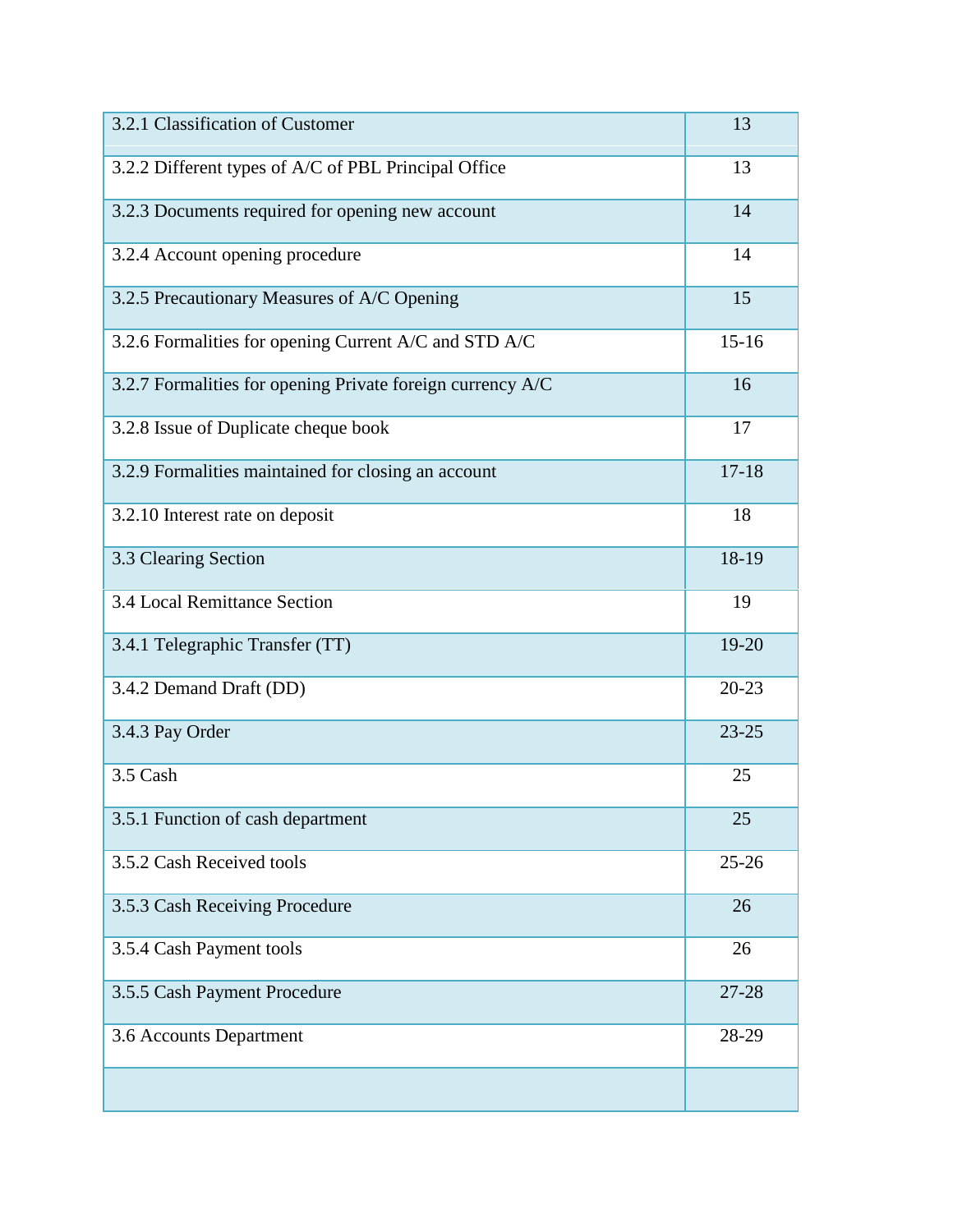| | |
|---|---|
| 3.2.1 Classification of Customer | 13 |
| 3.2.2 Different types of A/C of PBL Principal Office | 13 |
| 3.2.3 Documents required for opening new account | 14 |
| 3.2.4 Account opening procedure | 14 |
| 3.2.5 Precautionary Measures of A/C Opening | 15 |
| 3.2.6 Formalities for opening Current A/C and STD A/C | 15-16 |
| 3.2.7 Formalities for opening Private foreign currency A/C | 16 |
| 3.2.8 Issue of Duplicate cheque book | 17 |
| 3.2.9 Formalities maintained for closing an account | 17-18 |
| 3.2.10 Interest rate on deposit | 18 |
| 3.3 Clearing Section | 18-19 |
| 3.4 Local Remittance Section | 19 |
| 3.4.1 Telegraphic Transfer (TT) | 19-20 |
| 3.4.2 Demand Draft (DD) | 20-23 |
| 3.4.3 Pay Order | 23-25 |
| 3.5 Cash | 25 |
| 3.5.1 Function of cash department | 25 |
| 3.5.2 Cash Received tools | 25-26 |
| 3.5.3 Cash Receiving Procedure | 26 |
| 3.5.4 Cash Payment tools | 26 |
| 3.5.5 Cash Payment Procedure | 27-28 |
| 3.6 Accounts Department | 28-29 |
| | |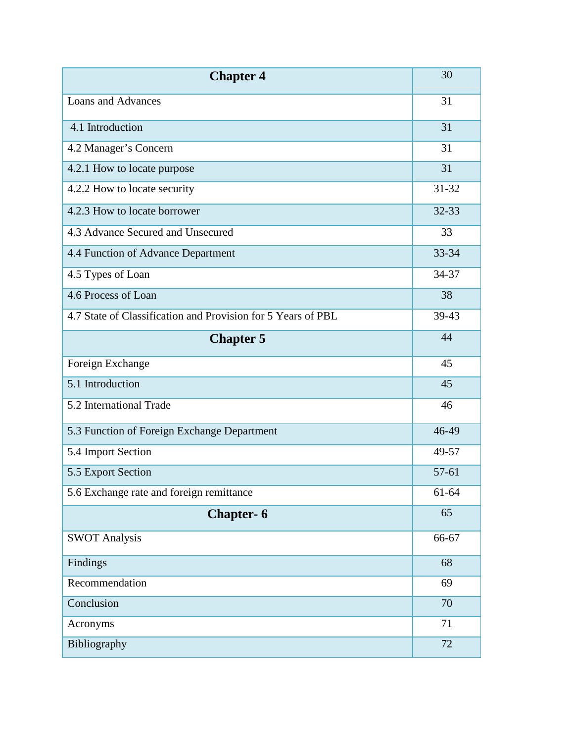| **Chapter 4** | 30 |
|---|---|
| Loans and Advances | 31 |
| 4.1 Introduction | 31 |
| 4.2 Manager's Concern | 31 |
| 4.2.1 How to locate purpose | 31 |
| 4.2.2 How to locate security | 31-32 |
| 4.2.3 How to locate borrower | 32-33 |
| 4.3 Advance Secured and Unsecured | 33 |
| 4.4 Function of Advance Department | 33-34 |
| 4.5 Types of Loan | 34-37 |
| 4.6 Process of Loan | 38 |
| 4.7 State of Classification and Provision for 5 Years of PBL | 39-43 |
| **Chapter 5** | 44 |
| Foreign Exchange | 45 |
| 5.1 Introduction | 45 |
| 5.2 International Trade | 46 |
| 5.3 Function of Foreign Exchange Department | 46-49 |
| 5.4 Import Section | 49-57 |
| 5.5 Export Section | 57-61 |
| 5.6 Exchange rate and foreign remittance | 61-64 |
| **Chapter- 6** | 65 |
| SWOT Analysis | 66-67 |
| Findings | 68 |
| Recommendation | 69 |
| Conclusion | 70 |
| Acronyms | 71 |
| Bibliography | 72 |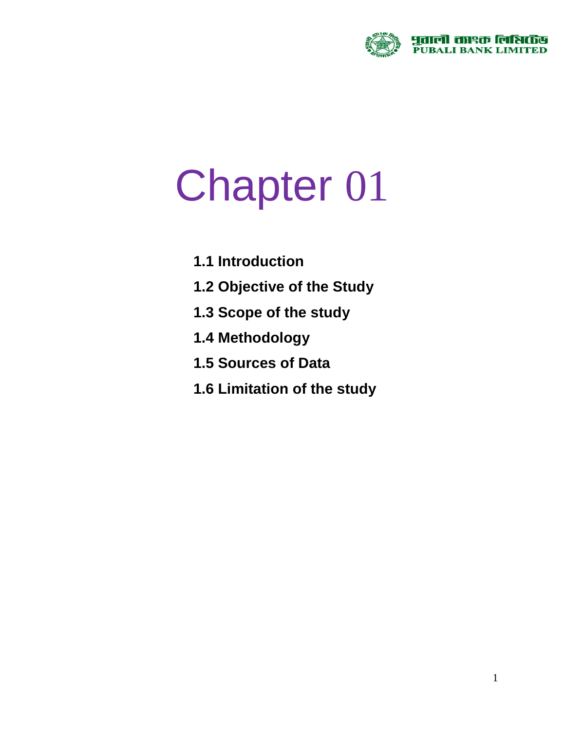# Chapter 01

**1.1 Introduction**

**1.2 Objective of the Study**

**1.3 Scope of the study**

**1.4 Methodology**

**1.5 Sources of Data**

**1.6 Limitation of the study**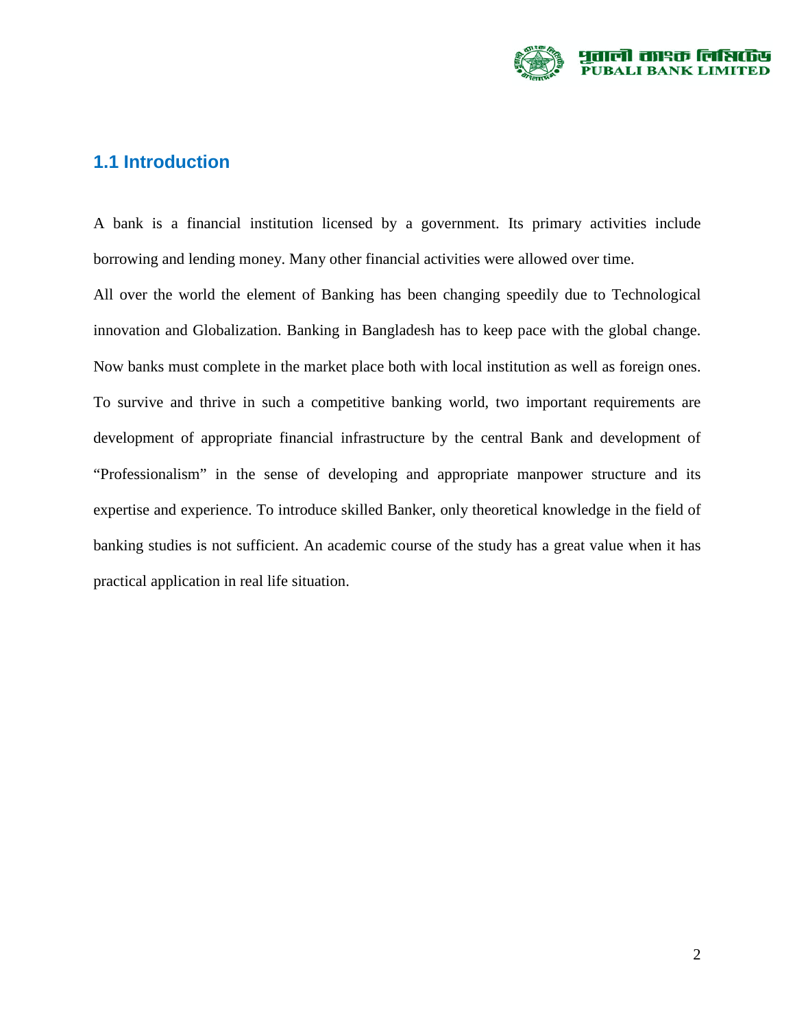## 1.1 Introduction

A bank is a financial institution licensed by a government. Its primary activities include borrowing and lending money. Many other financial activities were allowed over time.

All over the world the element of Banking has been changing speedily due to Technological innovation and Globalization. Banking in Bangladesh has to keep pace with the global change. Now banks must complete in the market place both with local institution as well as foreign ones. To survive and thrive in such a competitive banking world, two important requirements are development of appropriate financial infrastructure by the central Bank and development of "Professionalism" in the sense of developing and appropriate manpower structure and its expertise and experience. To introduce skilled Banker, only theoretical knowledge in the field of banking studies is not sufficient. An academic course of the study has a great value when it has practical application in real life situation.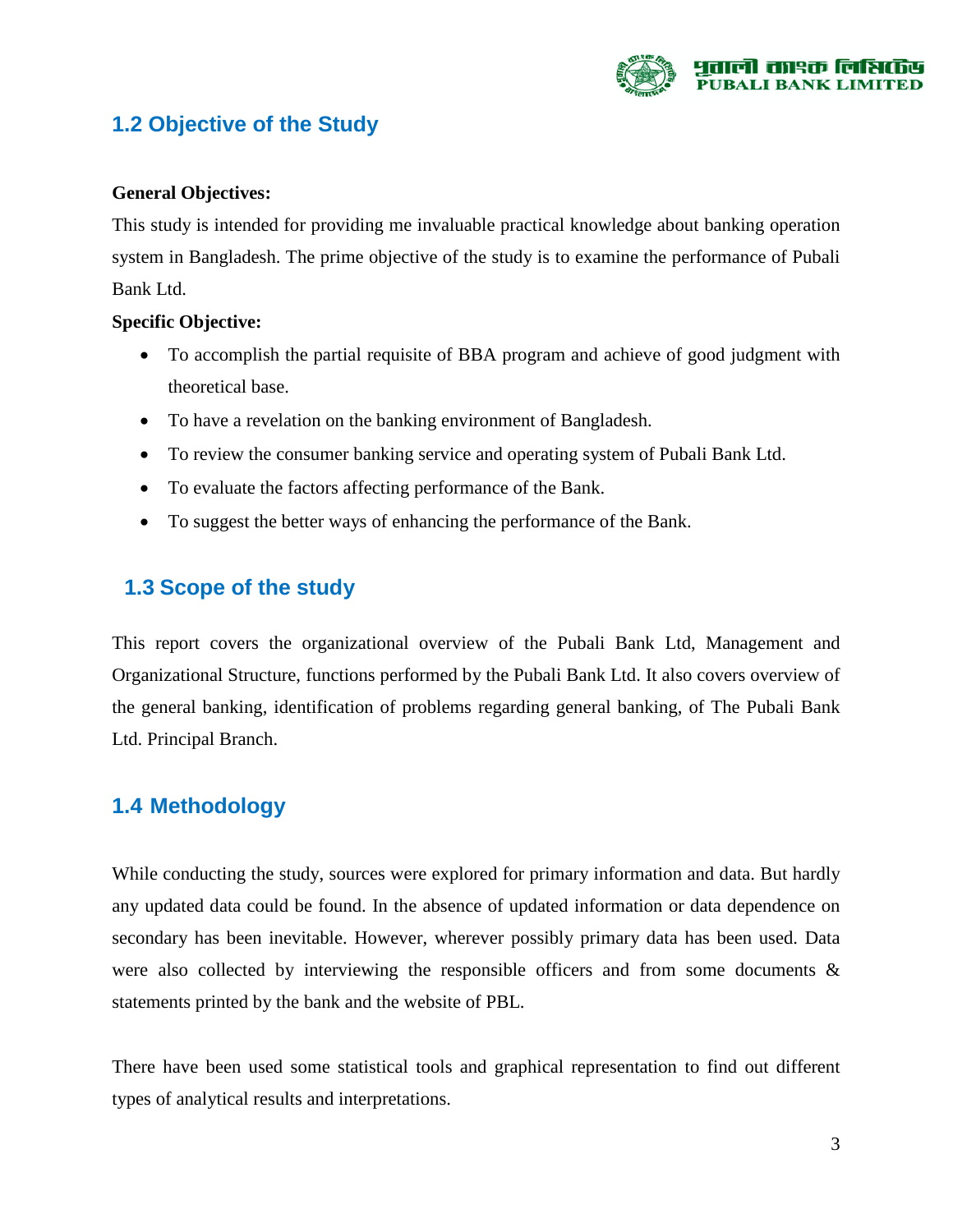## 1.2 Objective of the Study

**General Objectives:**

This study is intended for providing me invaluable practical knowledge about banking operation system in Bangladesh. The prime objective of the study is to examine the performance of Pubali Bank Ltd.

**Specific Objective:**

- To accomplish the partial requisite of BBA program and achieve of good judgment with theoretical base.
- To have a revelation on the banking environment of Bangladesh.
- To review the consumer banking service and operating system of Pubali Bank Ltd.
- To evaluate the factors affecting performance of the Bank.
- To suggest the better ways of enhancing the performance of the Bank.

## 1.3 Scope of the study

This report covers the organizational overview of the Pubali Bank Ltd, Management and Organizational Structure, functions performed by the Pubali Bank Ltd. It also covers overview of the general banking, identification of problems regarding general banking, of The Pubali Bank Ltd. Principal Branch.

## 1.4 Methodology

While conducting the study, sources were explored for primary information and data. But hardly any updated data could be found. In the absence of updated information or data dependence on secondary has been inevitable. However, wherever possibly primary data has been used. Data were also collected by interviewing the responsible officers and from some documents & statements printed by the bank and the website of PBL.

There have been used some statistical tools and graphical representation to find out different types of analytical results and interpretations.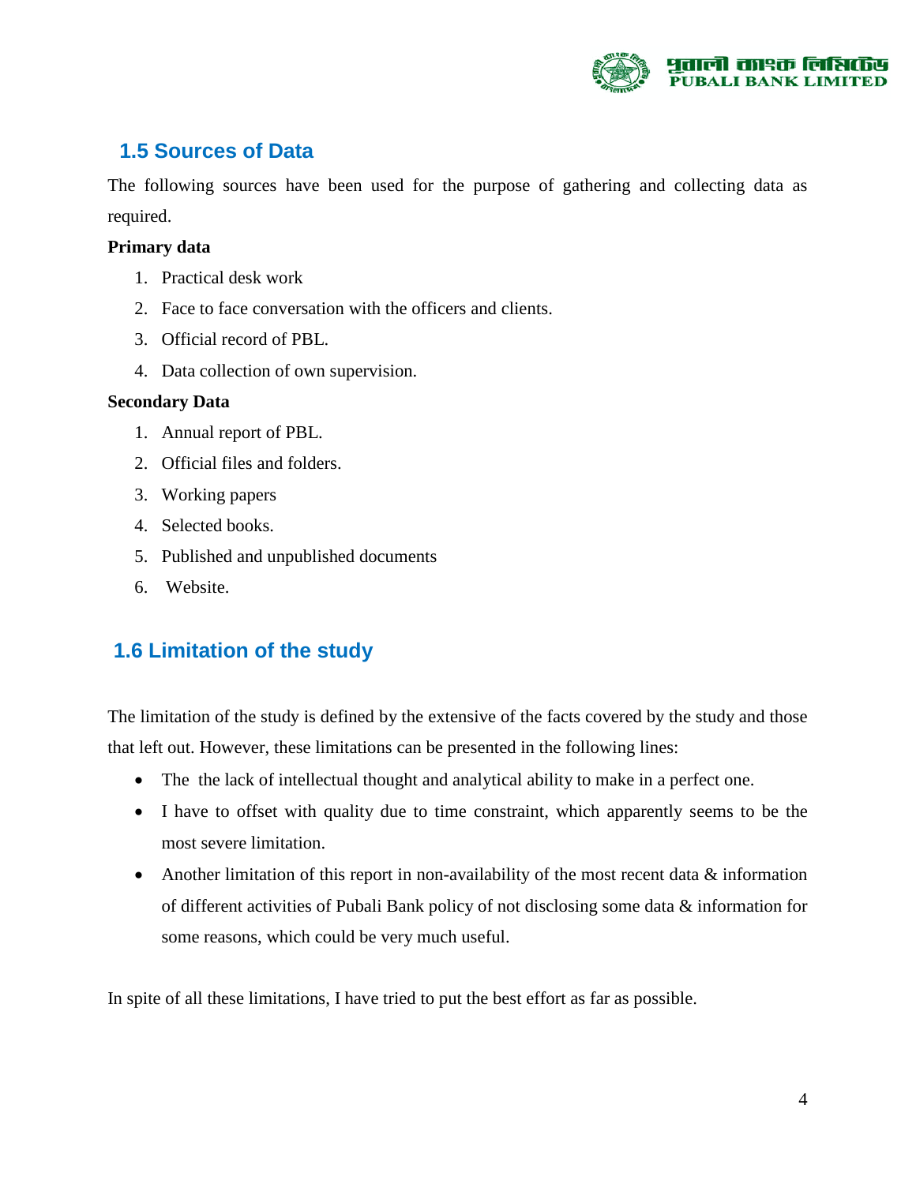## 1.5 Sources of Data

The following sources have been used for the purpose of gathering and collecting data as required.

**Primary data**

1. Practical desk work
2. Face to face conversation with the officers and clients.
3. Official record of PBL.
4. Data collection of own supervision.

**Secondary Data**

1. Annual report of PBL.
2. Official files and folders.
3. Working papers
4. Selected books.
5. Published and unpublished documents
6. Website.

## 1.6 Limitation of the study

The limitation of the study is defined by the extensive of the facts covered by the study and those that left out. However, these limitations can be presented in the following lines:

- The the lack of intellectual thought and analytical ability to make in a perfect one.
- I have to offset with quality due to time constraint, which apparently seems to be the most severe limitation.
- Another limitation of this report in non-availability of the most recent data & information of different activities of Pubali Bank policy of not disclosing some data & information for some reasons, which could be very much useful.

In spite of all these limitations, I have tried to put the best effort as far as possible.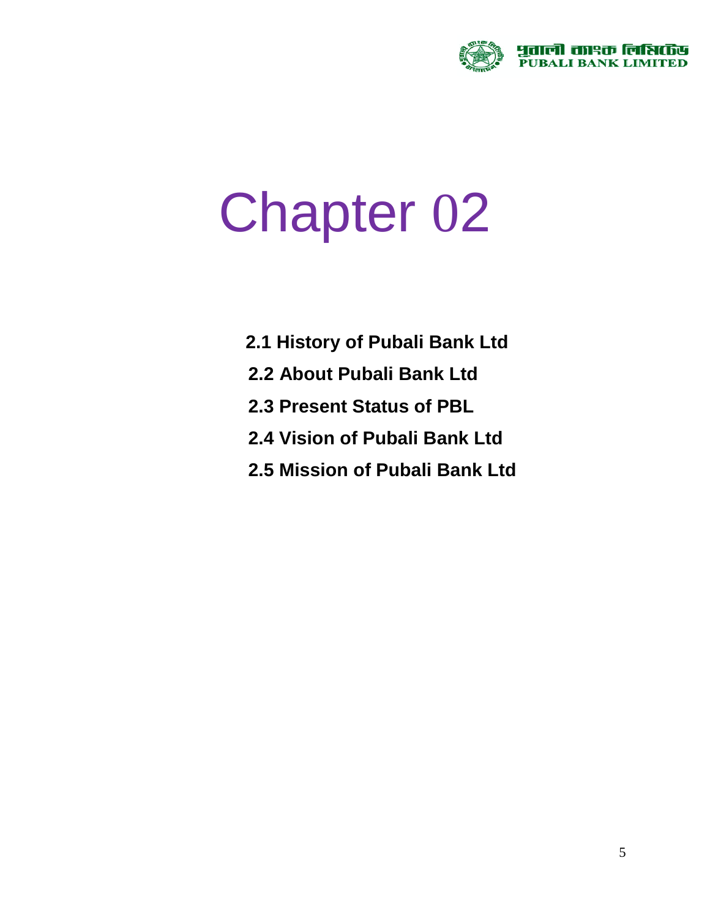# Chapter 02

**2.1 History of Pubali Bank Ltd**

**2.2 About Pubali Bank Ltd**

**2.3 Present Status of PBL**

**2.4 Vision of Pubali Bank Ltd**

**2.5 Mission of Pubali Bank Ltd**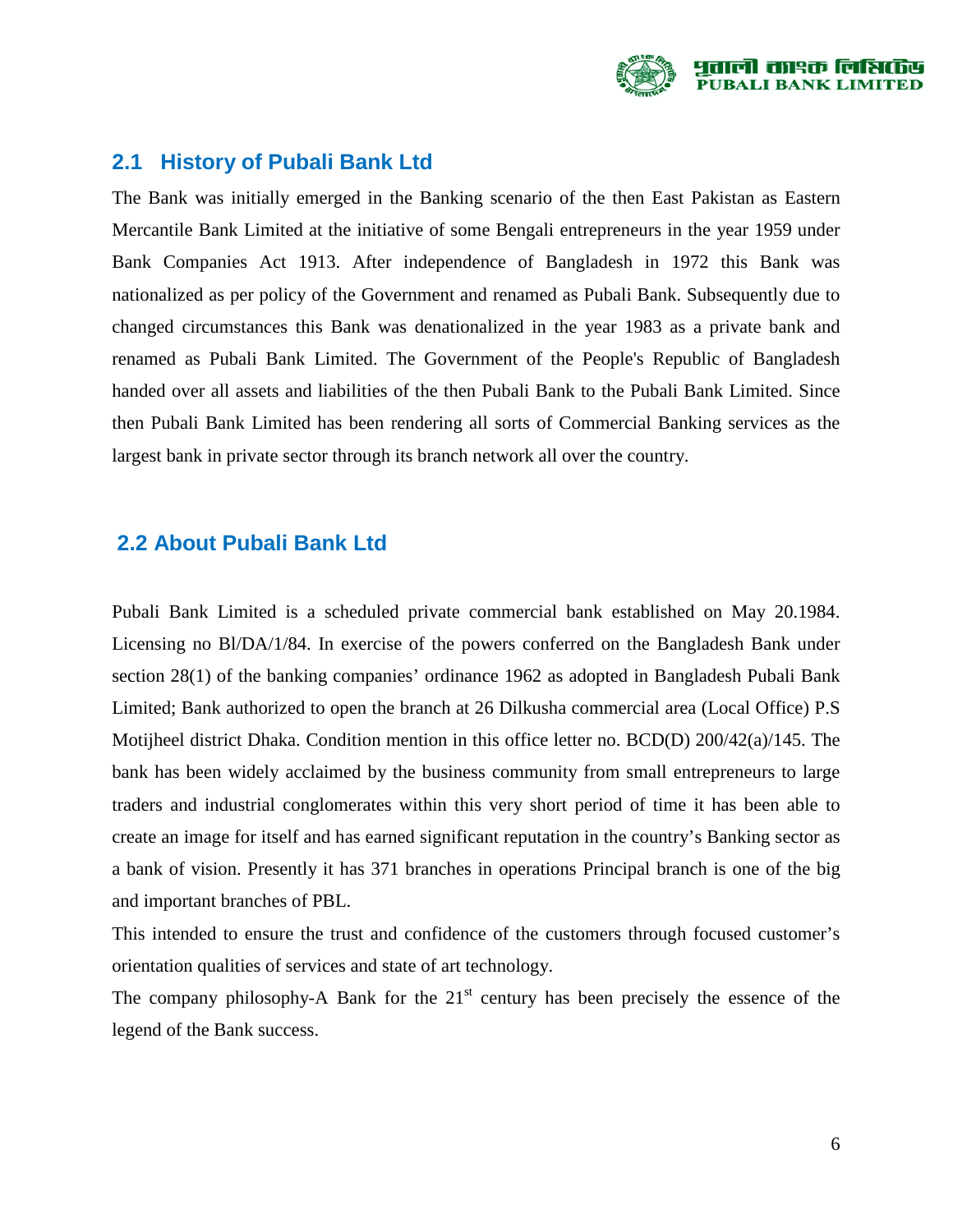## 2.1 History of Pubali Bank Ltd

The Bank was initially emerged in the Banking scenario of the then East Pakistan as Eastern Mercantile Bank Limited at the initiative of some Bengali entrepreneurs in the year 1959 under Bank Companies Act 1913. After independence of Bangladesh in 1972 this Bank was nationalized as per policy of the Government and renamed as Pubali Bank. Subsequently due to changed circumstances this Bank was denationalized in the year 1983 as a private bank and renamed as Pubali Bank Limited. The Government of the People's Republic of Bangladesh handed over all assets and liabilities of the then Pubali Bank to the Pubali Bank Limited. Since then Pubali Bank Limited has been rendering all sorts of Commercial Banking services as the largest bank in private sector through its branch network all over the country.

## 2.2 About Pubali Bank Ltd

Pubali Bank Limited is a scheduled private commercial bank established on May 20.1984. Licensing no Bl/DA/1/84. In exercise of the powers conferred on the Bangladesh Bank under section 28(1) of the banking companies' ordinance 1962 as adopted in Bangladesh Pubali Bank Limited; Bank authorized to open the branch at 26 Dilkusha commercial area (Local Office) P.S Motijheel district Dhaka. Condition mention in this office letter no. BCD(D) 200/42(a)/145. The bank has been widely acclaimed by the business community from small entrepreneurs to large traders and industrial conglomerates within this very short period of time it has been able to create an image for itself and has earned significant reputation in the country's Banking sector as a bank of vision. Presently it has 371 branches in operations Principal branch is one of the big and important branches of PBL.

This intended to ensure the trust and confidence of the customers through focused customer's orientation qualities of services and state of art technology.

The company philosophy-A Bank for the 21st century has been precisely the essence of the legend of the Bank success.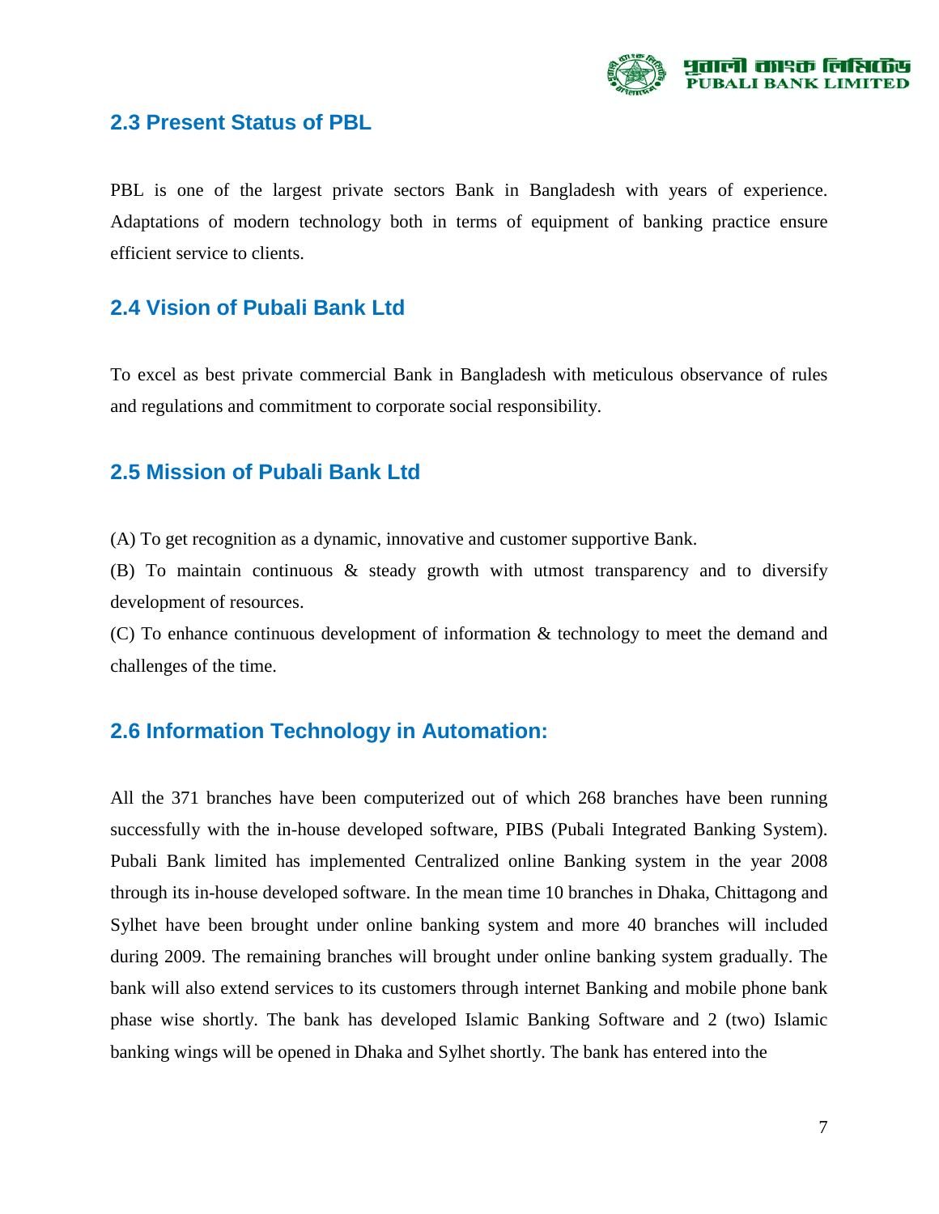## 2.3 Present Status of PBL

PBL is one of the largest private sectors Bank in Bangladesh with years of experience. Adaptations of modern technology both in terms of equipment of banking practice ensure efficient service to clients.

## 2.4 Vision of Pubali Bank Ltd

To excel as best private commercial Bank in Bangladesh with meticulous observance of rules and regulations and commitment to corporate social responsibility.

## 2.5 Mission of Pubali Bank Ltd

(A) To get recognition as a dynamic, innovative and customer supportive Bank.

(B) To maintain continuous & steady growth with utmost transparency and to diversify development of resources.

(C) To enhance continuous development of information & technology to meet the demand and challenges of the time.

## 2.6 Information Technology in Automation:

All the 371 branches have been computerized out of which 268 branches have been running successfully with the in-house developed software, PIBS (Pubali Integrated Banking System). Pubali Bank limited has implemented Centralized online Banking system in the year 2008 through its in-house developed software. In the mean time 10 branches in Dhaka, Chittagong and Sylhet have been brought under online banking system and more 40 branches will included during 2009. The remaining branches will brought under online banking system gradually. The bank will also extend services to its customers through internet Banking and mobile phone bank phase wise shortly. The bank has developed Islamic Banking Software and 2 (two) Islamic banking wings will be opened in Dhaka and Sylhet shortly. The bank has entered into the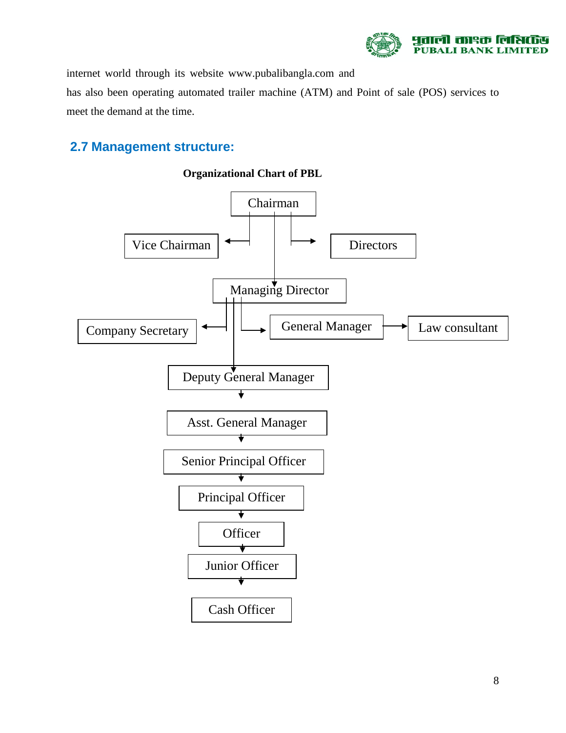internet world through its website www.pubalibangla.com and
has also been operating automated trailer machine (ATM) and Point of sale (POS) services to meet the demand at the time.

## 2.7 Management structure:

**Organizational Chart of PBL**

Chairman

Vice Chairman

Directors

Managing Director

Company Secretary

General Manager

Law consultant

Deputy General Manager

Asst. General Manager

Senior Principal Officer

Principal Officer

Officer

Junior Officer

Cash Officer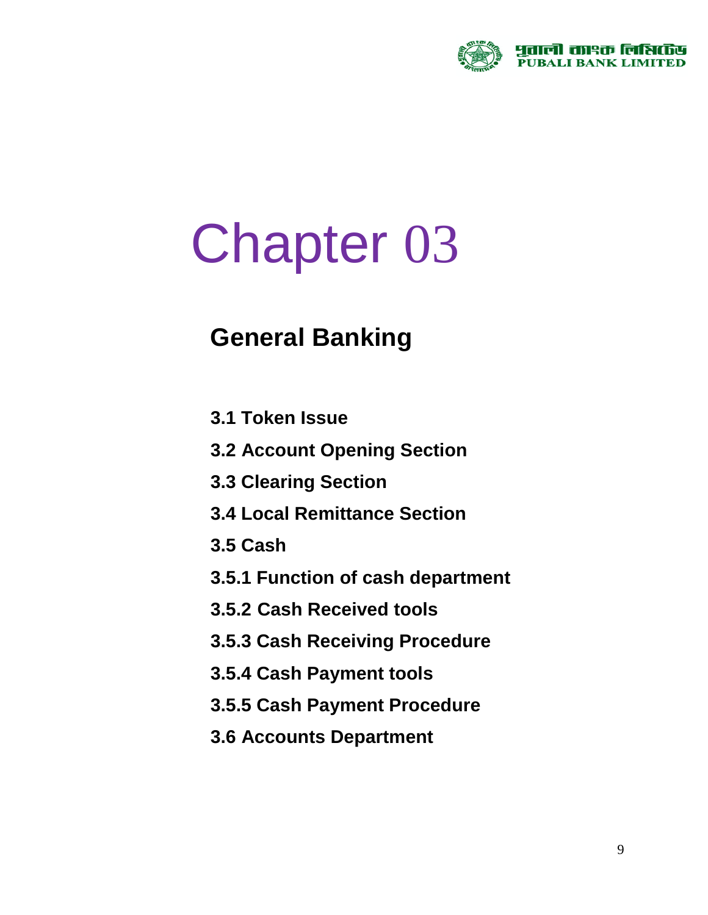# Chapter 03

## General Banking

**3.1 Token Issue**

**3.2 Account Opening Section**

**3.3 Clearing Section**

**3.4 Local Remittance Section**

**3.5 Cash**

**3.5.1 Function of cash department**

**3.5.2 Cash Received tools**

**3.5.3 Cash Receiving Procedure**

**3.5.4 Cash Payment tools**

**3.5.5 Cash Payment Procedure**

**3.6 Accounts Department**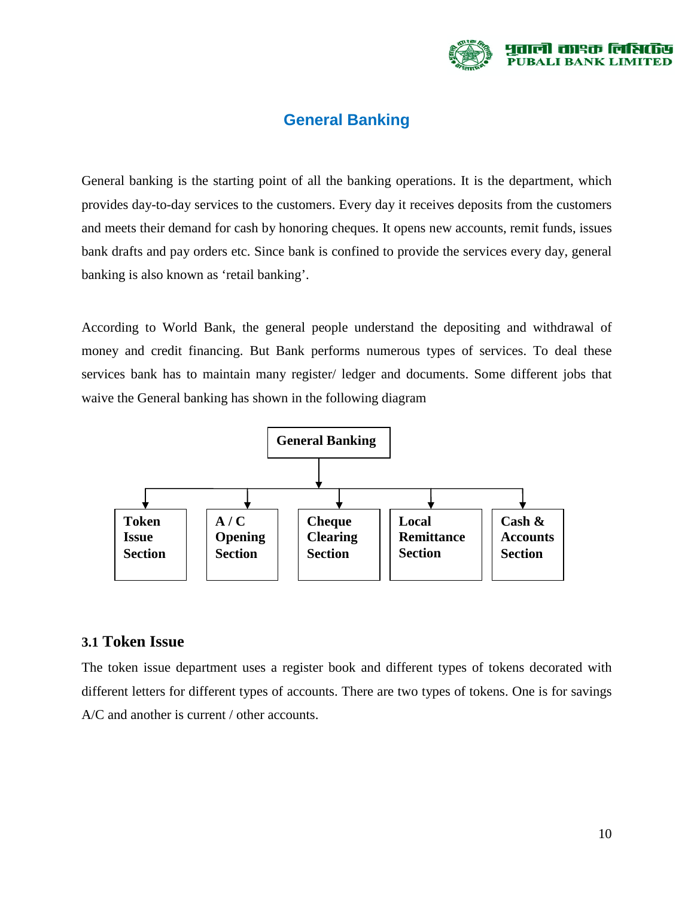# General Banking

General banking is the starting point of all the banking operations. It is the department, which provides day-to-day services to the customers. Every day it receives deposits from the customers and meets their demand for cash by honoring cheques. It opens new accounts, remit funds, issues bank drafts and pay orders etc. Since bank is confined to provide the services every day, general banking is also known as 'retail banking'.

According to World Bank, the general people understand the depositing and withdrawal of money and credit financing. But Bank performs numerous types of services. To deal these services bank has to maintain many register/ ledger and documents. Some different jobs that waive the General banking has shown in the following diagram

**General Banking**

- **Token Issue Section**
- **A / C Opening Section**
- **Cheque Clearing Section**
- **Local Remittance Section**
- **Cash & Accounts Section**

## 3.1 Token Issue

The token issue department uses a register book and different types of tokens decorated with different letters for different types of accounts. There are two types of tokens. One is for savings A/C and another is current / other accounts.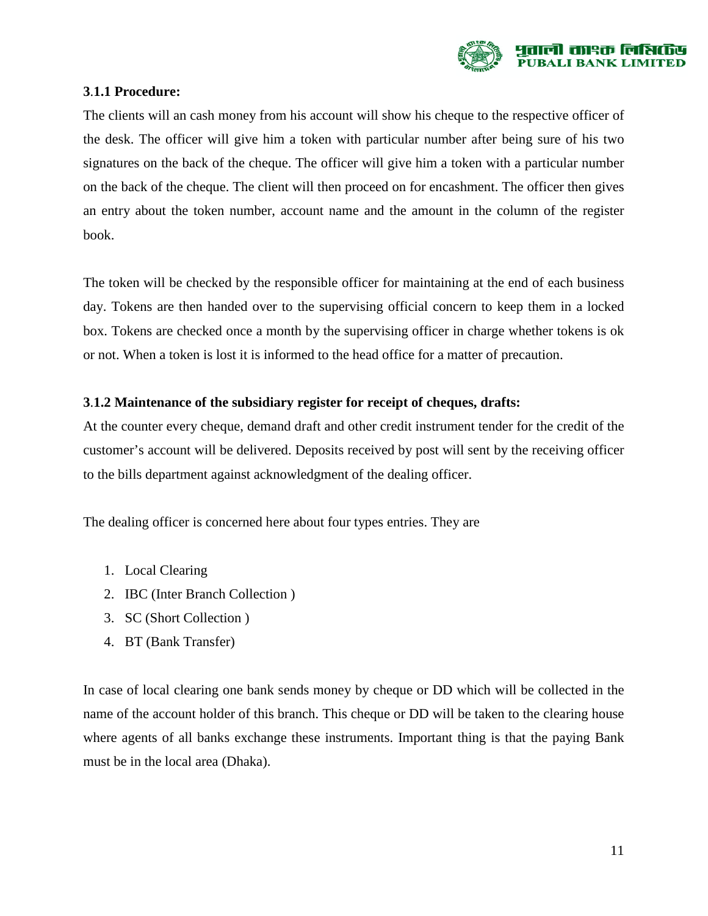### 3.1.1 Procedure:

The clients will an cash money from his account will show his cheque to the respective officer of the desk. The officer will give him a token with particular number after being sure of his two signatures on the back of the cheque. The officer will give him a token with a particular number on the back of the cheque. The client will then proceed on for encashment. The officer then gives an entry about the token number, account name and the amount in the column of the register book.

The token will be checked by the responsible officer for maintaining at the end of each business day. Tokens are then handed over to the supervising official concern to keep them in a locked box. Tokens are checked once a month by the supervising officer in charge whether tokens is ok or not. When a token is lost it is informed to the head office for a matter of precaution.

### 3.1.2 Maintenance of the subsidiary register for receipt of cheques, drafts:

At the counter every cheque, demand draft and other credit instrument tender for the credit of the customer's account will be delivered. Deposits received by post will sent by the receiving officer to the bills department against acknowledgment of the dealing officer.

The dealing officer is concerned here about four types entries. They are

1. Local Clearing
2. IBC (Inter Branch Collection )
3. SC (Short Collection )
4. BT (Bank Transfer)

In case of local clearing one bank sends money by cheque or DD which will be collected in the name of the account holder of this branch. This cheque or DD will be taken to the clearing house where agents of all banks exchange these instruments. Important thing is that the paying Bank must be in the local area (Dhaka).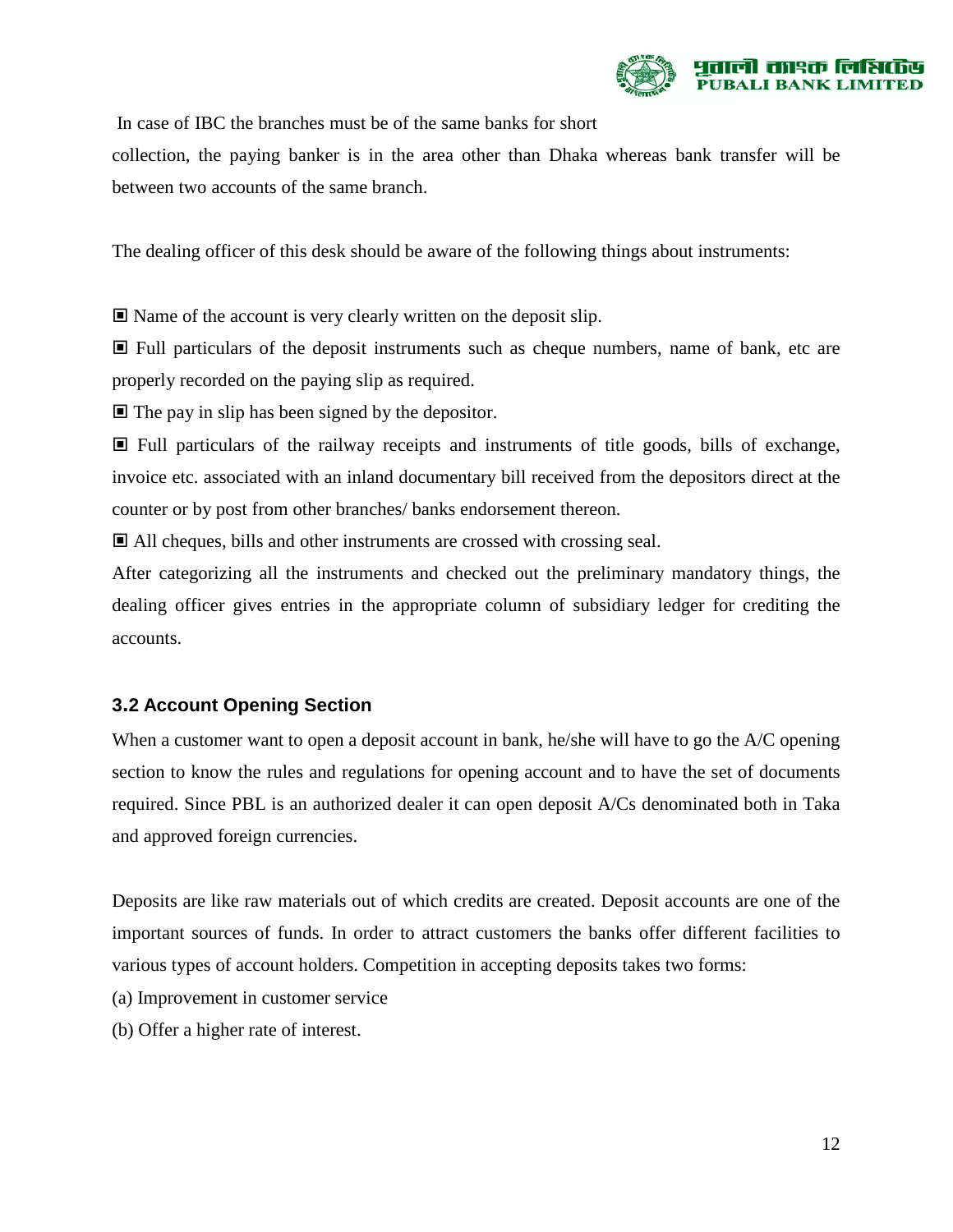In case of IBC the branches must be of the same banks for short collection, the paying banker is in the area other than Dhaka whereas bank transfer will be between two accounts of the same branch.

The dealing officer of this desk should be aware of the following things about instruments:

▣ Name of the account is very clearly written on the deposit slip.

▣ Full particulars of the deposit instruments such as cheque numbers, name of bank, etc are properly recorded on the paying slip as required.

▣ The pay in slip has been signed by the depositor.

▣ Full particulars of the railway receipts and instruments of title goods, bills of exchange, invoice etc. associated with an inland documentary bill received from the depositors direct at the counter or by post from other branches/ banks endorsement thereon.

▣ All cheques, bills and other instruments are crossed with crossing seal.

After categorizing all the instruments and checked out the preliminary mandatory things, the dealing officer gives entries in the appropriate column of subsidiary ledger for crediting the accounts.

### 3.2 Account Opening Section

When a customer want to open a deposit account in bank, he/she will have to go the A/C opening section to know the rules and regulations for opening account and to have the set of documents required. Since PBL is an authorized dealer it can open deposit A/Cs denominated both in Taka and approved foreign currencies.

Deposits are like raw materials out of which credits are created. Deposit accounts are one of the important sources of funds. In order to attract customers the banks offer different facilities to various types of account holders. Competition in accepting deposits takes two forms:

(a) Improvement in customer service

(b) Offer a higher rate of interest.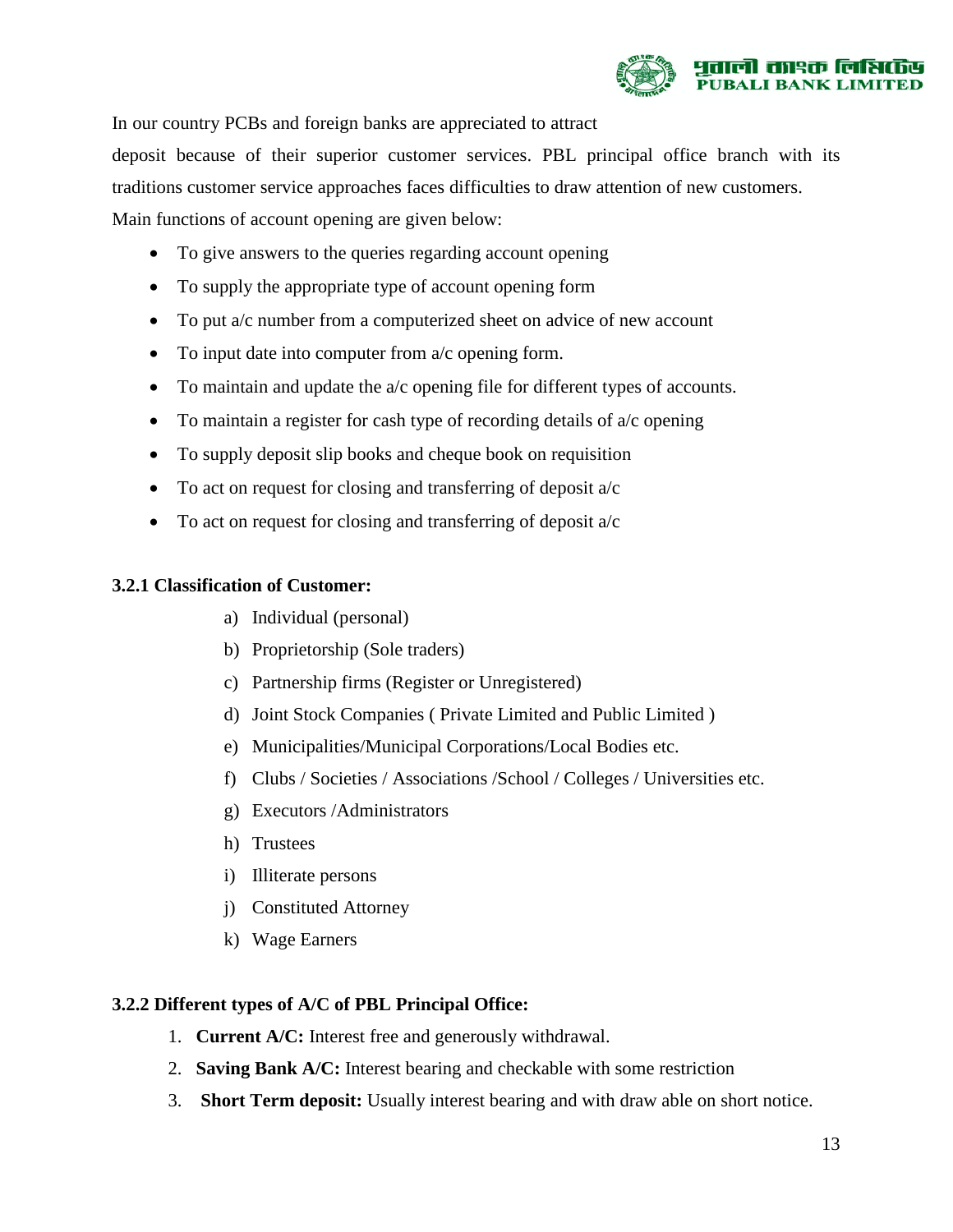In our country PCBs and foreign banks are appreciated to attract
deposit because of their superior customer services. PBL principal office branch with its traditions customer service approaches faces difficulties to draw attention of new customers.
Main functions of account opening are given below:

- To give answers to the queries regarding account opening
- To supply the appropriate type of account opening form
- To put a/c number from a computerized sheet on advice of new account
- To input date into computer from a/c opening form.
- To maintain and update the a/c opening file for different types of accounts.
- To maintain a register for cash type of recording details of a/c opening
- To supply deposit slip books and cheque book on requisition
- To act on request for closing and transferring of deposit a/c
- To act on request for closing and transferring of deposit a/c

### 3.2.1 Classification of Customer:

a) Individual (personal)
b) Proprietorship (Sole traders)
c) Partnership firms (Register or Unregistered)
d) Joint Stock Companies ( Private Limited and Public Limited )
e) Municipalities/Municipal Corporations/Local Bodies etc.
f) Clubs / Societies / Associations /School / Colleges / Universities etc.
g) Executors /Administrators
h) Trustees
i) Illiterate persons
j) Constituted Attorney
k) Wage Earners

### 3.2.2 Different types of A/C of PBL Principal Office:

1. **Current A/C:** Interest free and generously withdrawal.
2. **Saving Bank A/C:** Interest bearing and checkable with some restriction
3. **Short Term deposit:** Usually interest bearing and with draw able on short notice.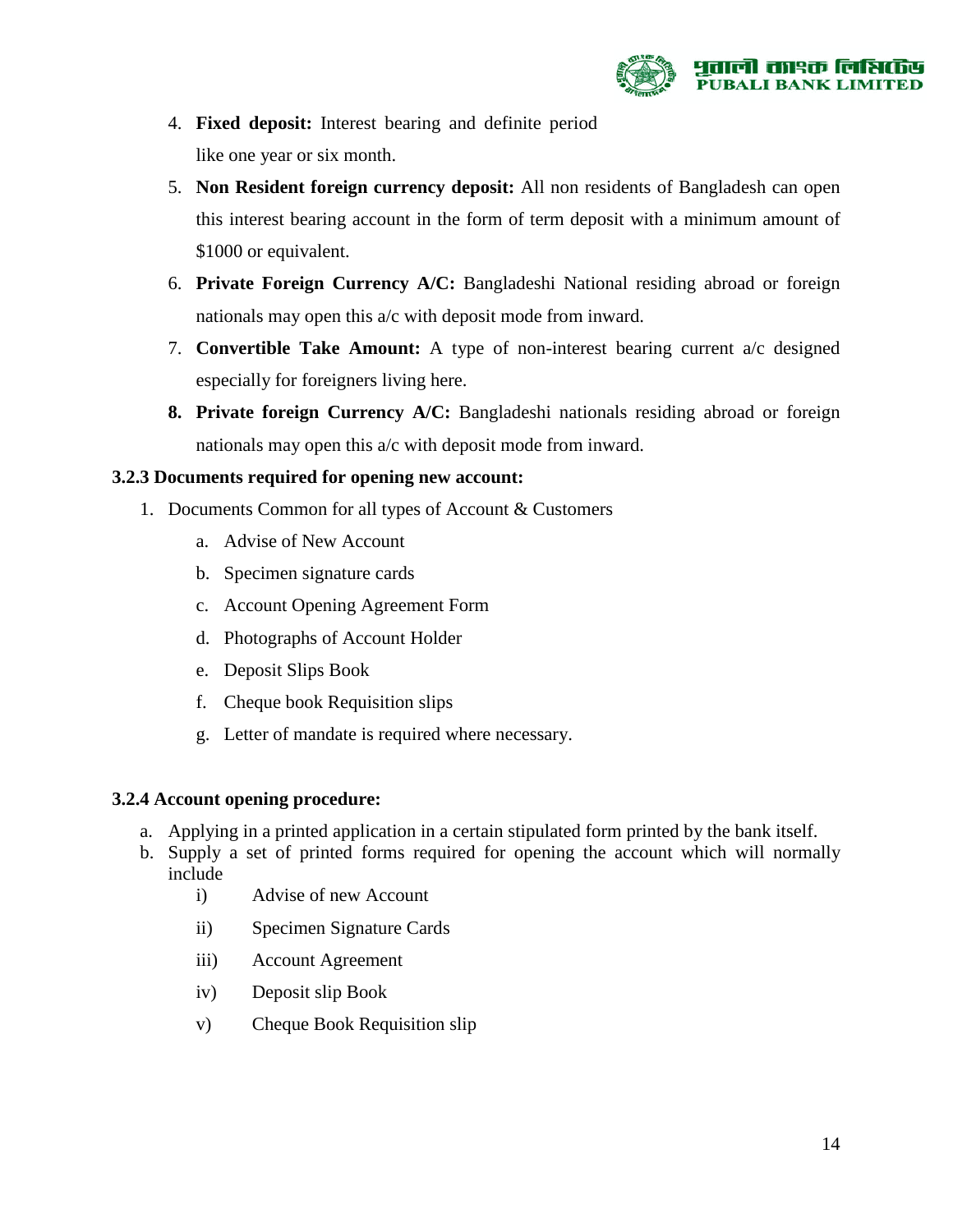4. **Fixed deposit:** Interest bearing and definite period like one year or six month.
5. **Non Resident foreign currency deposit:** All non residents of Bangladesh can open this interest bearing account in the form of term deposit with a minimum amount of $1000 or equivalent.
6. **Private Foreign Currency A/C:** Bangladeshi National residing abroad or foreign nationals may open this a/c with deposit mode from inward.
7. **Convertible Take Amount:** A type of non-interest bearing current a/c designed especially for foreigners living here.
8. **Private foreign Currency A/C:** Bangladeshi nationals residing abroad or foreign nationals may open this a/c with deposit mode from inward.

### 3.2.3 Documents required for opening new account:

1. Documents Common for all types of Account & Customers
   a. Advise of New Account
   b. Specimen signature cards
   c. Account Opening Agreement Form
   d. Photographs of Account Holder
   e. Deposit Slips Book
   f. Cheque book Requisition slips
   g. Letter of mandate is required where necessary.

### 3.2.4 Account opening procedure:

a. Applying in a printed application in a certain stipulated form printed by the bank itself.
b. Supply a set of printed forms required for opening the account which will normally include
   i) Advise of new Account
   ii) Specimen Signature Cards
   iii) Account Agreement
   iv) Deposit slip Book
   v) Cheque Book Requisition slip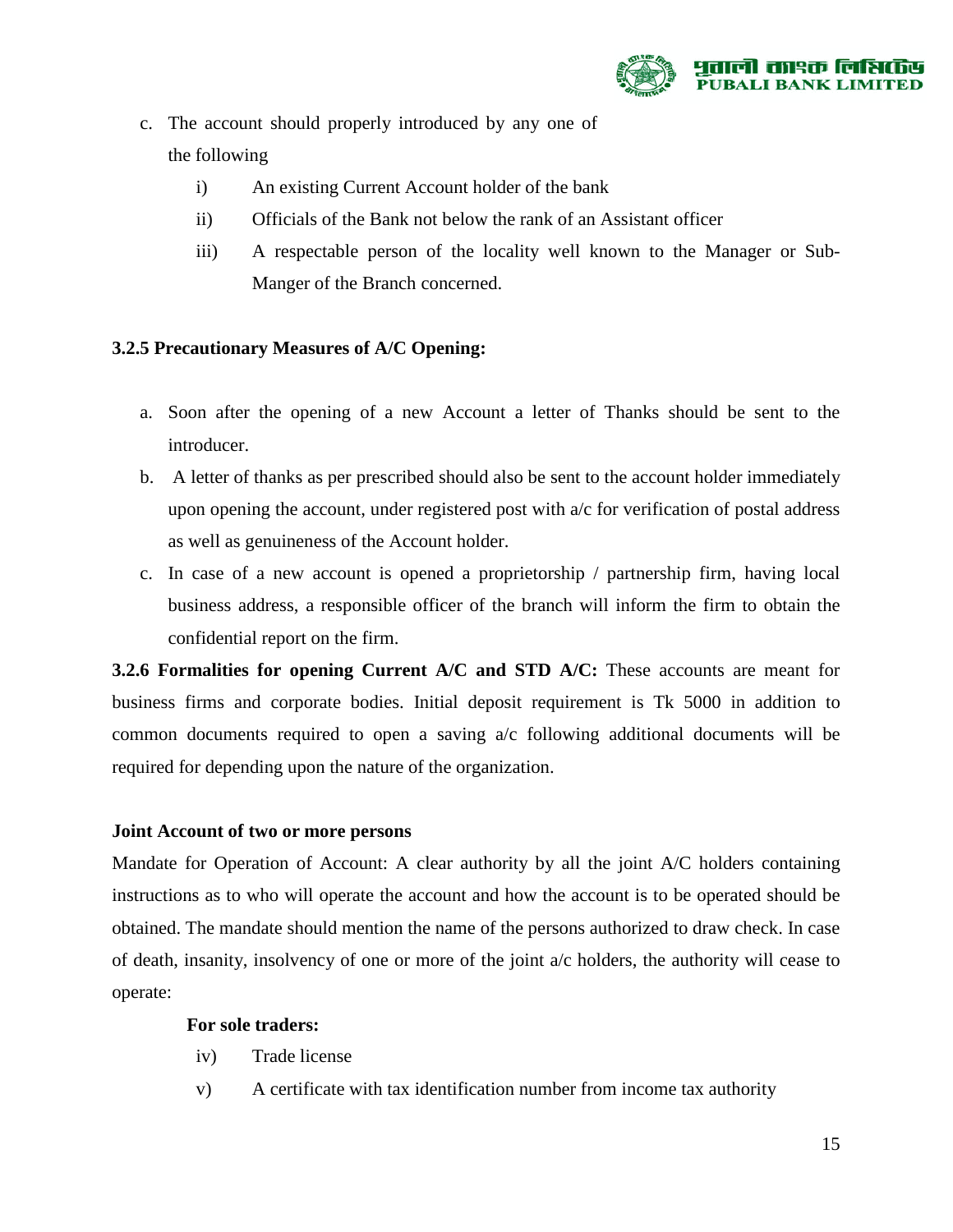c. The account should properly introduced by any one of the following

   i) An existing Current Account holder of the bank

   ii) Officials of the Bank not below the rank of an Assistant officer

   iii) A respectable person of the locality well known to the Manager or Sub-Manger of the Branch concerned.

### 3.2.5 Precautionary Measures of A/C Opening:

a. Soon after the opening of a new Account a letter of Thanks should be sent to the introducer.

b. A letter of thanks as per prescribed should also be sent to the account holder immediately upon opening the account, under registered post with a/c for verification of postal address as well as genuineness of the Account holder.

c. In case of a new account is opened a proprietorship / partnership firm, having local business address, a responsible officer of the branch will inform the firm to obtain the confidential report on the firm.

**3.2.6 Formalities for opening Current A/C and STD A/C:** These accounts are meant for business firms and corporate bodies. Initial deposit requirement is Tk 5000 in addition to common documents required to open a saving a/c following additional documents will be required for depending upon the nature of the organization.

**Joint Account of two or more persons**

Mandate for Operation of Account: A clear authority by all the joint A/C holders containing instructions as to who will operate the account and how the account is to be operated should be obtained. The mandate should mention the name of the persons authorized to draw check. In case of death, insanity, insolvency of one or more of the joint a/c holders, the authority will cease to operate:

**For sole traders:**

iv) Trade license

v) A certificate with tax identification number from income tax authority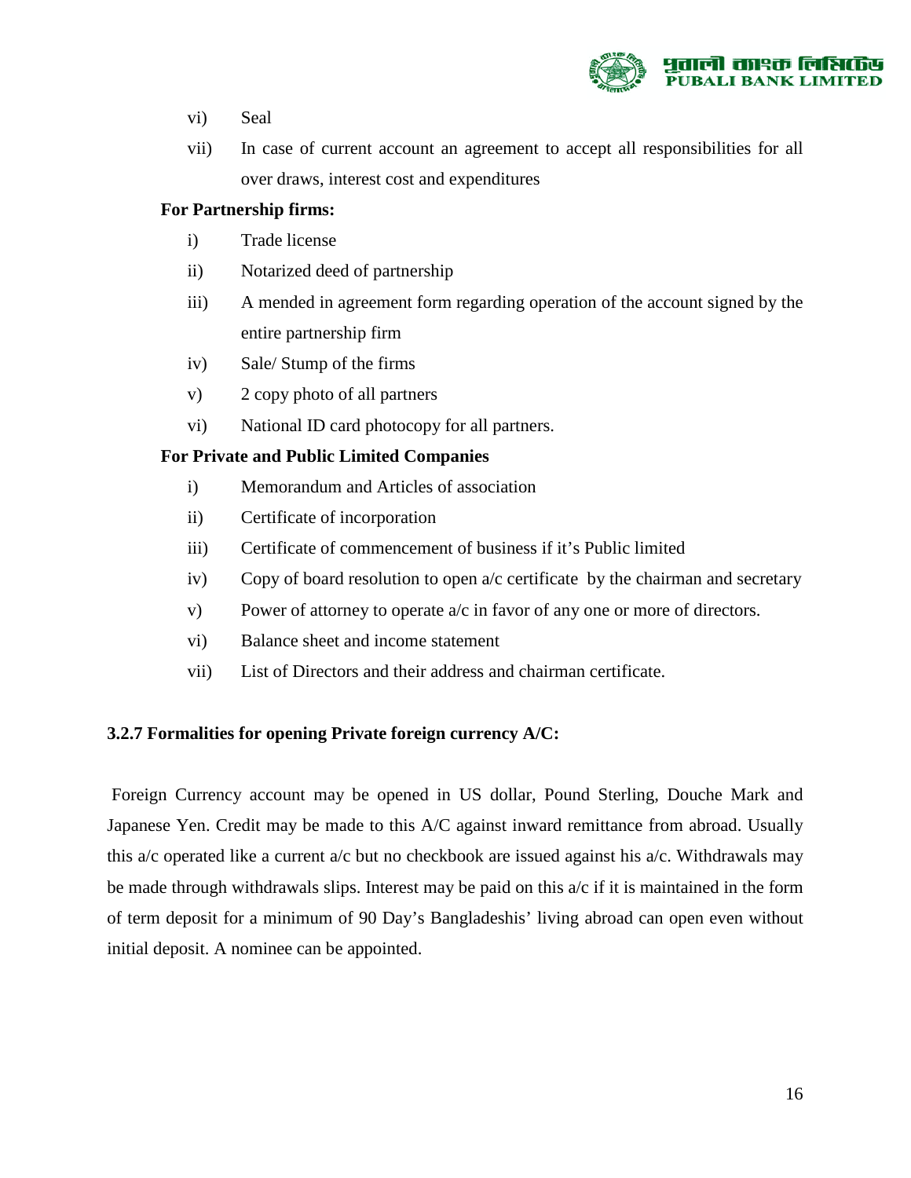vi) Seal

vii) In case of current account an agreement to accept all responsibilities for all over draws, interest cost and expenditures

**For Partnership firms:**

i) Trade license

ii) Notarized deed of partnership

iii) A mended in agreement form regarding operation of the account signed by the entire partnership firm

iv) Sale/ Stump of the firms

v) 2 copy photo of all partners

vi) National ID card photocopy for all partners.

**For Private and Public Limited Companies**

i) Memorandum and Articles of association

ii) Certificate of incorporation

iii) Certificate of commencement of business if it's Public limited

iv) Copy of board resolution to open a/c certificate by the chairman and secretary

v) Power of attorney to operate a/c in favor of any one or more of directors.

vi) Balance sheet and income statement

vii) List of Directors and their address and chairman certificate.

### 3.2.7 Formalities for opening Private foreign currency A/C:

Foreign Currency account may be opened in US dollar, Pound Sterling, Douche Mark and Japanese Yen. Credit may be made to this A/C against inward remittance from abroad. Usually this a/c operated like a current a/c but no checkbook are issued against his a/c. Withdrawals may be made through withdrawals slips. Interest may be paid on this a/c if it is maintained in the form of term deposit for a minimum of 90 Day's Bangladeshis' living abroad can open even without initial deposit. A nominee can be appointed.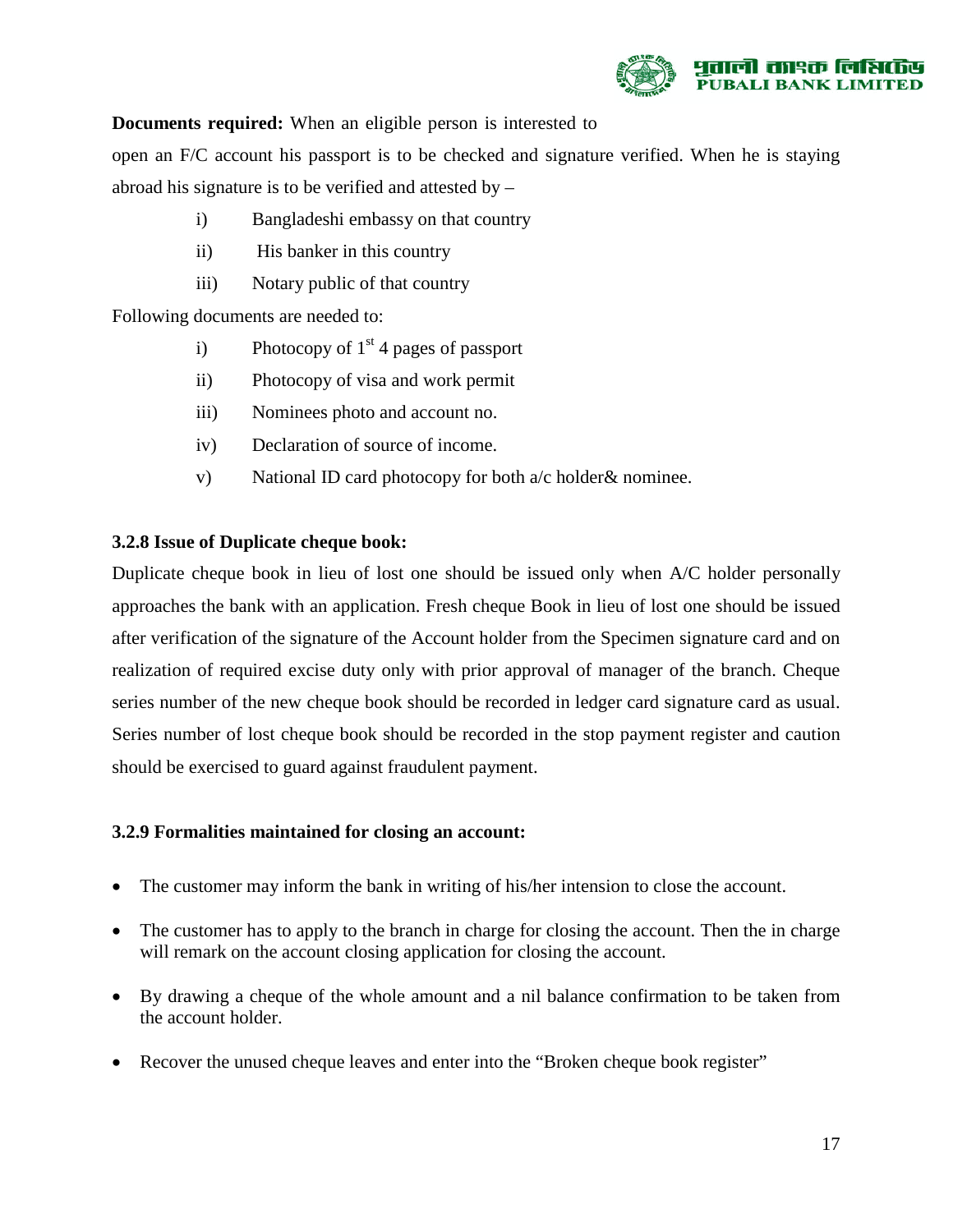**Documents required:** When an eligible person is interested to open an F/C account his passport is to be checked and signature verified. When he is staying abroad his signature is to be verified and attested by –

i) Bangladeshi embassy on that country

ii) His banker in this country

iii) Notary public of that country

Following documents are needed to:

i) Photocopy of 1st 4 pages of passport

ii) Photocopy of visa and work permit

iii) Nominees photo and account no.

iv) Declaration of source of income.

v) National ID card photocopy for both a/c holder& nominee.

### 3.2.8 Issue of Duplicate cheque book:

Duplicate cheque book in lieu of lost one should be issued only when A/C holder personally approaches the bank with an application. Fresh cheque Book in lieu of lost one should be issued after verification of the signature of the Account holder from the Specimen signature card and on realization of required excise duty only with prior approval of manager of the branch. Cheque series number of the new cheque book should be recorded in ledger card signature card as usual. Series number of lost cheque book should be recorded in the stop payment register and caution should be exercised to guard against fraudulent payment.

### 3.2.9 Formalities maintained for closing an account:

- The customer may inform the bank in writing of his/her intension to close the account.
- The customer has to apply to the branch in charge for closing the account. Then the in charge will remark on the account closing application for closing the account.
- By drawing a cheque of the whole amount and a nil balance confirmation to be taken from the account holder.
- Recover the unused cheque leaves and enter into the "Broken cheque book register"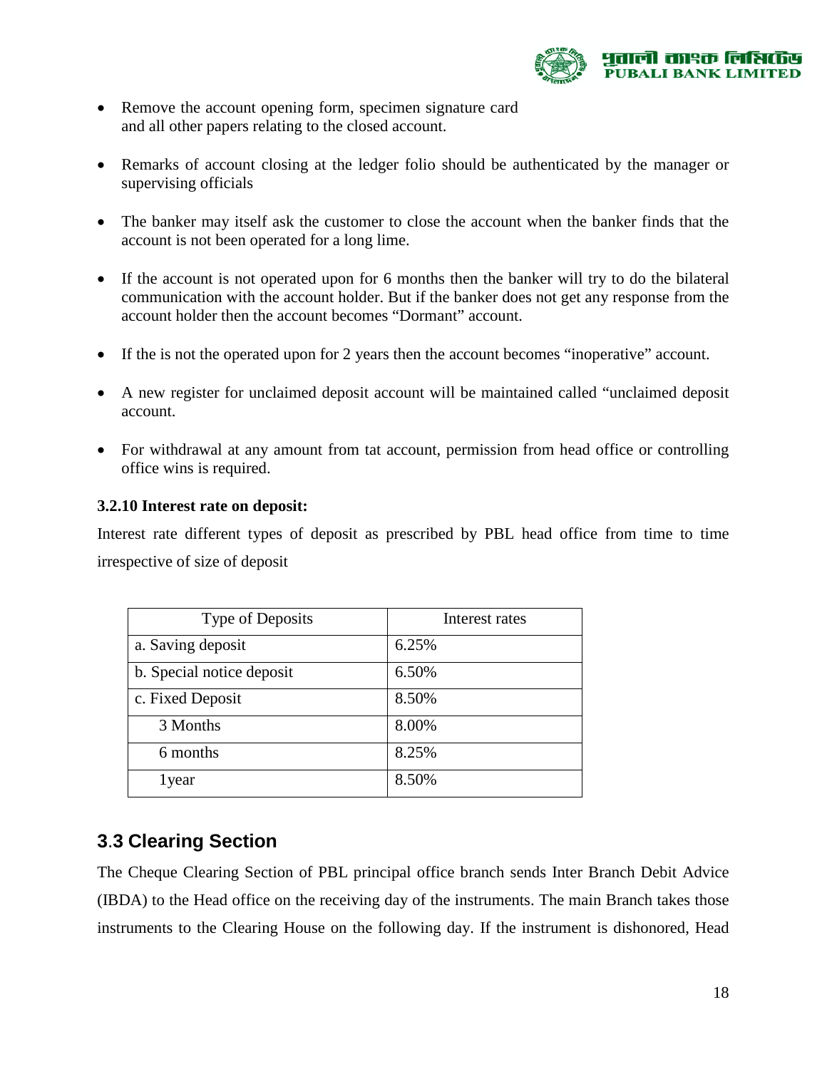- Remove the account opening form, specimen signature card and all other papers relating to the closed account.

- Remarks of account closing at the ledger folio should be authenticated by the manager or supervising officials

- The banker may itself ask the customer to close the account when the banker finds that the account is not been operated for a long lime.

- If the account is not operated upon for 6 months then the banker will try to do the bilateral communication with the account holder. But if the banker does not get any response from the account holder then the account becomes "Dormant" account.

- If the is not the operated upon for 2 years then the account becomes "inoperative" account.

- A new register for unclaimed deposit account will be maintained called "unclaimed deposit account.

- For withdrawal at any amount from tat account, permission from head office or controlling office wins is required.

**3.2.10 Interest rate on deposit:**

Interest rate different types of deposit as prescribed by PBL head office from time to time irrespective of size of deposit

| Type of Deposits | Interest rates |
|---|---|
| a. Saving deposit | 6.25% |
| b. Special notice deposit | 6.50% |
| c. Fixed Deposit | 8.50% |
| 3 Months | 8.00% |
| 6 months | 8.25% |
| 1year | 8.50% |

## 3.3 Clearing Section

The Cheque Clearing Section of PBL principal office branch sends Inter Branch Debit Advice (IBDA) to the Head office on the receiving day of the instruments. The main Branch takes those instruments to the Clearing House on the following day. If the instrument is dishonored, Head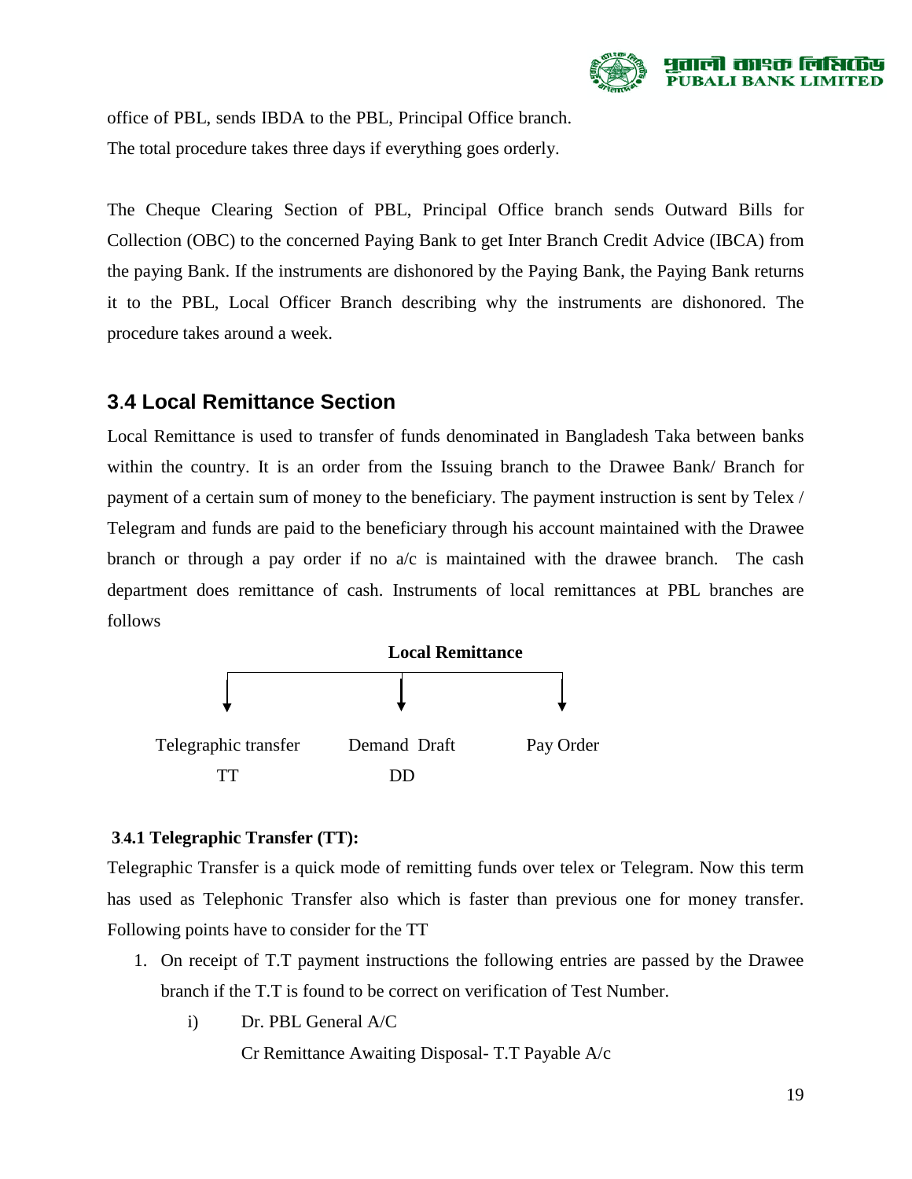office of PBL, sends IBDA to the PBL, Principal Office branch.
The total procedure takes three days if everything goes orderly.

The Cheque Clearing Section of PBL, Principal Office branch sends Outward Bills for Collection (OBC) to the concerned Paying Bank to get Inter Branch Credit Advice (IBCA) from the paying Bank. If the instruments are dishonored by the Paying Bank, the Paying Bank returns it to the PBL, Local Officer Branch describing why the instruments are dishonored. The procedure takes around a week.

## 3.4 Local Remittance Section

Local Remittance is used to transfer of funds denominated in Bangladesh Taka between banks within the country. It is an order from the Issuing branch to the Drawee Bank/ Branch for payment of a certain sum of money to the beneficiary. The payment instruction is sent by Telex / Telegram and funds are paid to the beneficiary through his account maintained with the Drawee branch or through a pay order if no a/c is maintained with the drawee branch. The cash department does remittance of cash. Instruments of local remittances at PBL branches are follows

**Local Remittance**

- Telegraphic transfer TT
- Demand Draft DD
- Pay Order

### 3.4.1 Telegraphic Transfer (TT):

Telegraphic Transfer is a quick mode of remitting funds over telex or Telegram. Now this term has used as Telephonic Transfer also which is faster than previous one for money transfer. Following points have to consider for the TT

1. On receipt of T.T payment instructions the following entries are passed by the Drawee branch if the T.T is found to be correct on verification of Test Number.

   i) Dr. PBL General A/C
   
      Cr Remittance Awaiting Disposal- T.T Payable A/c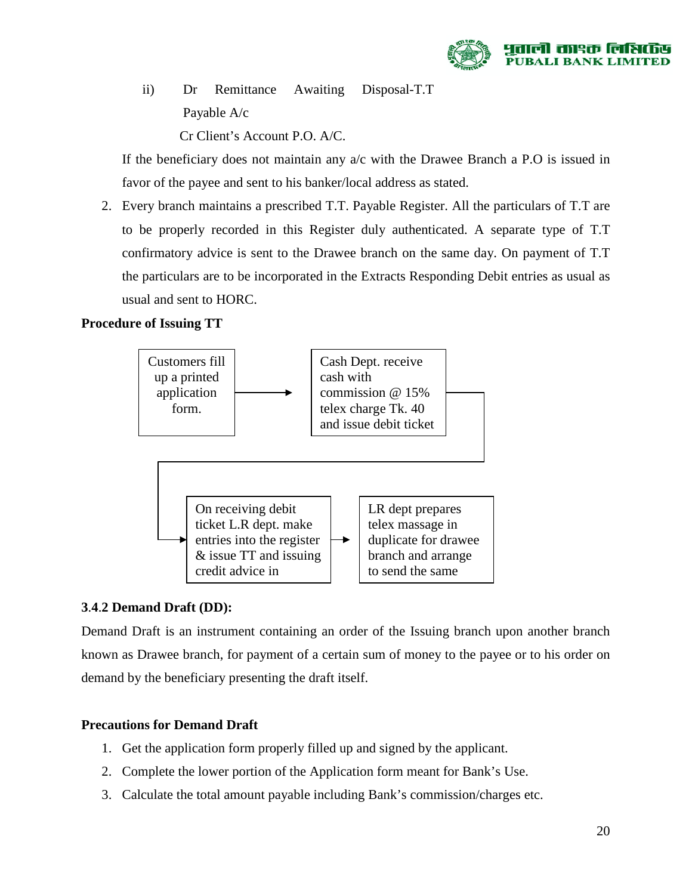ii) Dr Remittance Awaiting Disposal-T.T Payable A/c

Cr Client's Account P.O. A/C.

If the beneficiary does not maintain any a/c with the Drawee Branch a P.O is issued in favor of the payee and sent to his banker/local address as stated.

2. Every branch maintains a prescribed T.T. Payable Register. All the particulars of T.T are to be properly recorded in this Register duly authenticated. A separate type of T.T confirmatory advice is sent to the Drawee branch on the same day. On payment of T.T the particulars are to be incorporated in the Extracts Responding Debit entries as usual as usual and sent to HORC.

**Procedure of Issuing TT**

Customers fill up a printed application form. → Cash Dept. receive cash with commission @ 15% telex charge Tk. 40 and issue debit ticket → On receiving debit ticket L.R dept. make entries into the register & issue TT and issuing credit advice in → LR dept prepares telex massage in duplicate for drawee branch and arrange to send the same

**3.4.2 Demand Draft (DD):**

Demand Draft is an instrument containing an order of the Issuing branch upon another branch known as Drawee branch, for payment of a certain sum of money to the payee or to his order on demand by the beneficiary presenting the draft itself.

**Precautions for Demand Draft**

1. Get the application form properly filled up and signed by the applicant.
2. Complete the lower portion of the Application form meant for Bank's Use.
3. Calculate the total amount payable including Bank's commission/charges etc.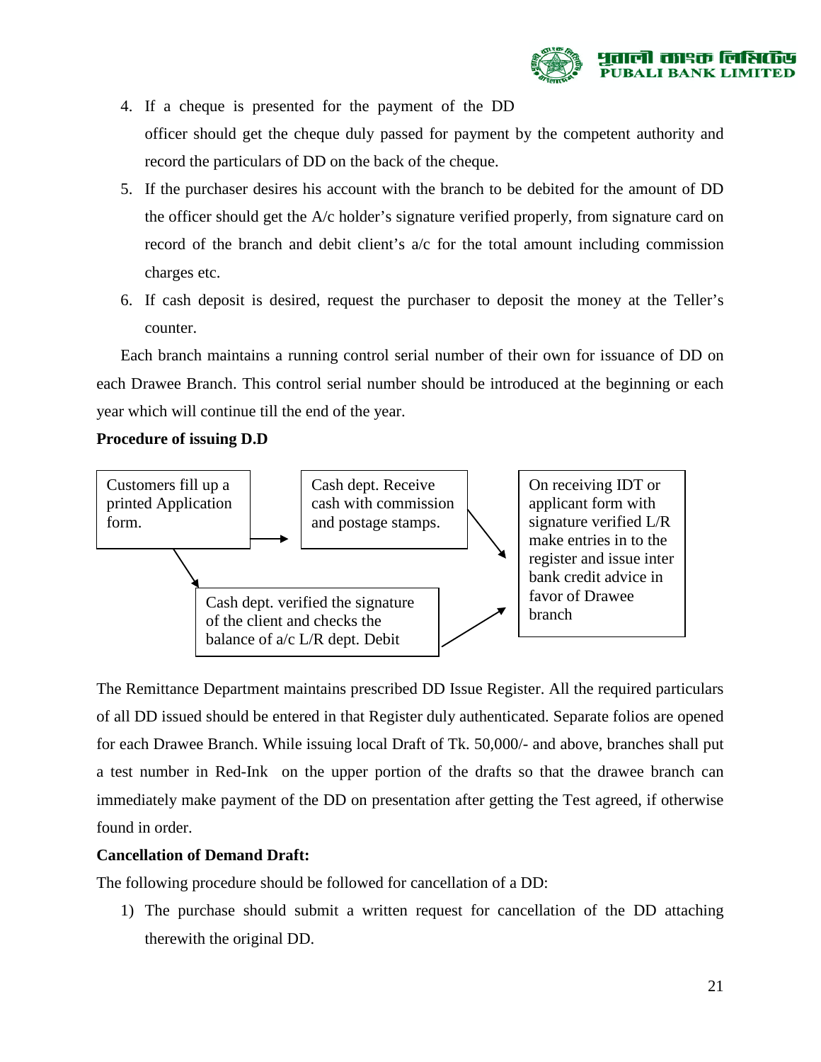4. If a cheque is presented for the payment of the DD officer should get the cheque duly passed for payment by the competent authority and record the particulars of DD on the back of the cheque.
5. If the purchaser desires his account with the branch to be debited for the amount of DD the officer should get the A/c holder's signature verified properly, from signature card on record of the branch and debit client's a/c for the total amount including commission charges etc.
6. If cash deposit is desired, request the purchaser to deposit the money at the Teller's counter.

Each branch maintains a running control serial number of their own for issuance of DD on each Drawee Branch. This control serial number should be introduced at the beginning or each year which will continue till the end of the year.

**Procedure of issuing D.D**

Customers fill up a printed Application form.

Cash dept. Receive cash with commission and postage stamps.

Cash dept. verified the signature of the client and checks the balance of a/c L/R dept. Debit

On receiving IDT or applicant form with signature verified L/R make entries in to the register and issue inter bank credit advice in favor of Drawee branch

The Remittance Department maintains prescribed DD Issue Register. All the required particulars of all DD issued should be entered in that Register duly authenticated. Separate folios are opened for each Drawee Branch. While issuing local Draft of Tk. 50,000/- and above, branches shall put a test number in Red-Ink on the upper portion of the drafts so that the drawee branch can immediately make payment of the DD on presentation after getting the Test agreed, if otherwise found in order.

**Cancellation of Demand Draft:**

The following procedure should be followed for cancellation of a DD:

1) The purchase should submit a written request for cancellation of the DD attaching therewith the original DD.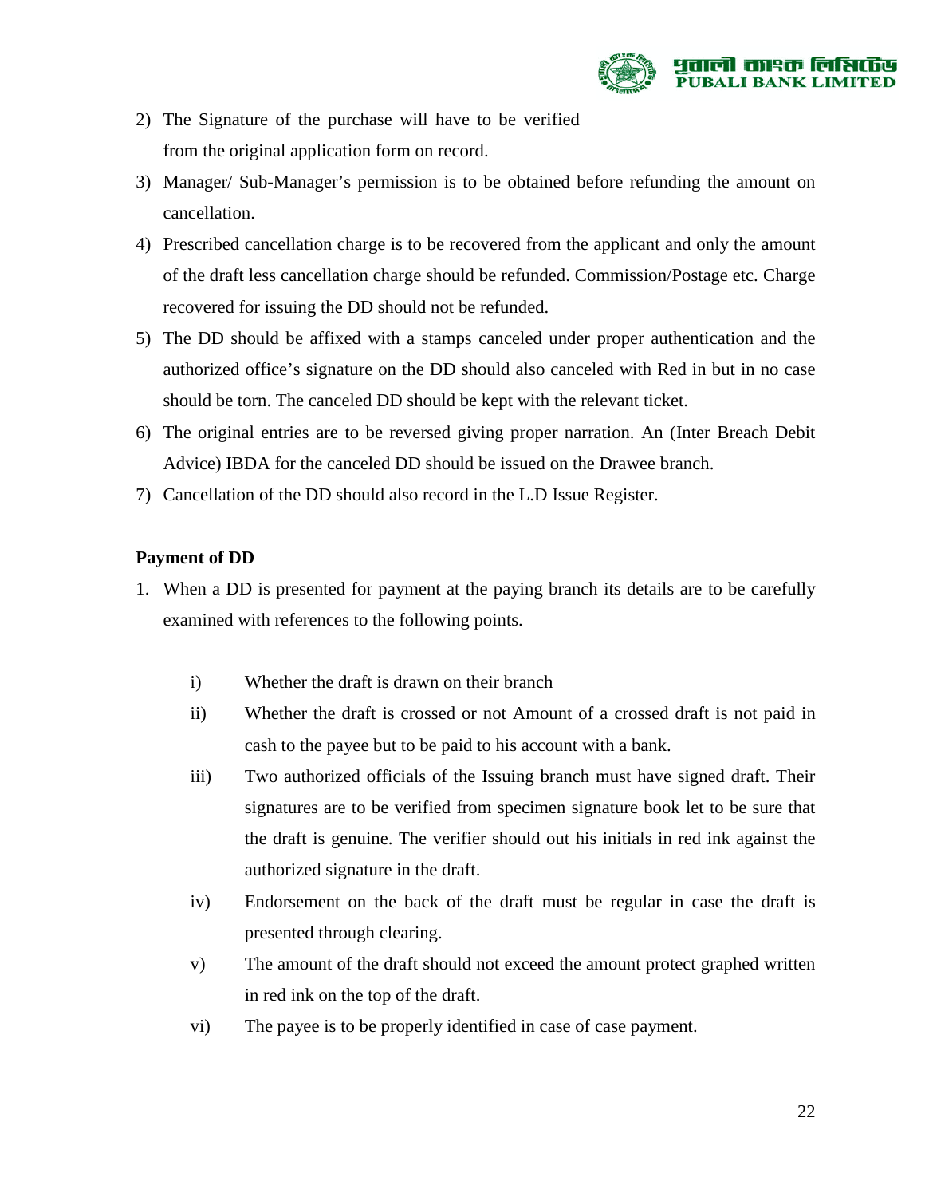2) The Signature of the purchase will have to be verified from the original application form on record.
3) Manager/ Sub-Manager's permission is to be obtained before refunding the amount on cancellation.
4) Prescribed cancellation charge is to be recovered from the applicant and only the amount of the draft less cancellation charge should be refunded. Commission/Postage etc. Charge recovered for issuing the DD should not be refunded.
5) The DD should be affixed with a stamps canceled under proper authentication and the authorized office's signature on the DD should also canceled with Red in but in no case should be torn. The canceled DD should be kept with the relevant ticket.
6) The original entries are to be reversed giving proper narration. An (Inter Breach Debit Advice) IBDA for the canceled DD should be issued on the Drawee branch.
7) Cancellation of the DD should also record in the L.D Issue Register.

**Payment of DD**

1. When a DD is presented for payment at the paying branch its details are to be carefully examined with references to the following points.

    i) Whether the draft is drawn on their branch
    ii) Whether the draft is crossed or not Amount of a crossed draft is not paid in cash to the payee but to be paid to his account with a bank.
    iii) Two authorized officials of the Issuing branch must have signed draft. Their signatures are to be verified from specimen signature book let to be sure that the draft is genuine. The verifier should out his initials in red ink against the authorized signature in the draft.
    iv) Endorsement on the back of the draft must be regular in case the draft is presented through clearing.
    v) The amount of the draft should not exceed the amount protect graphed written in red ink on the top of the draft.
    vi) The payee is to be properly identified in case of case payment.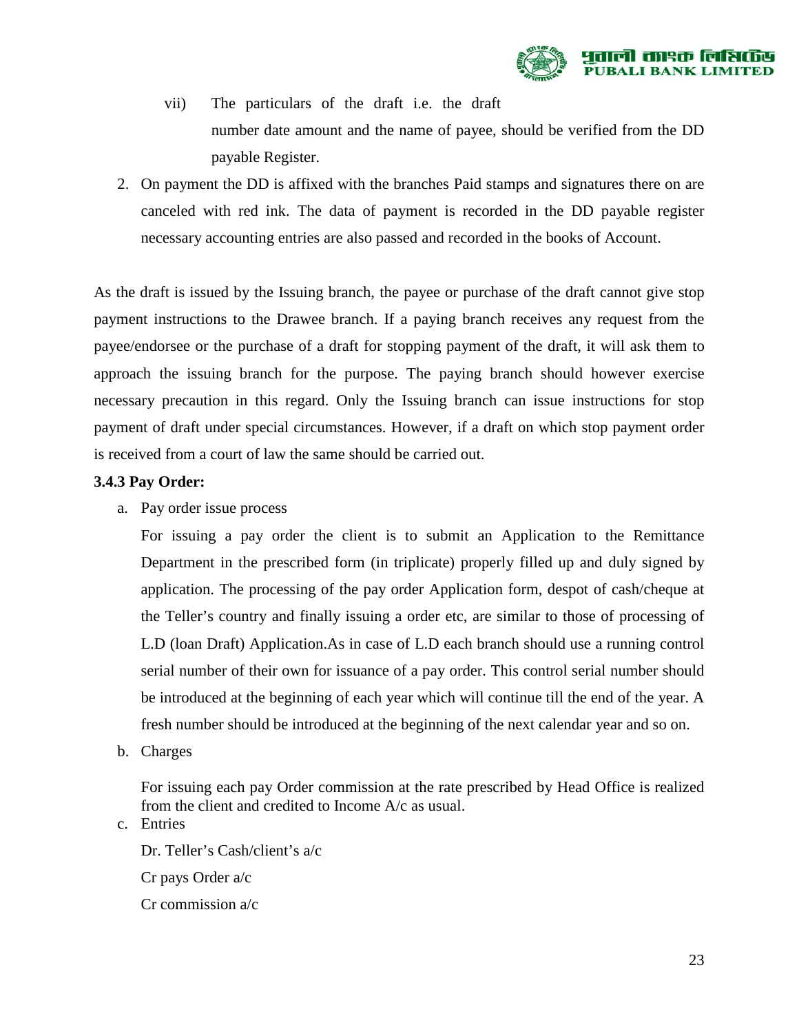vii) The particulars of the draft i.e. the draft number date amount and the name of payee, should be verified from the DD payable Register.

2. On payment the DD is affixed with the branches Paid stamps and signatures there on are canceled with red ink. The data of payment is recorded in the DD payable register necessary accounting entries are also passed and recorded in the books of Account.

As the draft is issued by the Issuing branch, the payee or purchase of the draft cannot give stop payment instructions to the Drawee branch. If a paying branch receives any request from the payee/endorsee or the purchase of a draft for stopping payment of the draft, it will ask them to approach the issuing branch for the purpose. The paying branch should however exercise necessary precaution in this regard. Only the Issuing branch can issue instructions for stop payment of draft under special circumstances. However, if a draft on which stop payment order is received from a court of law the same should be carried out.

**3.4.3 Pay Order:**

a. Pay order issue process

   For issuing a pay order the client is to submit an Application to the Remittance Department in the prescribed form (in triplicate) properly filled up and duly signed by application. The processing of the pay order Application form, despot of cash/cheque at the Teller's country and finally issuing a order etc, are similar to those of processing of L.D (loan Draft) Application.As in case of L.D each branch should use a running control serial number of their own for issuance of a pay order. This control serial number should be introduced at the beginning of each year which will continue till the end of the year. A fresh number should be introduced at the beginning of the next calendar year and so on.

b. Charges

   For issuing each pay Order commission at the rate prescribed by Head Office is realized from the client and credited to Income A/c as usual.

c. Entries

   Dr. Teller's Cash/client's a/c

   Cr pays Order a/c

   Cr commission a/c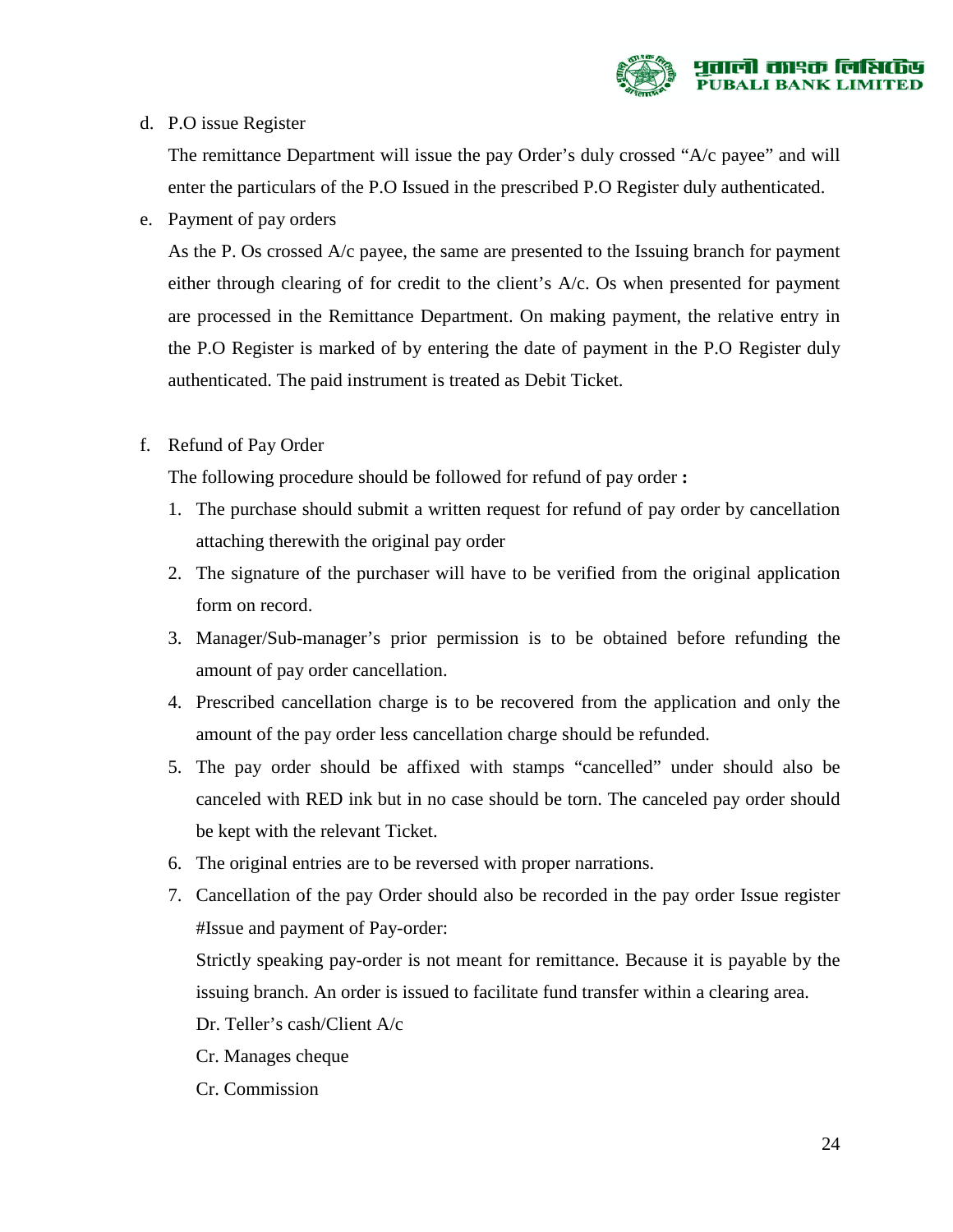d. P.O issue Register

   The remittance Department will issue the pay Order's duly crossed "A/c payee" and will enter the particulars of the P.O Issued in the prescribed P.O Register duly authenticated.

e. Payment of pay orders

   As the P. Os crossed A/c payee, the same are presented to the Issuing branch for payment either through clearing of for credit to the client's A/c. Os when presented for payment are processed in the Remittance Department. On making payment, the relative entry in the P.O Register is marked of by entering the date of payment in the P.O Register duly authenticated. The paid instrument is treated as Debit Ticket.

f. Refund of Pay Order

   The following procedure should be followed for refund of pay order **:**

   1. The purchase should submit a written request for refund of pay order by cancellation attaching therewith the original pay order
   2. The signature of the purchaser will have to be verified from the original application form on record.
   3. Manager/Sub-manager's prior permission is to be obtained before refunding the amount of pay order cancellation.
   4. Prescribed cancellation charge is to be recovered from the application and only the amount of the pay order less cancellation charge should be refunded.
   5. The pay order should be affixed with stamps "cancelled" under should also be canceled with RED ink but in no case should be torn. The canceled pay order should be kept with the relevant Ticket.
   6. The original entries are to be reversed with proper narrations.
   7. Cancellation of the pay Order should also be recorded in the pay order Issue register

      #Issue and payment of Pay-order:

      Strictly speaking pay-order is not meant for remittance. Because it is payable by the issuing branch. An order is issued to facilitate fund transfer within a clearing area.

      Dr. Teller's cash/Client A/c

      Cr. Manages cheque

      Cr. Commission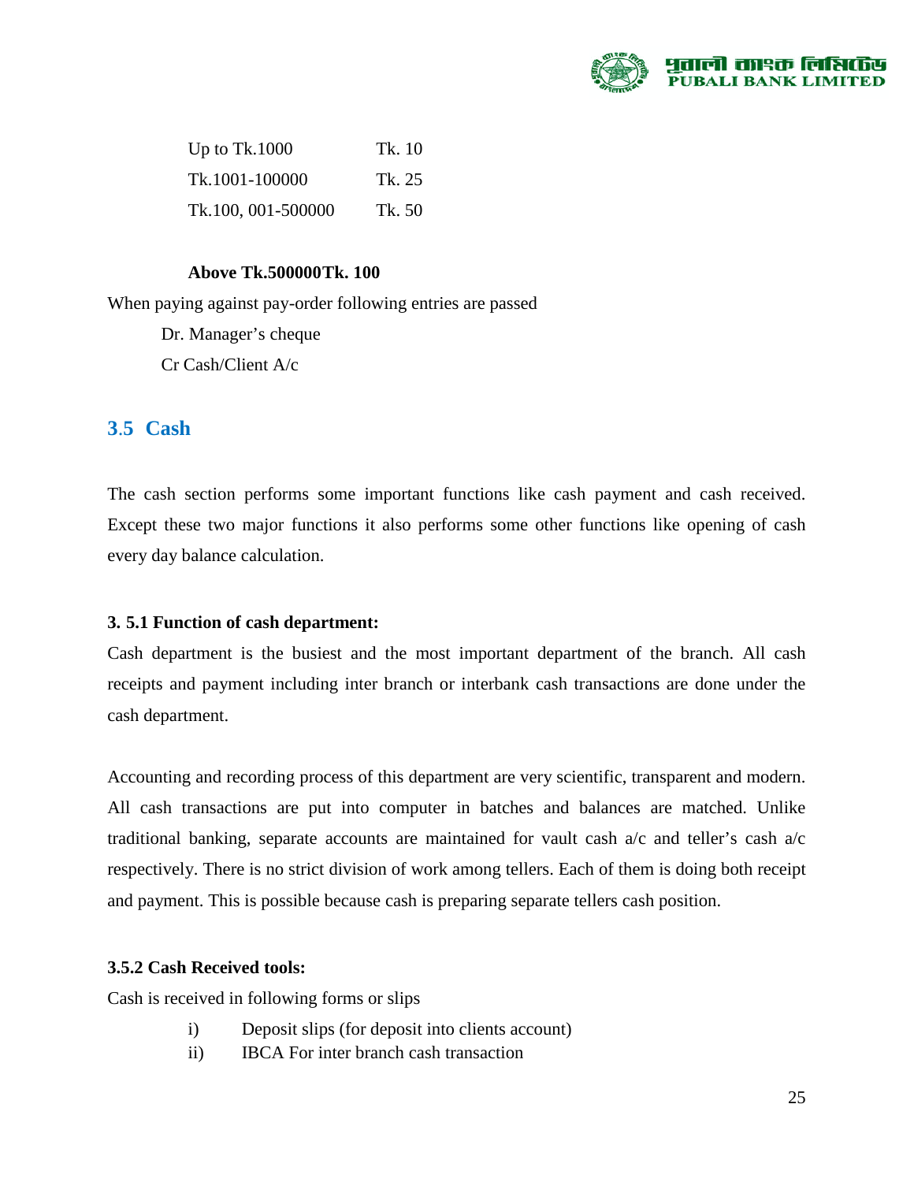| | |
|---|---|
| Up to Tk.1000 | Tk. 10 |
| Tk.1001-100000 | Tk. 25 |
| Tk.100, 001-500000 | Tk. 50 |

**Above Tk.500000Tk. 100**

When paying against pay-order following entries are passed

Dr. Manager's cheque

Cr Cash/Client A/c

## 3.5 Cash

The cash section performs some important functions like cash payment and cash received. Except these two major functions it also performs some other functions like opening of cash every day balance calculation.

### 3. 5.1 Function of cash department:

Cash department is the busiest and the most important department of the branch. All cash receipts and payment including inter branch or interbank cash transactions are done under the cash department.

Accounting and recording process of this department are very scientific, transparent and modern. All cash transactions are put into computer in batches and balances are matched. Unlike traditional banking, separate accounts are maintained for vault cash a/c and teller's cash a/c respectively. There is no strict division of work among tellers. Each of them is doing both receipt and payment. This is possible because cash is preparing separate tellers cash position.

### 3.5.2 Cash Received tools:

Cash is received in following forms or slips

i) Deposit slips (for deposit into clients account)

ii) IBCA For inter branch cash transaction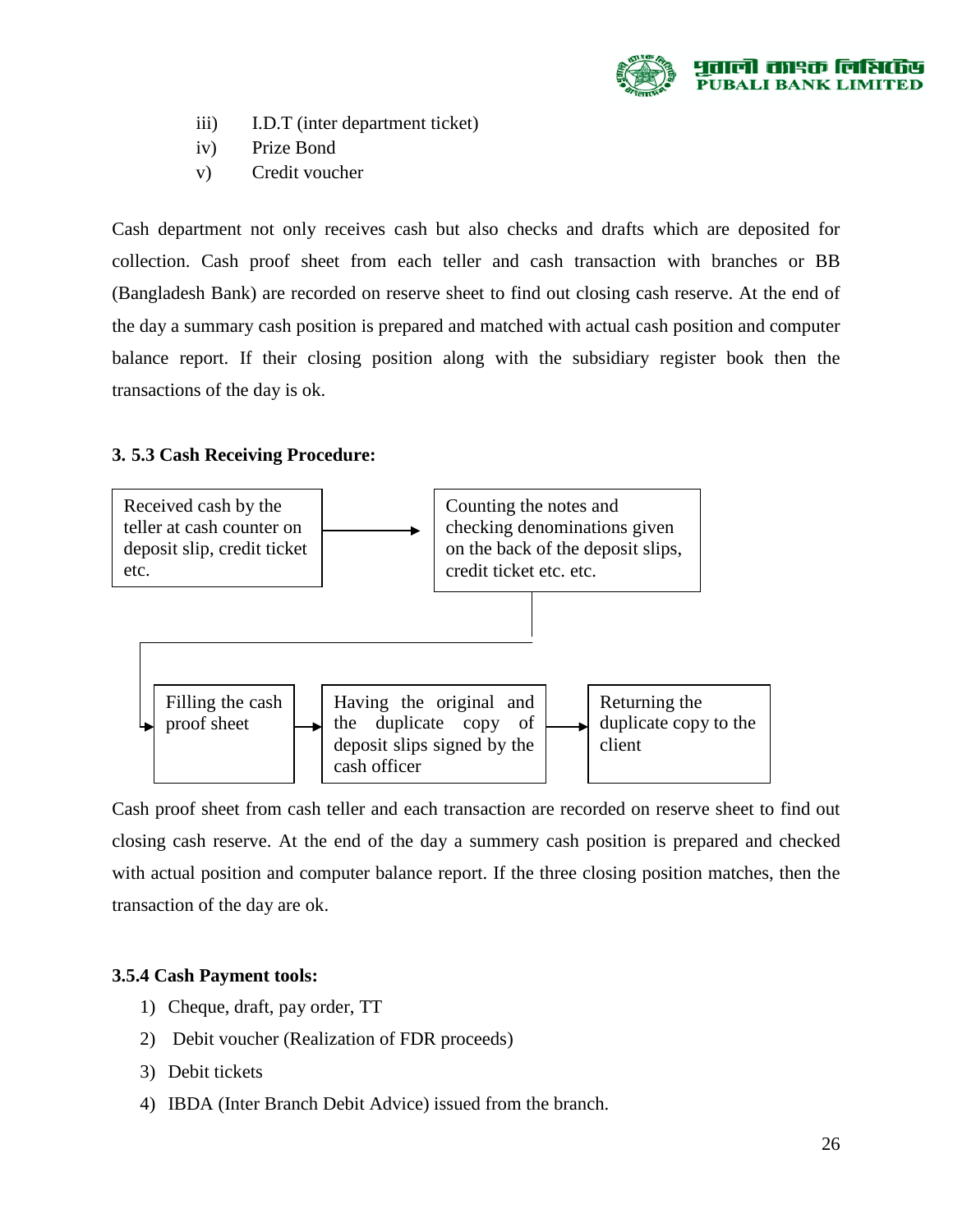iii) I.D.T (inter department ticket)

iv) Prize Bond

v) Credit voucher

Cash department not only receives cash but also checks and drafts which are deposited for collection. Cash proof sheet from each teller and cash transaction with branches or BB (Bangladesh Bank) are recorded on reserve sheet to find out closing cash reserve. At the end of the day a summary cash position is prepared and matched with actual cash position and computer balance report. If their closing position along with the subsidiary register book then the transactions of the day is ok.

**3. 5.3 Cash Receiving Procedure:**

Received cash by the teller at cash counter on deposit slip, credit ticket etc. → Counting the notes and checking denominations given on the back of the deposit slips, credit ticket etc. etc. → Filling the cash proof sheet → Having the original and the duplicate copy of deposit slips signed by the cash officer → Returning the duplicate copy to the client

Cash proof sheet from cash teller and each transaction are recorded on reserve sheet to find out closing cash reserve. At the end of the day a summery cash position is prepared and checked with actual position and computer balance report. If the three closing position matches, then the transaction of the day are ok.

**3.5.4 Cash Payment tools:**

1) Cheque, draft, pay order, TT
2) Debit voucher (Realization of FDR proceeds)
3) Debit tickets
4) IBDA (Inter Branch Debit Advice) issued from the branch.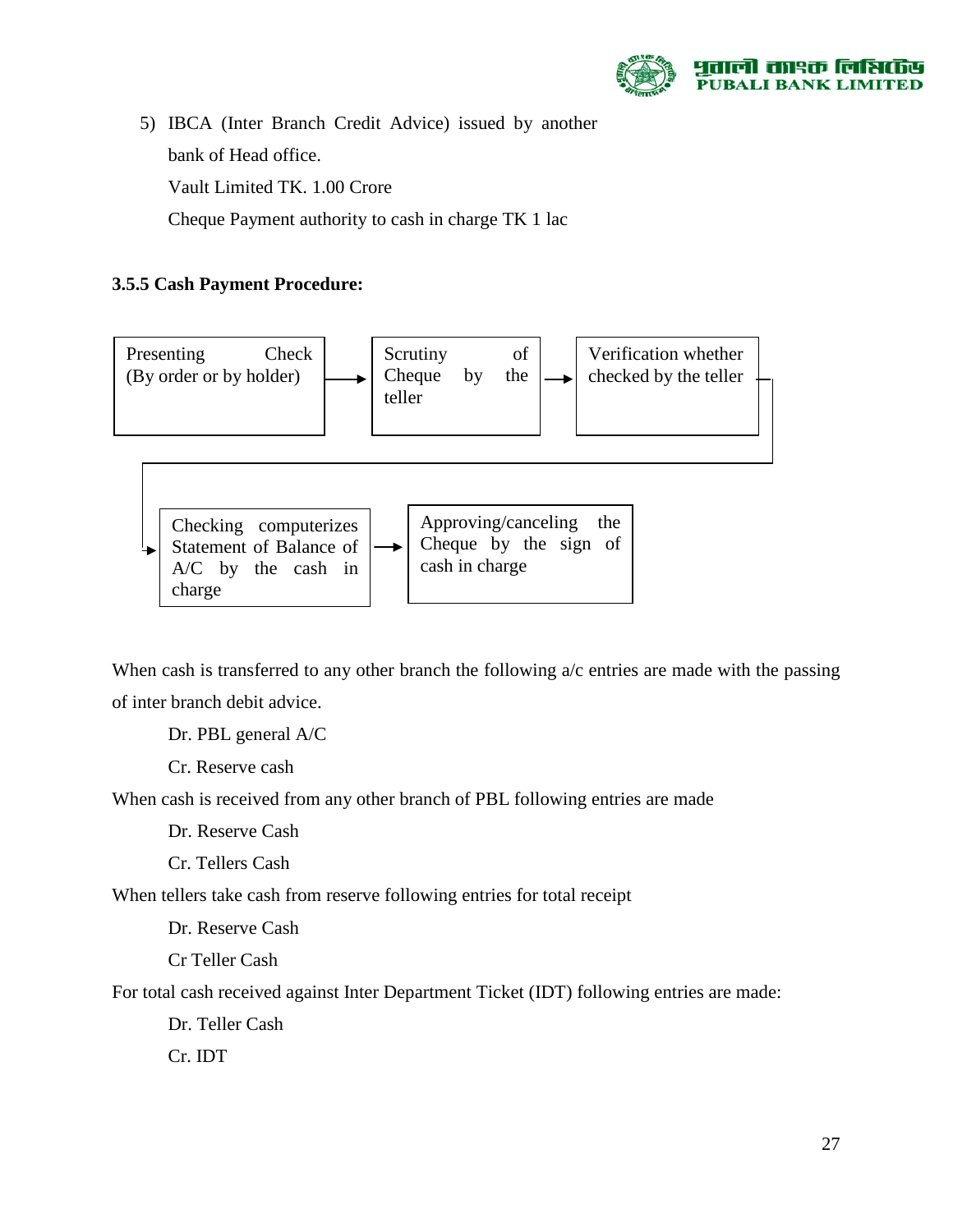5) IBCA (Inter Branch Credit Advice) issued by another bank of Head office.

   Vault Limited TK. 1.00 Crore

   Cheque Payment authority to cash in charge TK 1 lac

### 3.5.5 Cash Payment Procedure:

Presenting Check (By order or by holder) → Scrutiny of Cheque by the teller → Verification whether checked by the teller → Checking computerizes Statement of Balance of A/C by the cash in charge → Approving/canceling the Cheque by the sign of cash in charge

When cash is transferred to any other branch the following a/c entries are made with the passing of inter branch debit advice.

Dr. PBL general A/C

Cr. Reserve cash

When cash is received from any other branch of PBL following entries are made

Dr. Reserve Cash

Cr. Tellers Cash

When tellers take cash from reserve following entries for total receipt

Dr. Reserve Cash

Cr Teller Cash

For total cash received against Inter Department Ticket (IDT) following entries are made:

Dr. Teller Cash

Cr. IDT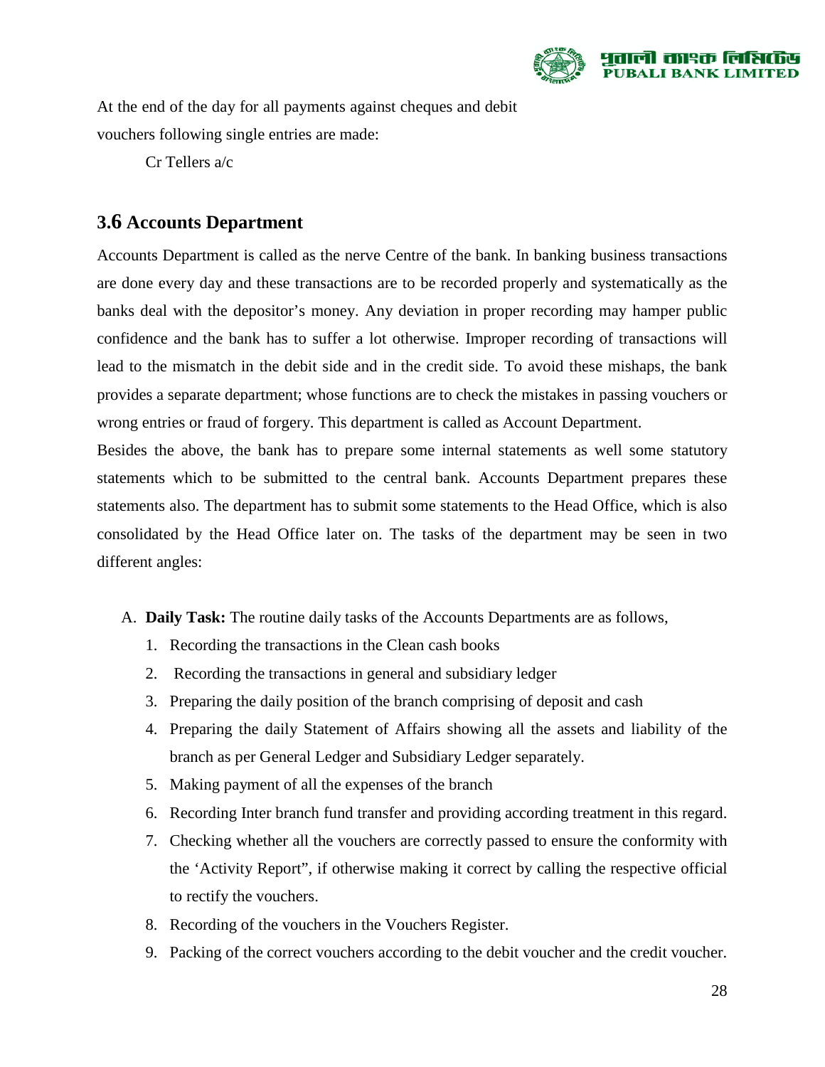At the end of the day for all payments against cheques and debit vouchers following single entries are made:

Cr Tellers a/c

## 3.6 Accounts Department

Accounts Department is called as the nerve Centre of the bank. In banking business transactions are done every day and these transactions are to be recorded properly and systematically as the banks deal with the depositor's money. Any deviation in proper recording may hamper public confidence and the bank has to suffer a lot otherwise. Improper recording of transactions will lead to the mismatch in the debit side and in the credit side. To avoid these mishaps, the bank provides a separate department; whose functions are to check the mistakes in passing vouchers or wrong entries or fraud of forgery. This department is called as Account Department.

Besides the above, the bank has to prepare some internal statements as well some statutory statements which to be submitted to the central bank. Accounts Department prepares these statements also. The department has to submit some statements to the Head Office, which is also consolidated by the Head Office later on. The tasks of the department may be seen in two different angles:

A. **Daily Task:** The routine daily tasks of the Accounts Departments are as follows,
   1. Recording the transactions in the Clean cash books
   2. Recording the transactions in general and subsidiary ledger
   3. Preparing the daily position of the branch comprising of deposit and cash
   4. Preparing the daily Statement of Affairs showing all the assets and liability of the branch as per General Ledger and Subsidiary Ledger separately.
   5. Making payment of all the expenses of the branch
   6. Recording Inter branch fund transfer and providing according treatment in this regard.
   7. Checking whether all the vouchers are correctly passed to ensure the conformity with the 'Activity Report", if otherwise making it correct by calling the respective official to rectify the vouchers.
   8. Recording of the vouchers in the Vouchers Register.
   9. Packing of the correct vouchers according to the debit voucher and the credit voucher.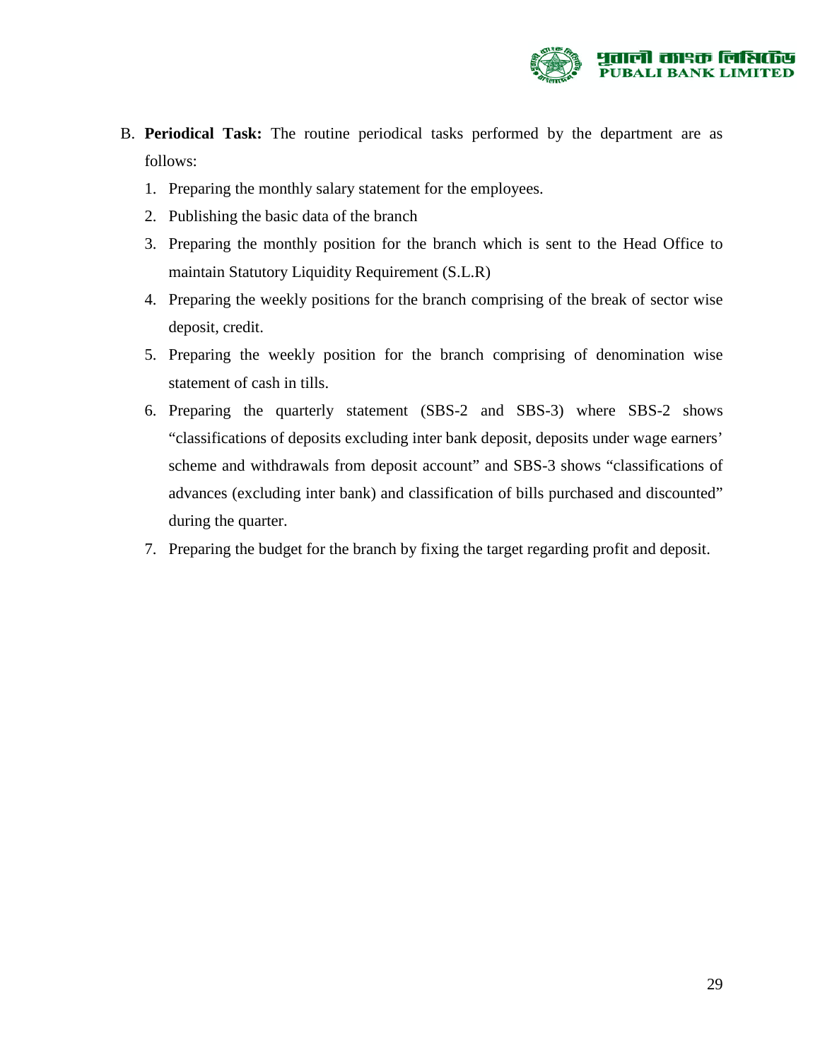B. **Periodical Task:** The routine periodical tasks performed by the department are as follows:

1. Preparing the monthly salary statement for the employees.
2. Publishing the basic data of the branch
3. Preparing the monthly position for the branch which is sent to the Head Office to maintain Statutory Liquidity Requirement (S.L.R)
4. Preparing the weekly positions for the branch comprising of the break of sector wise deposit, credit.
5. Preparing the weekly position for the branch comprising of denomination wise statement of cash in tills.
6. Preparing the quarterly statement (SBS-2 and SBS-3) where SBS-2 shows "classifications of deposits excluding inter bank deposit, deposits under wage earners' scheme and withdrawals from deposit account" and SBS-3 shows "classifications of advances (excluding inter bank) and classification of bills purchased and discounted" during the quarter.
7. Preparing the budget for the branch by fixing the target regarding profit and deposit.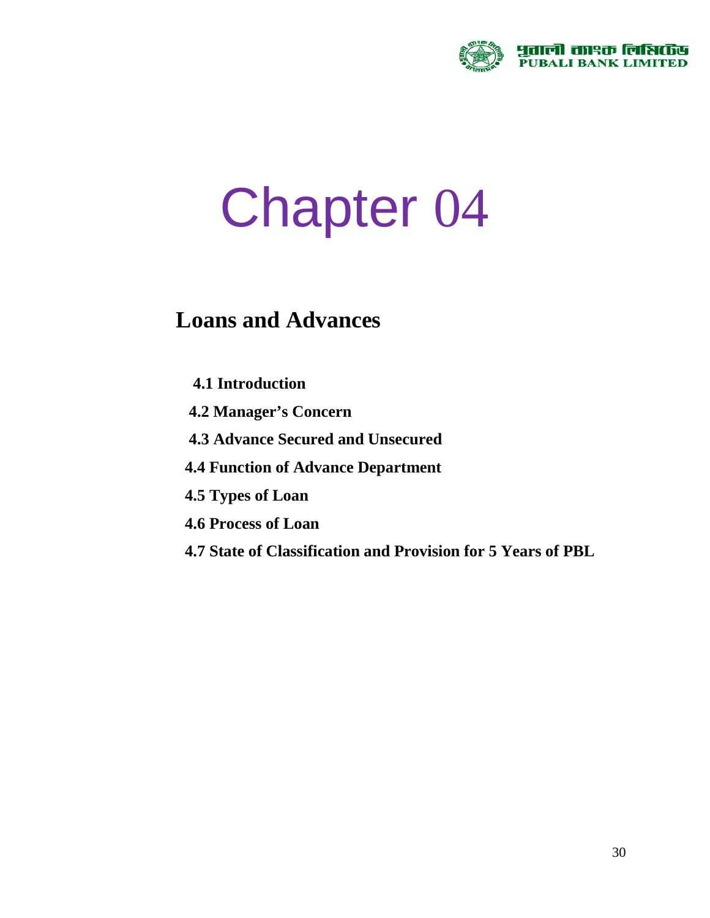# Chapter 04

## Loans and Advances

**4.1 Introduction**

**4.2 Manager's Concern**

**4.3 Advance Secured and Unsecured**

**4.4 Function of Advance Department**

**4.5 Types of Loan**

**4.6 Process of Loan**

**4.7 State of Classification and Provision for 5 Years of PBL**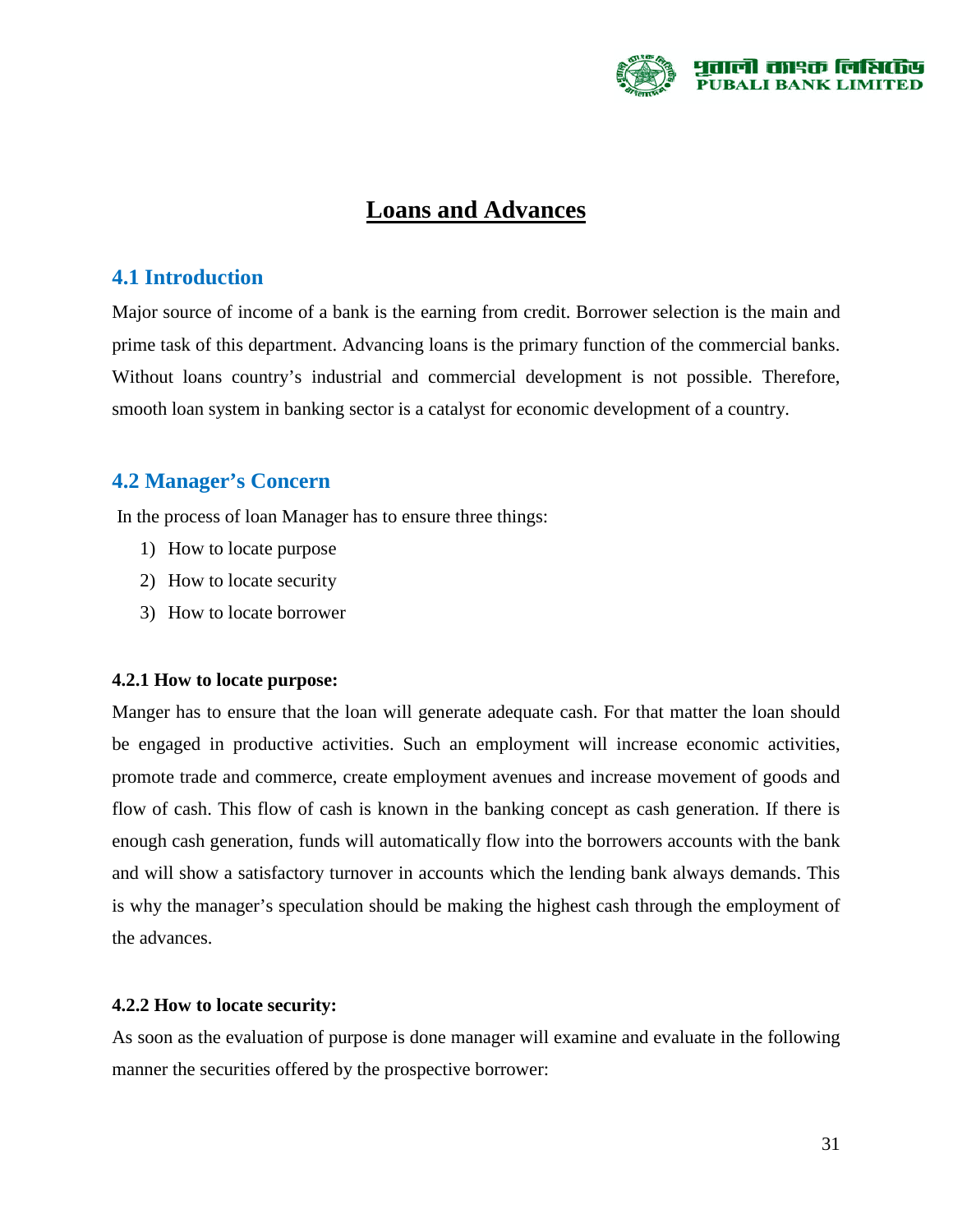# Loans and Advances

## 4.1 Introduction

Major source of income of a bank is the earning from credit. Borrower selection is the main and prime task of this department. Advancing loans is the primary function of the commercial banks. Without loans country's industrial and commercial development is not possible. Therefore, smooth loan system in banking sector is a catalyst for economic development of a country.

## 4.2 Manager's Concern

In the process of loan Manager has to ensure three things:

1) How to locate purpose
2) How to locate security
3) How to locate borrower

#### 4.2.1 How to locate purpose:

Manger has to ensure that the loan will generate adequate cash. For that matter the loan should be engaged in productive activities. Such an employment will increase economic activities, promote trade and commerce, create employment avenues and increase movement of goods and flow of cash. This flow of cash is known in the banking concept as cash generation. If there is enough cash generation, funds will automatically flow into the borrowers accounts with the bank and will show a satisfactory turnover in accounts which the lending bank always demands. This is why the manager's speculation should be making the highest cash through the employment of the advances.

#### 4.2.2 How to locate security:

As soon as the evaluation of purpose is done manager will examine and evaluate in the following manner the securities offered by the prospective borrower: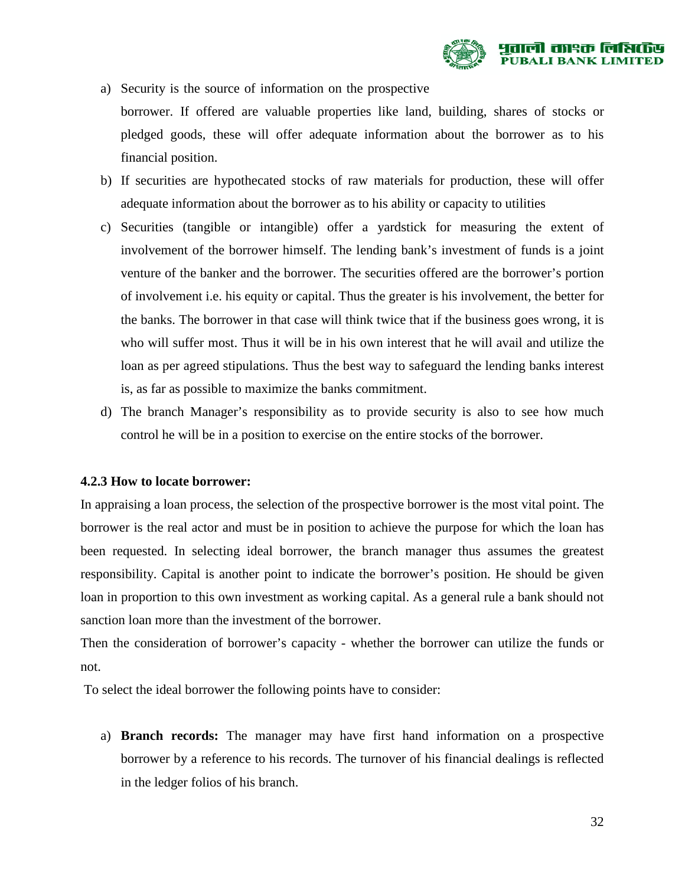a) Security is the source of information on the prospective borrower. If offered are valuable properties like land, building, shares of stocks or pledged goods, these will offer adequate information about the borrower as to his financial position.
b) If securities are hypothecated stocks of raw materials for production, these will offer adequate information about the borrower as to his ability or capacity to utilities
c) Securities (tangible or intangible) offer a yardstick for measuring the extent of involvement of the borrower himself. The lending bank's investment of funds is a joint venture of the banker and the borrower. The securities offered are the borrower's portion of involvement i.e. his equity or capital. Thus the greater is his involvement, the better for the banks. The borrower in that case will think twice that if the business goes wrong, it is who will suffer most. Thus it will be in his own interest that he will avail and utilize the loan as per agreed stipulations. Thus the best way to safeguard the lending banks interest is, as far as possible to maximize the banks commitment.
d) The branch Manager's responsibility as to provide security is also to see how much control he will be in a position to exercise on the entire stocks of the borrower.

**4.2.3 How to locate borrower:**

In appraising a loan process, the selection of the prospective borrower is the most vital point. The borrower is the real actor and must be in position to achieve the purpose for which the loan has been requested. In selecting ideal borrower, the branch manager thus assumes the greatest responsibility. Capital is another point to indicate the borrower's position. He should be given loan in proportion to this own investment as working capital. As a general rule a bank should not sanction loan more than the investment of the borrower.

Then the consideration of borrower's capacity - whether the borrower can utilize the funds or not.

To select the ideal borrower the following points have to consider:

a) **Branch records:** The manager may have first hand information on a prospective borrower by a reference to his records. The turnover of his financial dealings is reflected in the ledger folios of his branch.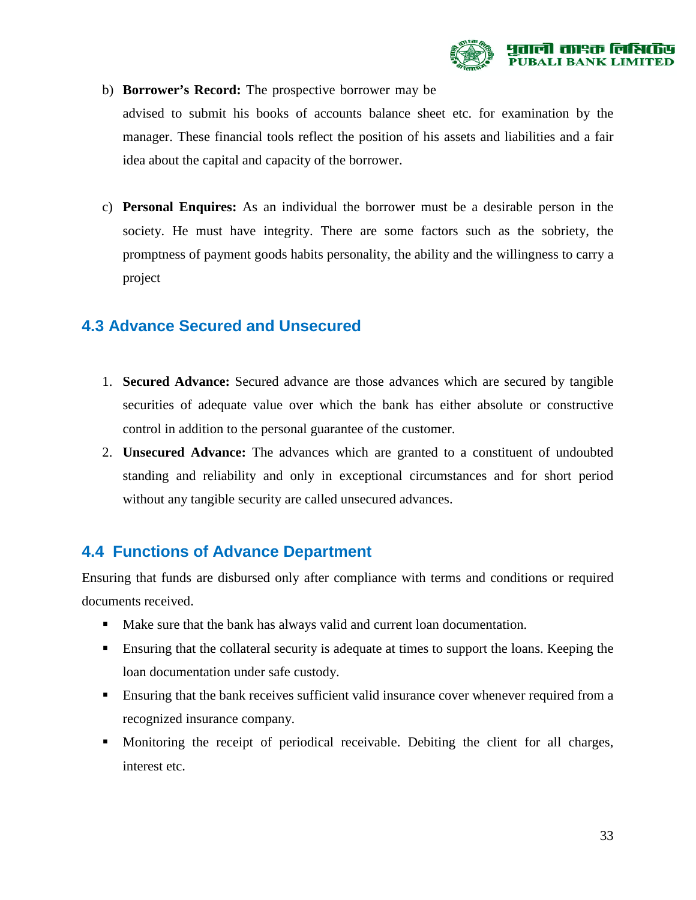b) **Borrower's Record:** The prospective borrower may be advised to submit his books of accounts balance sheet etc. for examination by the manager. These financial tools reflect the position of his assets and liabilities and a fair idea about the capital and capacity of the borrower.

c) **Personal Enquires:** As an individual the borrower must be a desirable person in the society. He must have integrity. There are some factors such as the sobriety, the promptness of payment goods habits personality, the ability and the willingness to carry a project

## 4.3 Advance Secured and Unsecured

1. **Secured Advance:** Secured advance are those advances which are secured by tangible securities of adequate value over which the bank has either absolute or constructive control in addition to the personal guarantee of the customer.
2. **Unsecured Advance:** The advances which are granted to a constituent of undoubted standing and reliability and only in exceptional circumstances and for short period without any tangible security are called unsecured advances.

## 4.4 Functions of Advance Department

Ensuring that funds are disbursed only after compliance with terms and conditions or required documents received.

- Make sure that the bank has always valid and current loan documentation.
- Ensuring that the collateral security is adequate at times to support the loans. Keeping the loan documentation under safe custody.
- Ensuring that the bank receives sufficient valid insurance cover whenever required from a recognized insurance company.
- Monitoring the receipt of periodical receivable. Debiting the client for all charges, interest etc.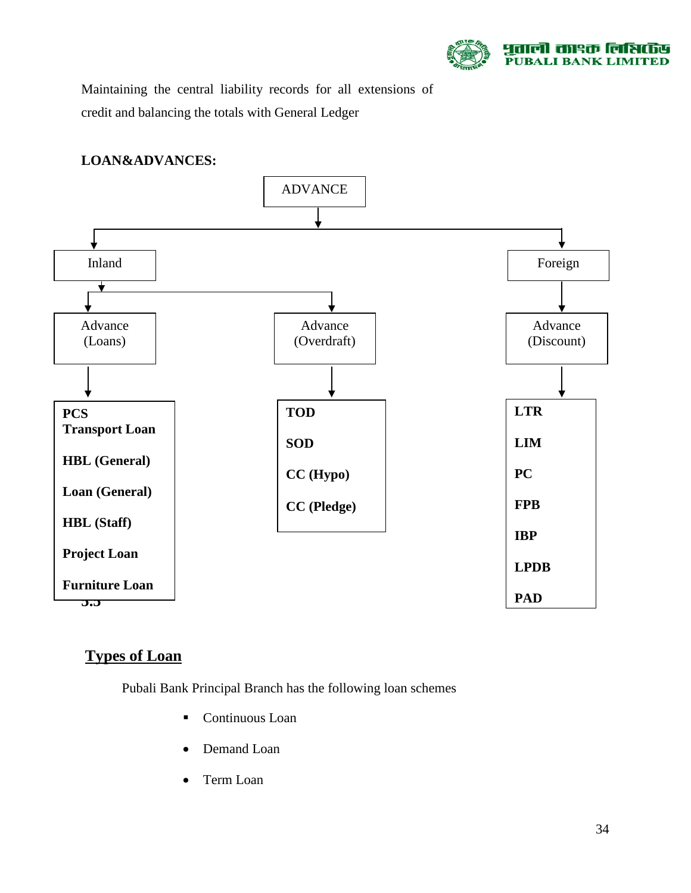Maintaining the central liability records for all extensions of credit and balancing the totals with General Ledger

**LOAN&ADVANCES:**

ADVANCE

- Inland
  - Advance (Loans)
    - **PCS**
    - **Transport Loan**
    - **HBL (General)**
    - **Loan (General)**
    - **HBL (Staff)**
    - **Project Loan**
    - **Furniture Loan**
  - Advance (Overdraft)
    - **TOD**
    - **SOD**
    - **CC (Hypo)**
    - **CC (Pledge)**
- Foreign
  - Advance (Discount)
    - **LTR**
    - **LIM**
    - **PC**
    - **FPB**
    - **IBP**
    - **LPDB**
    - **PAD**

## 3.3 Types of Loan

Pubali Bank Principal Branch has the following loan schemes

- Continuous Loan
- Demand Loan
- Term Loan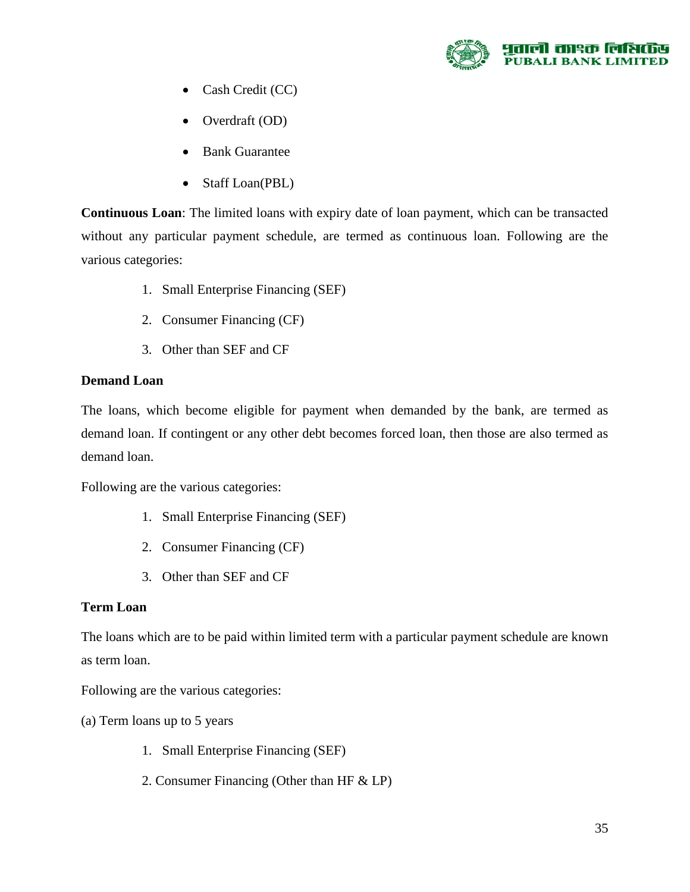- Cash Credit (CC)
- Overdraft (OD)
- Bank Guarantee
- Staff Loan(PBL)

**Continuous Loan**: The limited loans with expiry date of loan payment, which can be transacted without any particular payment schedule, are termed as continuous loan. Following are the various categories:

1. Small Enterprise Financing (SEF)
2. Consumer Financing (CF)
3. Other than SEF and CF

**Demand Loan**

The loans, which become eligible for payment when demanded by the bank, are termed as demand loan. If contingent or any other debt becomes forced loan, then those are also termed as demand loan.

Following are the various categories:

1. Small Enterprise Financing (SEF)
2. Consumer Financing (CF)
3. Other than SEF and CF

**Term Loan**

The loans which are to be paid within limited term with a particular payment schedule are known as term loan.

Following are the various categories:

(a) Term loans up to 5 years

1. Small Enterprise Financing (SEF)
2. Consumer Financing (Other than HF & LP)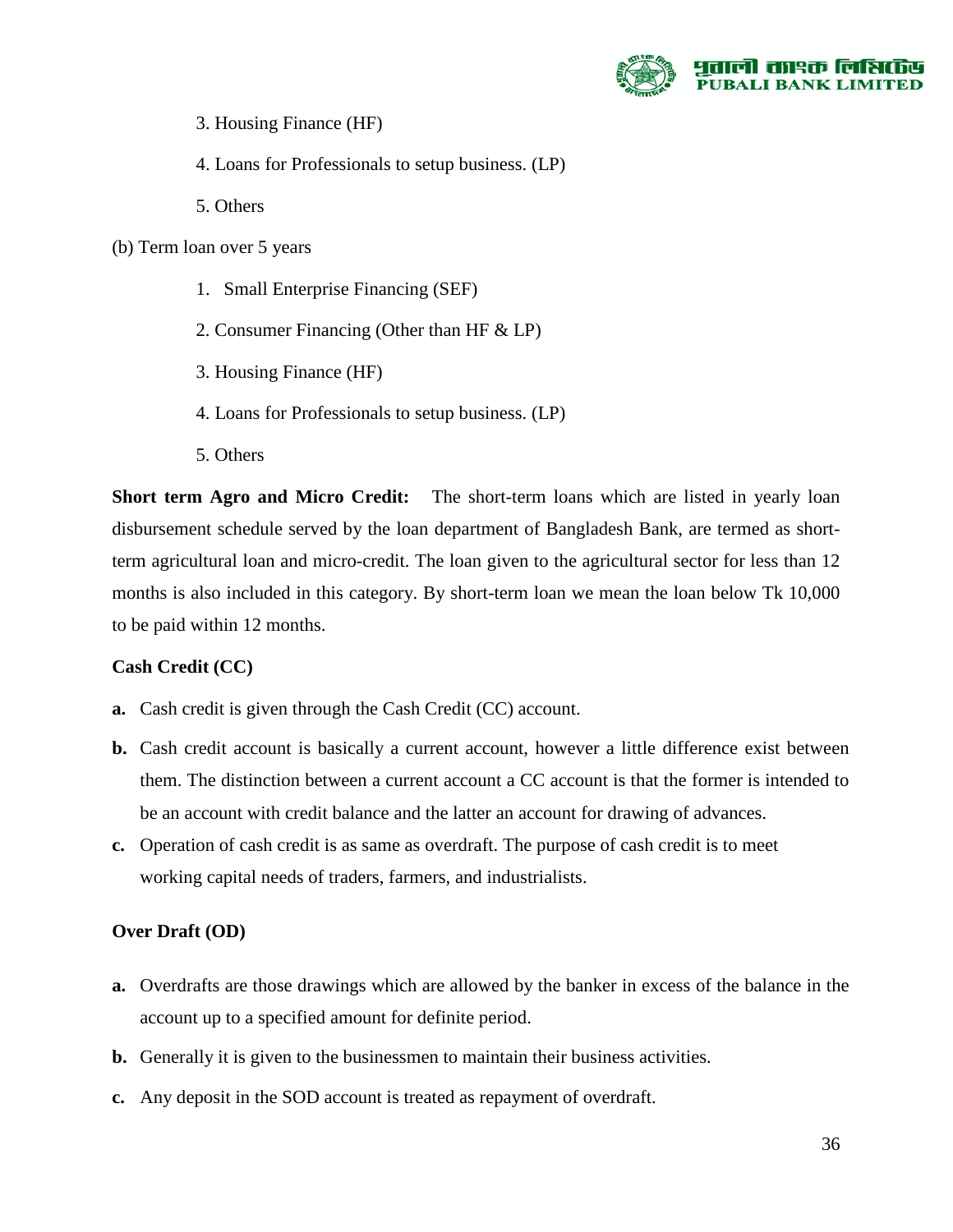3. Housing Finance (HF)

4. Loans for Professionals to setup business. (LP)

5. Others

(b) Term loan over 5 years

1. Small Enterprise Financing (SEF)

2. Consumer Financing (Other than HF & LP)

3. Housing Finance (HF)

4. Loans for Professionals to setup business. (LP)

5. Others

**Short term Agro and Micro Credit:** The short-term loans which are listed in yearly loan disbursement schedule served by the loan department of Bangladesh Bank, are termed as short-term agricultural loan and micro-credit. The loan given to the agricultural sector for less than 12 months is also included in this category. By short-term loan we mean the loan below Tk 10,000 to be paid within 12 months.

**Cash Credit (CC)**

**a.** Cash credit is given through the Cash Credit (CC) account.

**b.** Cash credit account is basically a current account, however a little difference exist between them. The distinction between a current account a CC account is that the former is intended to be an account with credit balance and the latter an account for drawing of advances.

**c.** Operation of cash credit is as same as overdraft. The purpose of cash credit is to meet working capital needs of traders, farmers, and industrialists.

**Over Draft (OD)**

**a.** Overdrafts are those drawings which are allowed by the banker in excess of the balance in the account up to a specified amount for definite period.

**b.** Generally it is given to the businessmen to maintain their business activities.

**c.** Any deposit in the SOD account is treated as repayment of overdraft.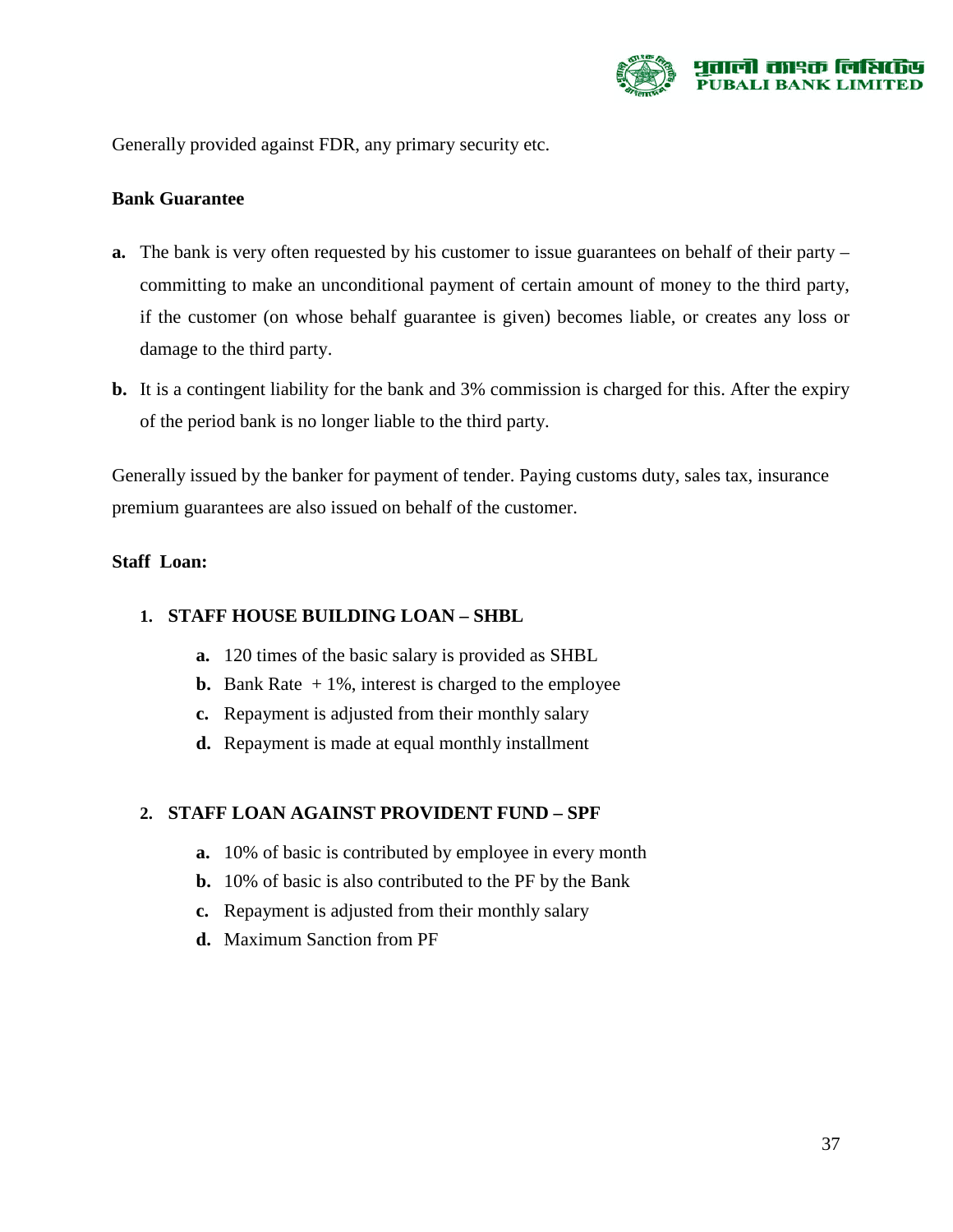Generally provided against FDR, any primary security etc.

**Bank Guarantee**

**a.** The bank is very often requested by his customer to issue guarantees on behalf of their party – committing to make an unconditional payment of certain amount of money to the third party, if the customer (on whose behalf guarantee is given) becomes liable, or creates any loss or damage to the third party.

**b.** It is a contingent liability for the bank and 3% commission is charged for this. After the expiry of the period bank is no longer liable to the third party.

Generally issued by the banker for payment of tender. Paying customs duty, sales tax, insurance premium guarantees are also issued on behalf of the customer.

**Staff Loan:**

1. **STAFF HOUSE BUILDING LOAN – SHBL**

   **a.** 120 times of the basic salary is provided as SHBL
   
   **b.** Bank Rate + 1%, interest is charged to the employee
   
   **c.** Repayment is adjusted from their monthly salary
   
   **d.** Repayment is made at equal monthly installment

2. **STAFF LOAN AGAINST PROVIDENT FUND – SPF**

   **a.** 10% of basic is contributed by employee in every month
   
   **b.** 10% of basic is also contributed to the PF by the Bank
   
   **c.** Repayment is adjusted from their monthly salary
   
   **d.** Maximum Sanction from PF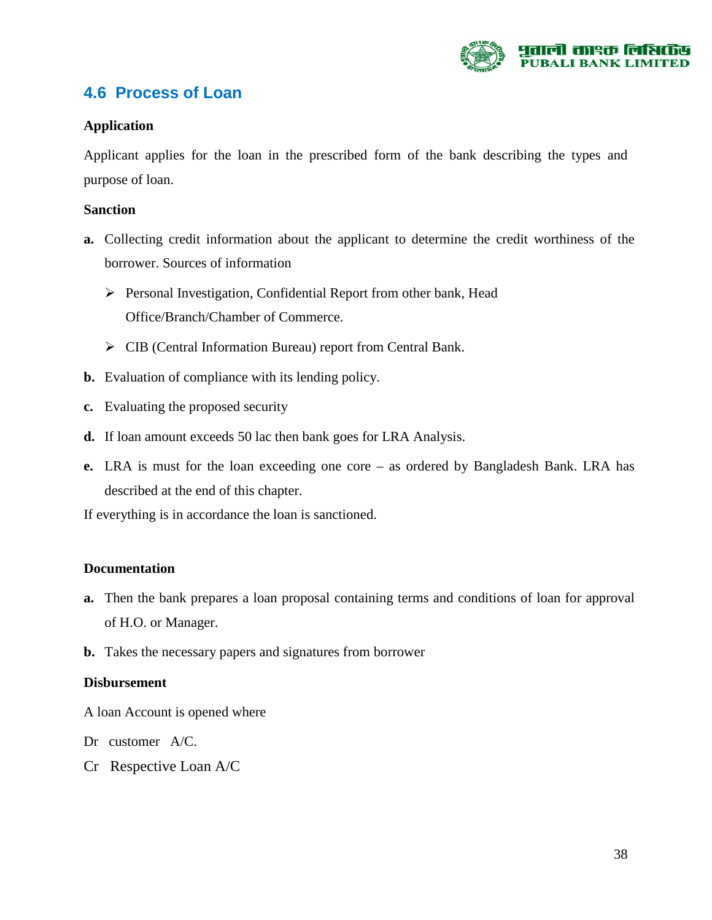## 4.6 Process of Loan

**Application**

Applicant applies for the loan in the prescribed form of the bank describing the types and purpose of loan.

**Sanction**

**a.** Collecting credit information about the applicant to determine the credit worthiness of the borrower. Sources of information

- Personal Investigation, Confidential Report from other bank, Head Office/Branch/Chamber of Commerce.
- CIB (Central Information Bureau) report from Central Bank.

**b.** Evaluation of compliance with its lending policy.

**c.** Evaluating the proposed security

**d.** If loan amount exceeds 50 lac then bank goes for LRA Analysis.

**e.** LRA is must for the loan exceeding one core – as ordered by Bangladesh Bank. LRA has described at the end of this chapter.

If everything is in accordance the loan is sanctioned.

**Documentation**

**a.** Then the bank prepares a loan proposal containing terms and conditions of loan for approval of H.O. or Manager.

**b.** Takes the necessary papers and signatures from borrower

**Disbursement**

A loan Account is opened where

Dr customer A/C.

Cr Respective Loan A/C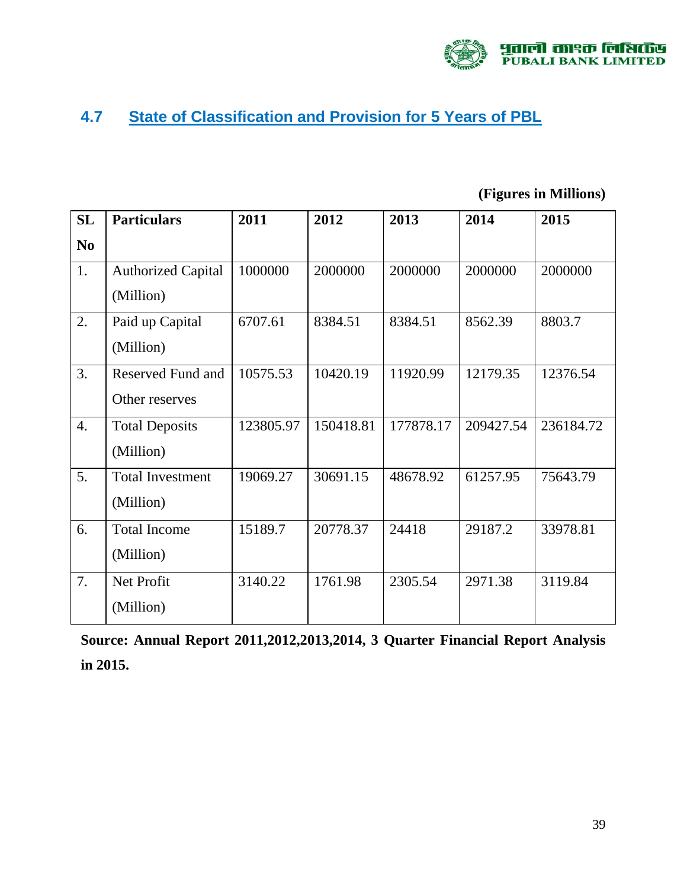## 4.7 State of Classification and Provision for 5 Years of PBL

**(Figures in Millions)**

| SL No | Particulars | 2011 | 2012 | 2013 | 2014 | 2015 |
|---|---|---|---|---|---|---|
| 1. | Authorized Capital (Million) | 1000000 | 2000000 | 2000000 | 2000000 | 2000000 |
| 2. | Paid up Capital (Million) | 6707.61 | 8384.51 | 8384.51 | 8562.39 | 8803.7 |
| 3. | Reserved Fund and Other reserves | 10575.53 | 10420.19 | 11920.99 | 12179.35 | 12376.54 |
| 4. | Total Deposits (Million) | 123805.97 | 150418.81 | 177878.17 | 209427.54 | 236184.72 |
| 5. | Total Investment (Million) | 19069.27 | 30691.15 | 48678.92 | 61257.95 | 75643.79 |
| 6. | Total Income (Million) | 15189.7 | 20778.37 | 24418 | 29187.2 | 33978.81 |
| 7. | Net Profit (Million) | 3140.22 | 1761.98 | 2305.54 | 2971.38 | 3119.84 |

**Source: Annual Report 2011,2012,2013,2014, 3 Quarter Financial Report Analysis in 2015.**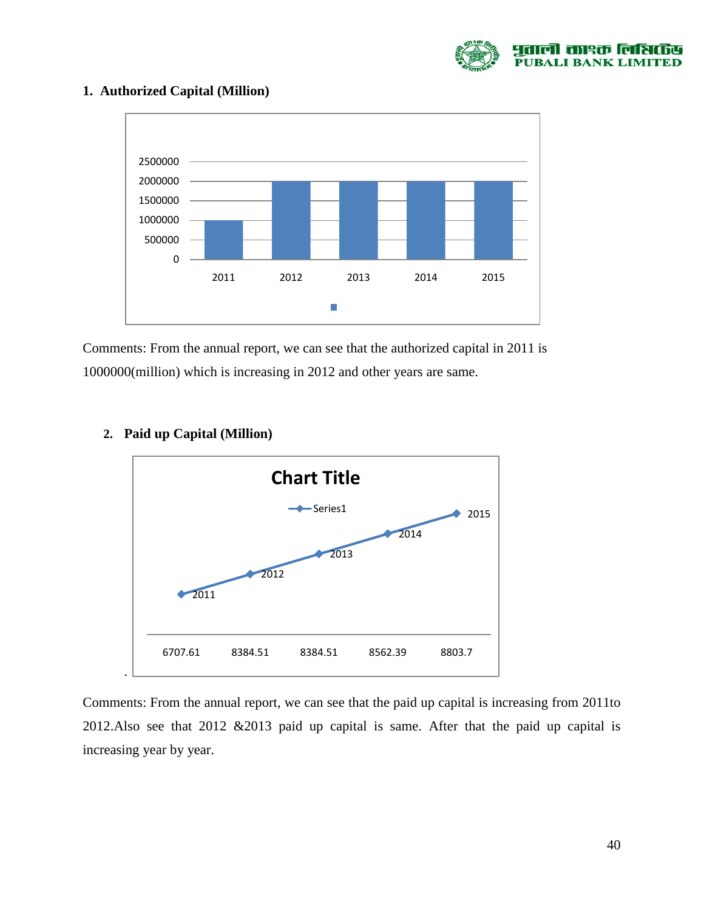## 1. Authorized Capital (Million)

| Year | Authorized Capital (Million) |
|---|---|
| 2011 | 1000000 |
| 2012 | 2000000 |
| 2013 | 2000000 |
| 2014 | 2000000 |
| 2015 | 2000000 |

Comments: From the annual report, we can see that the authorized capital in 2011 is 1000000(million) which is increasing in 2012 and other years are same.

## 2. Paid up Capital (Million)

| Year | Paid up Capital (Million) |
|---|---|
| 2011 | 6707.61 |
| 2012 | 8384.51 |
| 2013 | 8384.51 |
| 2014 | 8562.39 |
| 2015 | 8803.7 |

Comments: From the annual report, we can see that the paid up capital is increasing from 2011to 2012.Also see that 2012 &2013 paid up capital is same. After that the paid up capital is increasing year by year.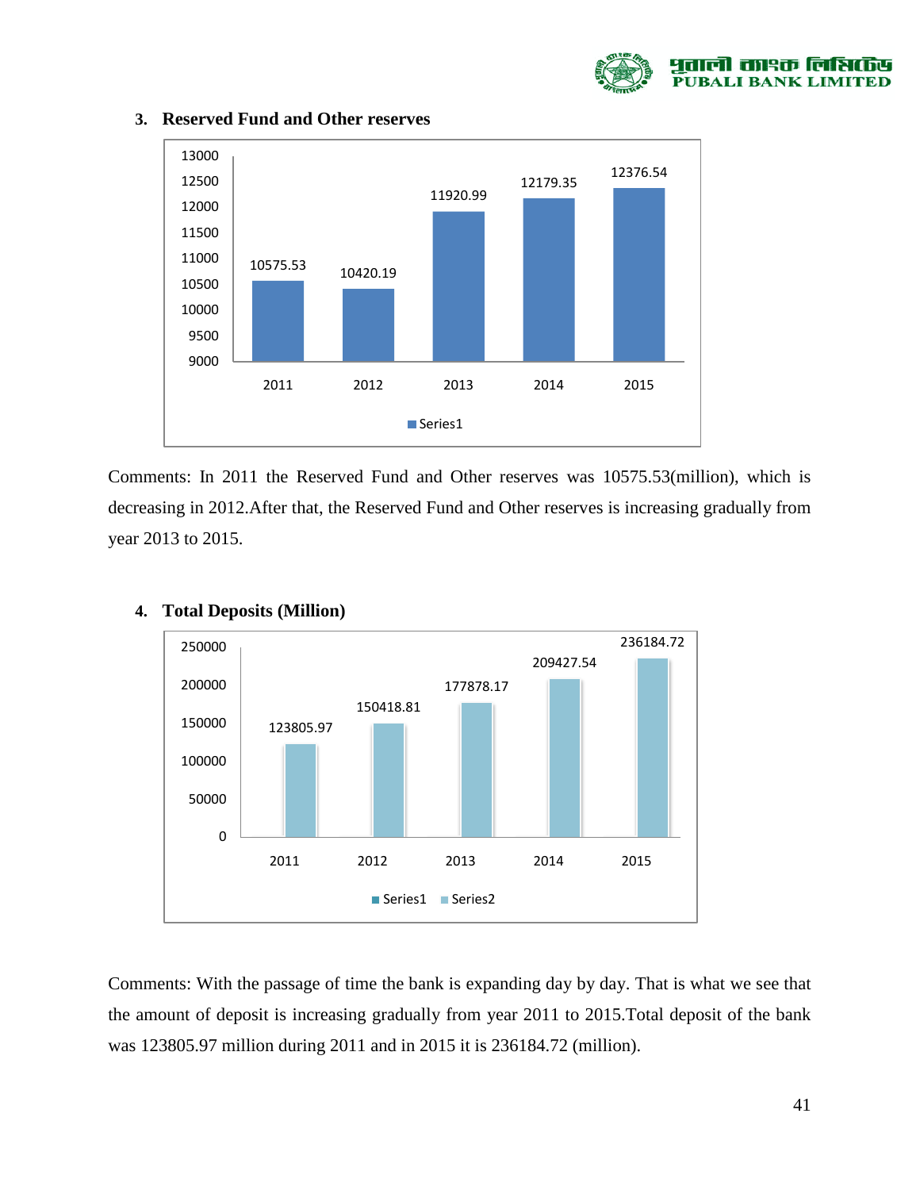### 3. Reserved Fund and Other reserves

| Year | Series1 |
|---|---|
| 2011 | 10575.53 |
| 2012 | 10420.19 |
| 2013 | 11920.99 |
| 2014 | 12179.35 |
| 2015 | 12376.54 |

Comments: In 2011 the Reserved Fund and Other reserves was 10575.53(million), which is decreasing in 2012.After that, the Reserved Fund and Other reserves is increasing gradually from year 2013 to 2015.

### 4. Total Deposits (Million)

| Year | Value |
|---|---|
| 2011 | 123805.97 |
| 2012 | 150418.81 |
| 2013 | 177878.17 |
| 2014 | 209427.54 |
| 2015 | 236184.72 |

Comments: With the passage of time the bank is expanding day by day. That is what we see that the amount of deposit is increasing gradually from year 2011 to 2015.Total deposit of the bank was 123805.97 million during 2011 and in 2015 it is 236184.72 (million).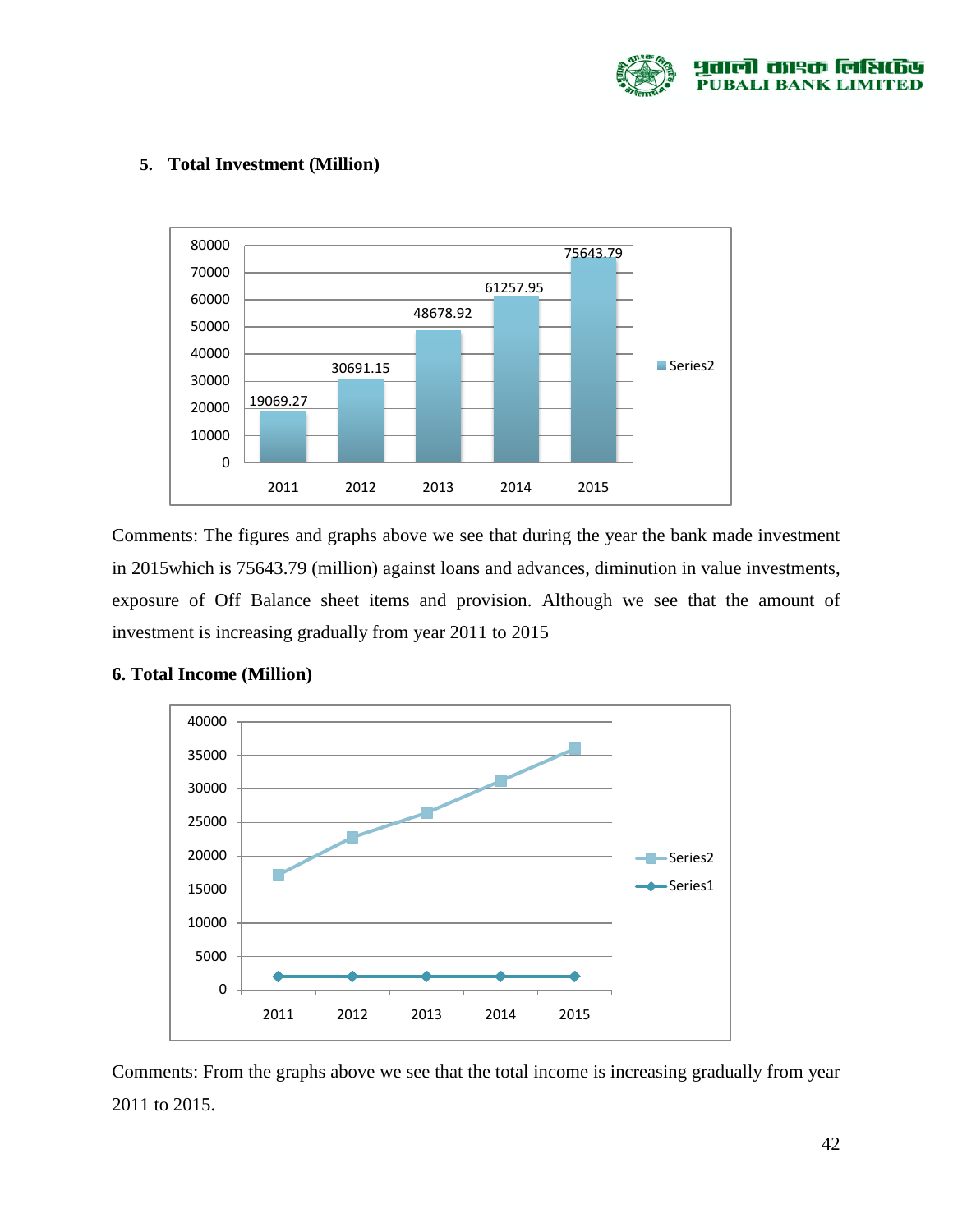## 5. Total Investment (Million)

| Year | Series2 |
|---|---|
| 2011 | 19069.27 |
| 2012 | 30691.15 |
| 2013 | 48678.92 |
| 2014 | 61257.95 |
| 2015 | 75643.79 |

Comments: The figures and graphs above we see that during the year the bank made investment in 2015which is 75643.79 (million) against loans and advances, diminution in value investments, exposure of Off Balance sheet items and provision. Although we see that the amount of investment is increasing gradually from year 2011 to 2015

## 6. Total Income (Million)

Comments: From the graphs above we see that the total income is increasing gradually from year 2011 to 2015.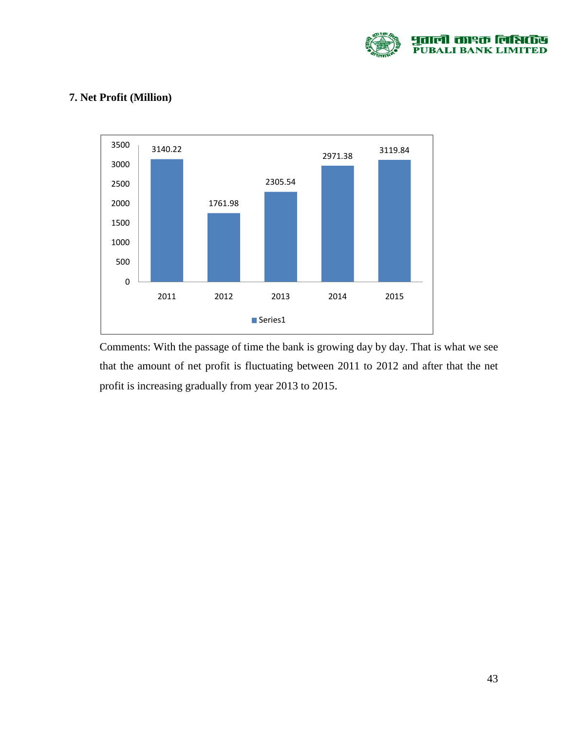### 7. Net Profit (Million)

| Year | Series1 |
|---|---|
| 2011 | 3140.22 |
| 2012 | 1761.98 |
| 2013 | 2305.54 |
| 2014 | 2971.38 |
| 2015 | 3119.84 |

Comments: With the passage of time the bank is growing day by day. That is what we see that the amount of net profit is fluctuating between 2011 to 2012 and after that the net profit is increasing gradually from year 2013 to 2015.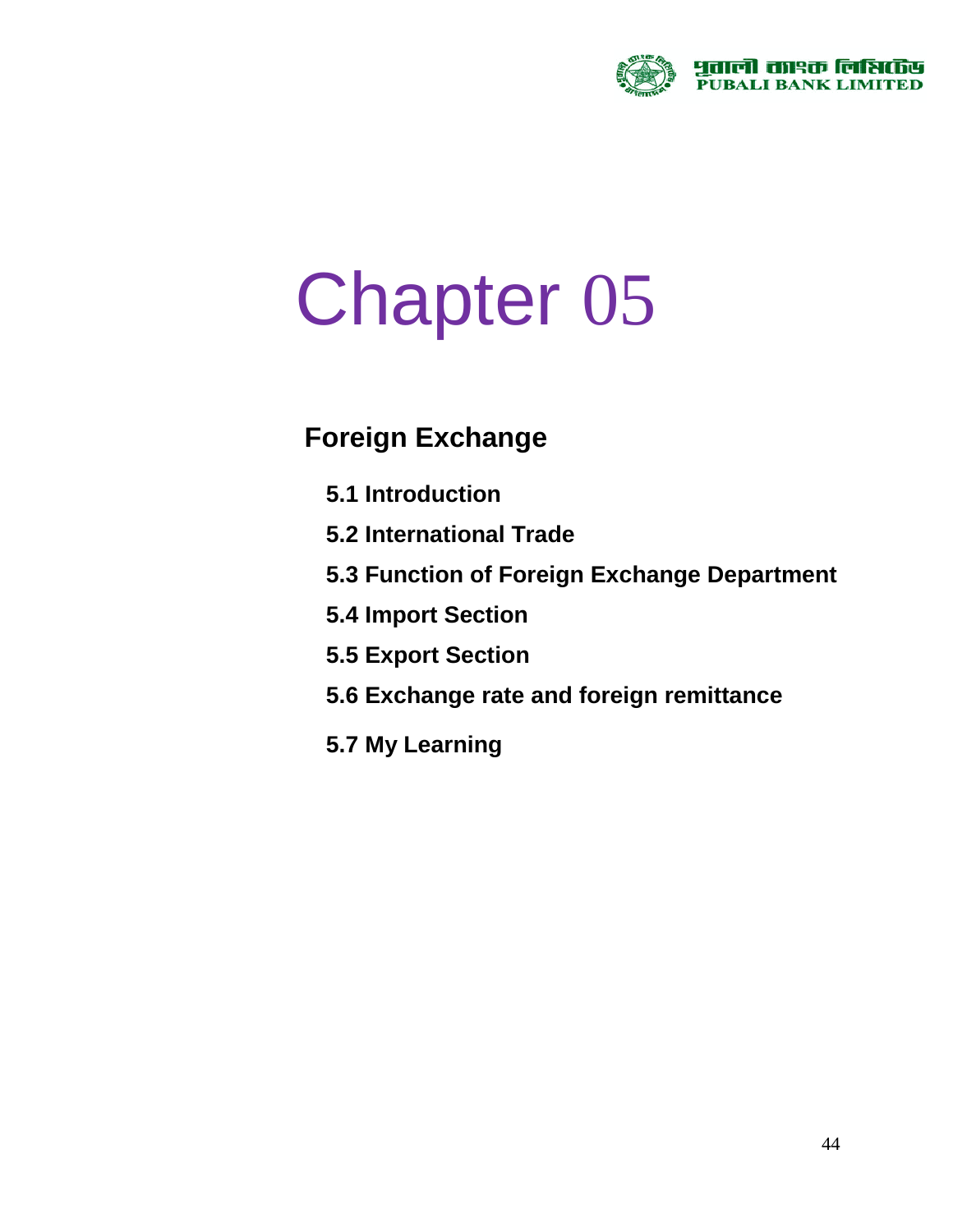# Chapter 05

## Foreign Exchange

**5.1 Introduction**

**5.2 International Trade**

**5.3 Function of Foreign Exchange Department**

**5.4 Import Section**

**5.5 Export Section**

**5.6 Exchange rate and foreign remittance**

**5.7 My Learning**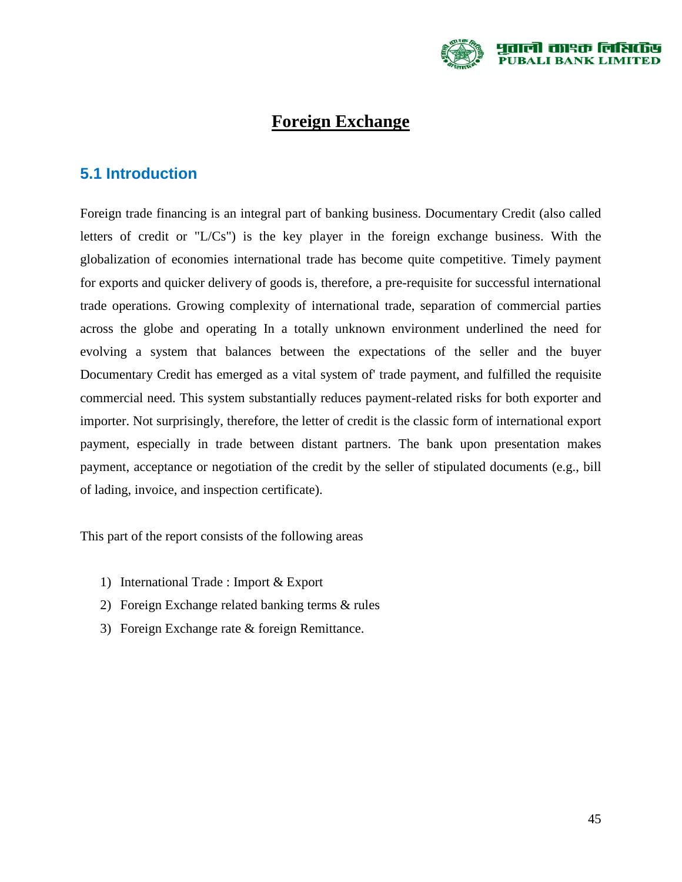# Foreign Exchange

## 5.1 Introduction

Foreign trade financing is an integral part of banking business. Documentary Credit (also called letters of credit or "L/Cs") is the key player in the foreign exchange business. With the globalization of economies international trade has become quite competitive. Timely payment for exports and quicker delivery of goods is, therefore, a pre-requisite for successful international trade operations. Growing complexity of international trade, separation of commercial parties across the globe and operating In a totally unknown environment underlined the need for evolving a system that balances between the expectations of the seller and the buyer Documentary Credit has emerged as a vital system of' trade payment, and fulfilled the requisite commercial need. This system substantially reduces payment-related risks for both exporter and importer. Not surprisingly, therefore, the letter of credit is the classic form of international export payment, especially in trade between distant partners. The bank upon presentation makes payment, acceptance or negotiation of the credit by the seller of stipulated documents (e.g., bill of lading, invoice, and inspection certificate).

This part of the report consists of the following areas

1) International Trade : Import & Export
2) Foreign Exchange related banking terms & rules
3) Foreign Exchange rate & foreign Remittance.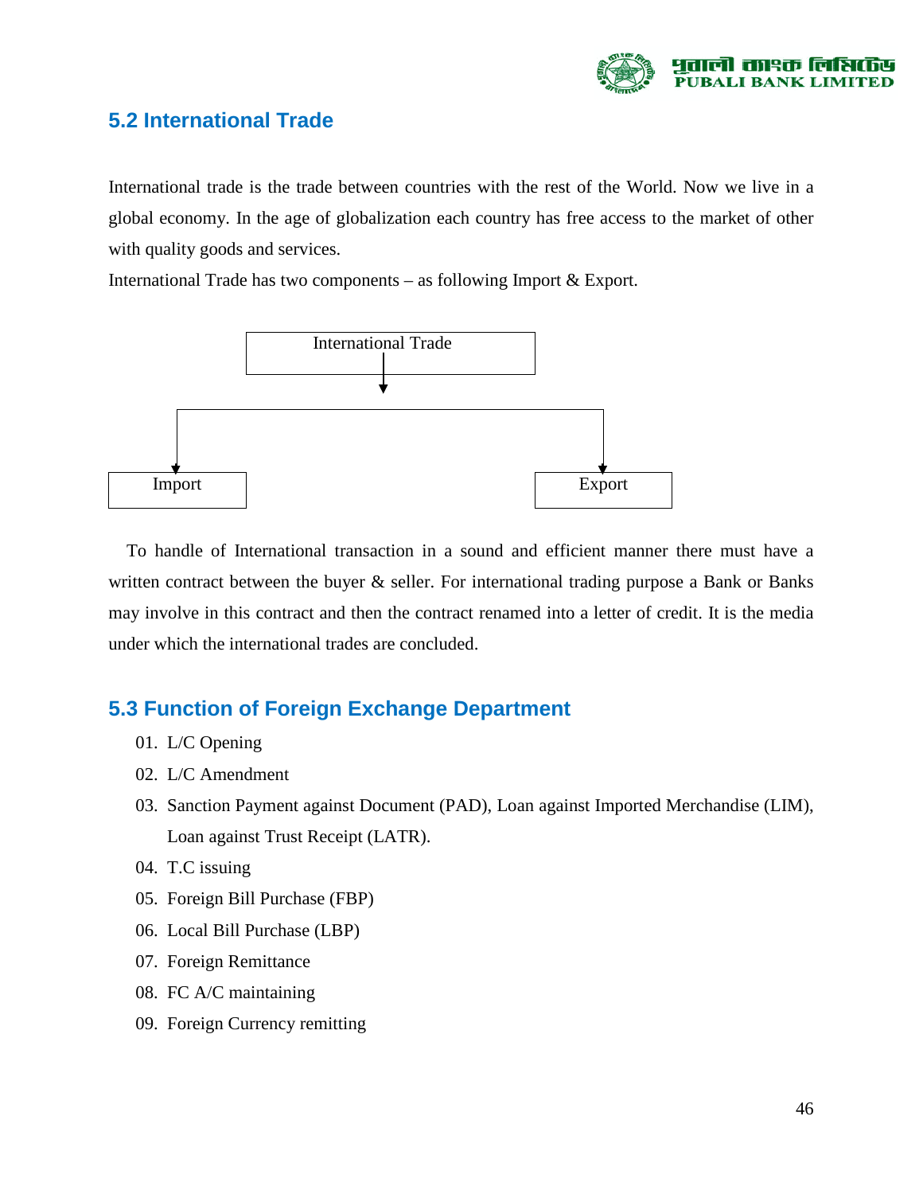## 5.2 International Trade

International trade is the trade between countries with the rest of the World. Now we live in a global economy. In the age of globalization each country has free access to the market of other with quality goods and services.

International Trade has two components – as following Import & Export.

```
              International Trade
                      |
          ---------------------------
          |                         |
        Import                    Export
```

To handle of International transaction in a sound and efficient manner there must have a written contract between the buyer & seller. For international trading purpose a Bank or Banks may involve in this contract and then the contract renamed into a letter of credit. It is the media under which the international trades are concluded.

## 5.3 Function of Foreign Exchange Department

01. L/C Opening
02. L/C Amendment
03. Sanction Payment against Document (PAD), Loan against Imported Merchandise (LIM), Loan against Trust Receipt (LATR).
04. T.C issuing
05. Foreign Bill Purchase (FBP)
06. Local Bill Purchase (LBP)
07. Foreign Remittance
08. FC A/C maintaining
09. Foreign Currency remitting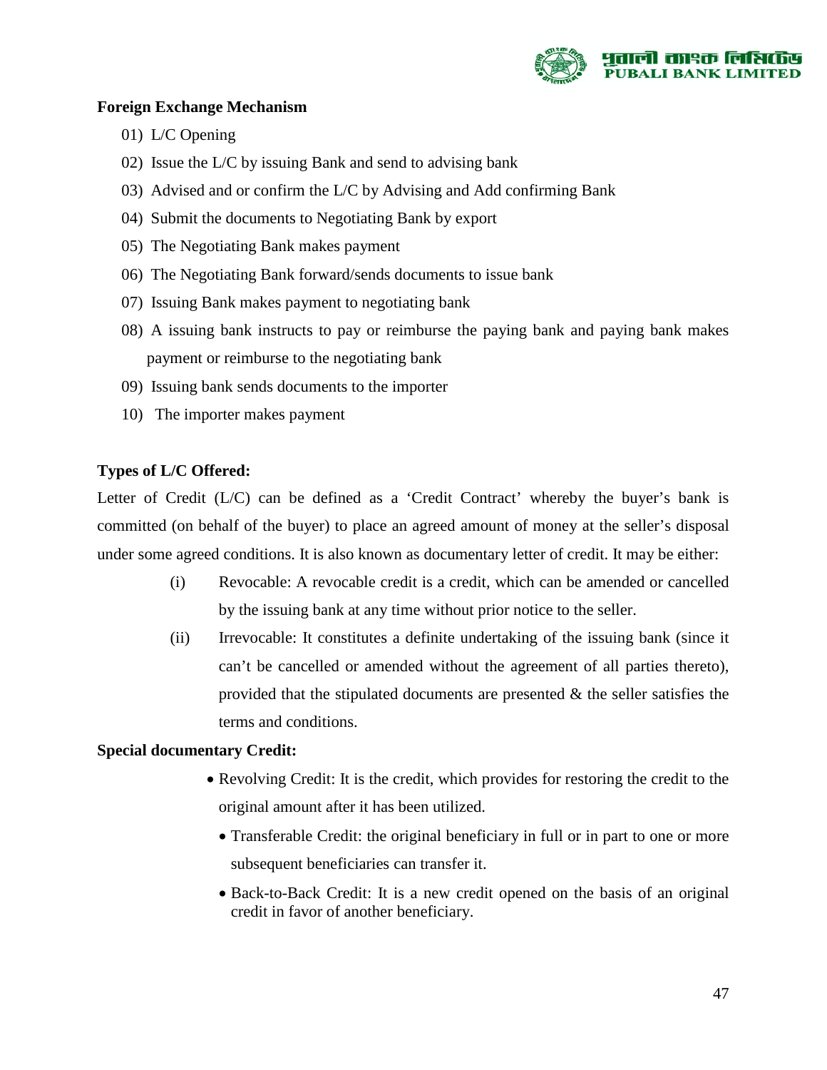**Foreign Exchange Mechanism**

01) L/C Opening
02) Issue the L/C by issuing Bank and send to advising bank
03) Advised and or confirm the L/C by Advising and Add confirming Bank
04) Submit the documents to Negotiating Bank by export
05) The Negotiating Bank makes payment
06) The Negotiating Bank forward/sends documents to issue bank
07) Issuing Bank makes payment to negotiating bank
08) A issuing bank instructs to pay or reimburse the paying bank and paying bank makes payment or reimburse to the negotiating bank
09) Issuing bank sends documents to the importer
10) The importer makes payment

**Types of L/C Offered:**

Letter of Credit (L/C) can be defined as a 'Credit Contract' whereby the buyer's bank is committed (on behalf of the buyer) to place an agreed amount of money at the seller's disposal under some agreed conditions. It is also known as documentary letter of credit. It may be either:

(i) Revocable: A revocable credit is a credit, which can be amended or cancelled by the issuing bank at any time without prior notice to the seller.

(ii) Irrevocable: It constitutes a definite undertaking of the issuing bank (since it can't be cancelled or amended without the agreement of all parties thereto), provided that the stipulated documents are presented & the seller satisfies the terms and conditions.

**Special documentary Credit:**

- Revolving Credit: It is the credit, which provides for restoring the credit to the original amount after it has been utilized.
- Transferable Credit: the original beneficiary in full or in part to one or more subsequent beneficiaries can transfer it.
- Back-to-Back Credit: It is a new credit opened on the basis of an original credit in favor of another beneficiary.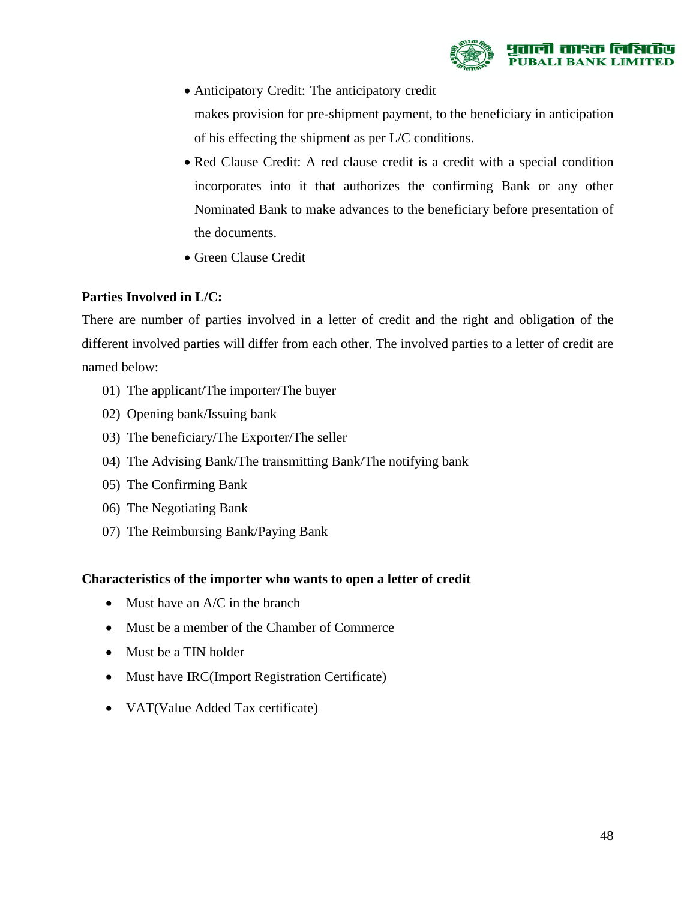- Anticipatory Credit: The anticipatory credit makes provision for pre-shipment payment, to the beneficiary in anticipation of his effecting the shipment as per L/C conditions.
- Red Clause Credit: A red clause credit is a credit with a special condition incorporates into it that authorizes the confirming Bank or any other Nominated Bank to make advances to the beneficiary before presentation of the documents.
- Green Clause Credit

**Parties Involved in L/C:**

There are number of parties involved in a letter of credit and the right and obligation of the different involved parties will differ from each other. The involved parties to a letter of credit are named below:

01) The applicant/The importer/The buyer
02) Opening bank/Issuing bank
03) The beneficiary/The Exporter/The seller
04) The Advising Bank/The transmitting Bank/The notifying bank
05) The Confirming Bank
06) The Negotiating Bank
07) The Reimbursing Bank/Paying Bank

**Characteristics of the importer who wants to open a letter of credit**

- Must have an A/C in the branch
- Must be a member of the Chamber of Commerce
- Must be a TIN holder
- Must have IRC(Import Registration Certificate)
- VAT(Value Added Tax certificate)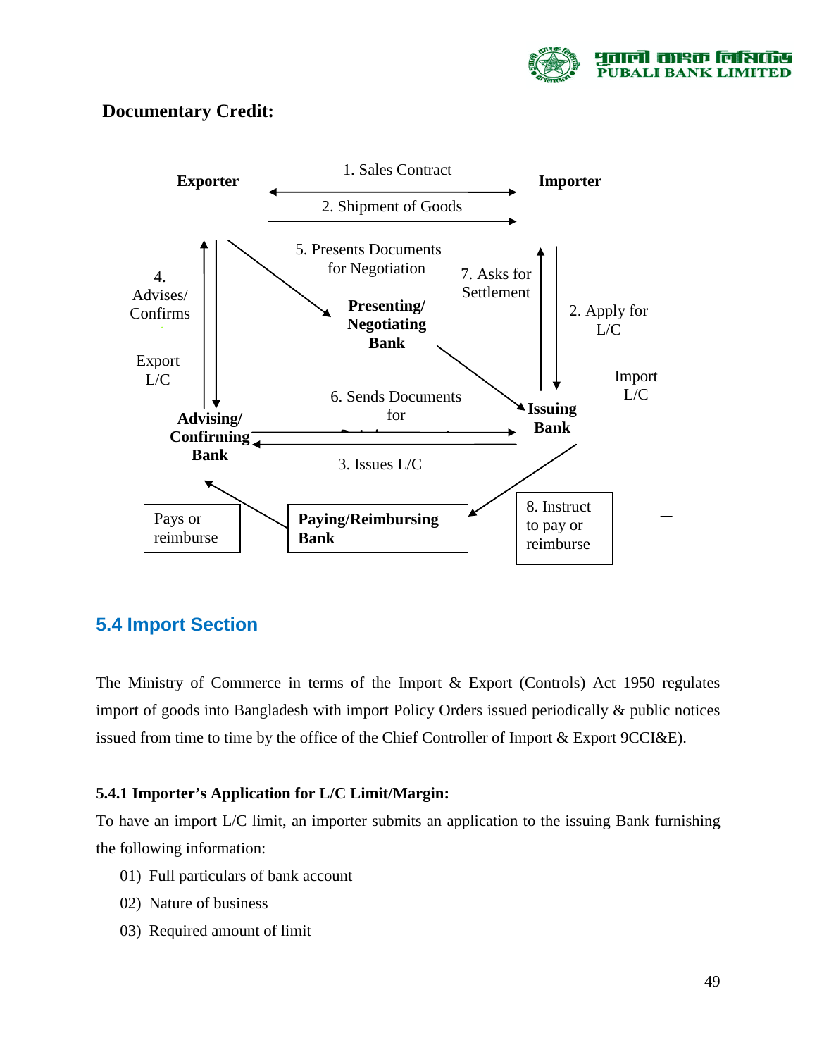## Documentary Credit:

Exporter — 1. Sales Contract — Importer

2. Shipment of Goods

4. Advises/ Confirms

Export L/C

5. Presents Documents for Negotiation

**Presenting/ Negotiating Bank**

7. Asks for Settlement

2. Apply for L/C

Import L/C

**Advising/ Confirming Bank**

6. Sends Documents for

**Issuing Bank**

3. Issues L/C

Pays or reimburse

**Paying/Reimbursing Bank**

8. Instruct to pay or reimburse

## 5.4 Import Section

The Ministry of Commerce in terms of the Import & Export (Controls) Act 1950 regulates import of goods into Bangladesh with import Policy Orders issued periodically & public notices issued from time to time by the office of the Chief Controller of Import & Export 9CCI&E).

### 5.4.1 Importer's Application for L/C Limit/Margin:

To have an import L/C limit, an importer submits an application to the issuing Bank furnishing the following information:

01) Full particulars of bank account
02) Nature of business
03) Required amount of limit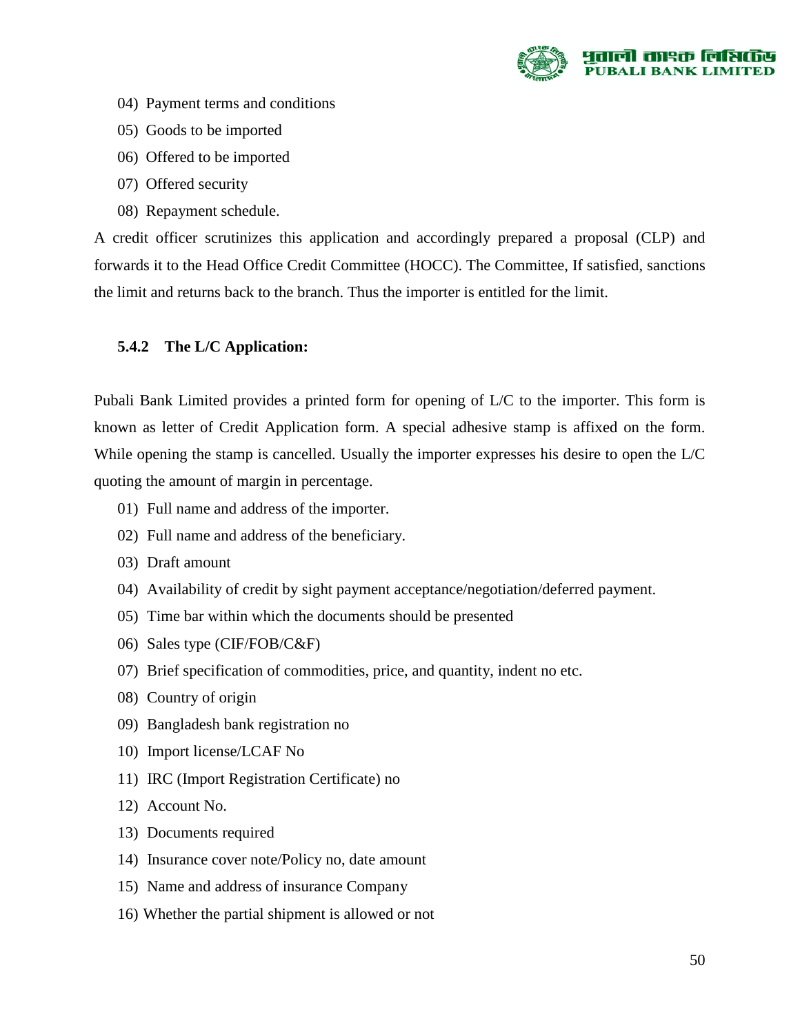04) Payment terms and conditions

05) Goods to be imported

06) Offered to be imported

07) Offered security

08) Repayment schedule.

A credit officer scrutinizes this application and accordingly prepared a proposal (CLP) and forwards it to the Head Office Credit Committee (HOCC). The Committee, If satisfied, sanctions the limit and returns back to the branch. Thus the importer is entitled for the limit.

### 5.4.2 The L/C Application:

Pubali Bank Limited provides a printed form for opening of L/C to the importer. This form is known as letter of Credit Application form. A special adhesive stamp is affixed on the form. While opening the stamp is cancelled. Usually the importer expresses his desire to open the L/C quoting the amount of margin in percentage.

01) Full name and address of the importer.

02) Full name and address of the beneficiary.

03) Draft amount

04) Availability of credit by sight payment acceptance/negotiation/deferred payment.

05) Time bar within which the documents should be presented

06) Sales type (CIF/FOB/C&F)

07) Brief specification of commodities, price, and quantity, indent no etc.

08) Country of origin

09) Bangladesh bank registration no

10) Import license/LCAF No

11) IRC (Import Registration Certificate) no

12) Account No.

13) Documents required

14) Insurance cover note/Policy no, date amount

15) Name and address of insurance Company

16) Whether the partial shipment is allowed or not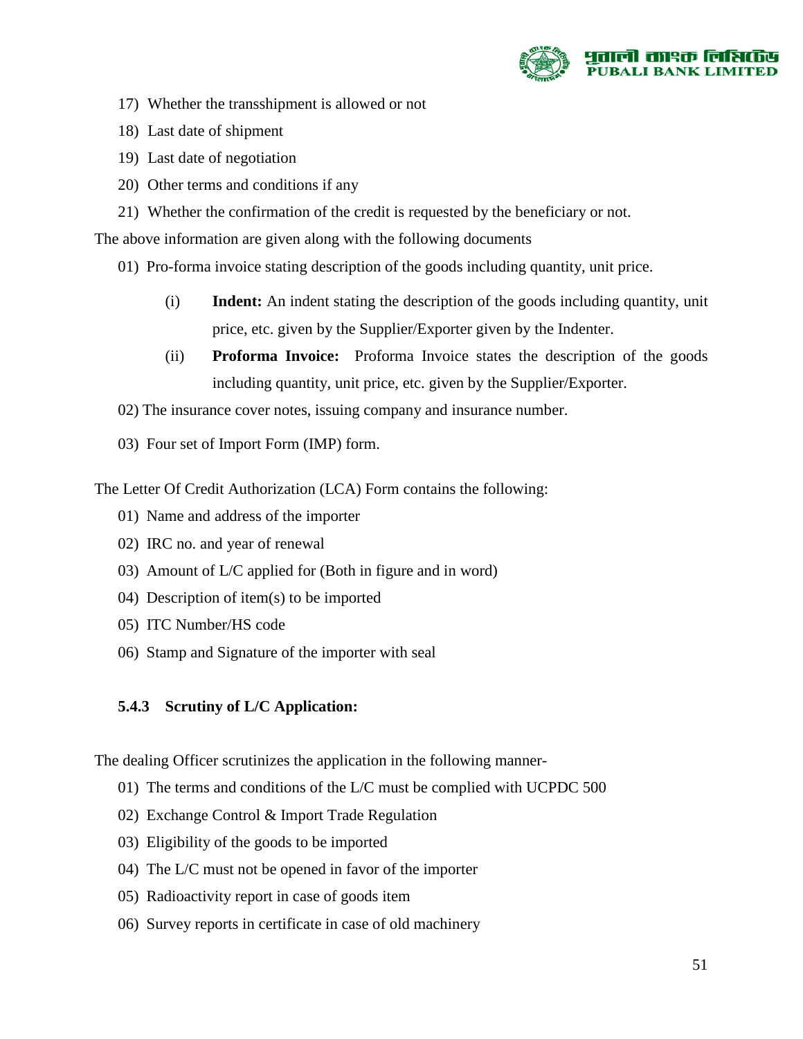17) Whether the transshipment is allowed or not
18) Last date of shipment
19) Last date of negotiation
20) Other terms and conditions if any
21) Whether the confirmation of the credit is requested by the beneficiary or not.

The above information are given along with the following documents

01) Pro-forma invoice stating description of the goods including quantity, unit price.

    (i) **Indent:** An indent stating the description of the goods including quantity, unit price, etc. given by the Supplier/Exporter given by the Indenter.

    (ii) **Proforma Invoice:** Proforma Invoice states the description of the goods including quantity, unit price, etc. given by the Supplier/Exporter.

02) The insurance cover notes, issuing company and insurance number.

03) Four set of Import Form (IMP) form.

The Letter Of Credit Authorization (LCA) Form contains the following:

01) Name and address of the importer
02) IRC no. and year of renewal
03) Amount of L/C applied for (Both in figure and in word)
04) Description of item(s) to be imported
05) ITC Number/HS code
06) Stamp and Signature of the importer with seal

### 5.4.3 Scrutiny of L/C Application:

The dealing Officer scrutinizes the application in the following manner-

01) The terms and conditions of the L/C must be complied with UCPDC 500
02) Exchange Control & Import Trade Regulation
03) Eligibility of the goods to be imported
04) The L/C must not be opened in favor of the importer
05) Radioactivity report in case of goods item
06) Survey reports in certificate in case of old machinery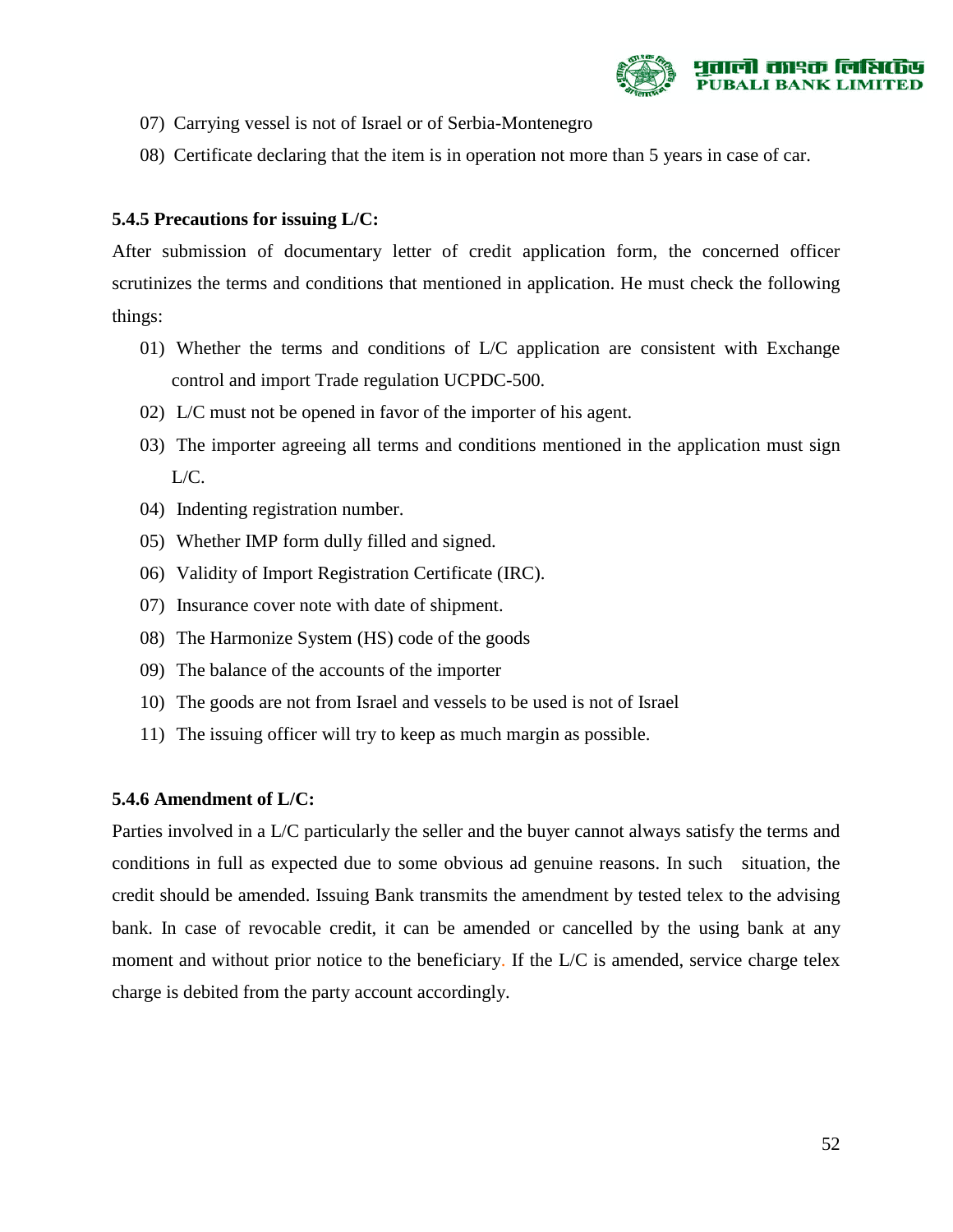07) Carrying vessel is not of Israel or of Serbia-Montenegro

08) Certificate declaring that the item is in operation not more than 5 years in case of car.

**5.4.5 Precautions for issuing L/C:**

After submission of documentary letter of credit application form, the concerned officer scrutinizes the terms and conditions that mentioned in application. He must check the following things:

01) Whether the terms and conditions of L/C application are consistent with Exchange control and import Trade regulation UCPDC-500.

02) L/C must not be opened in favor of the importer of his agent.

03) The importer agreeing all terms and conditions mentioned in the application must sign L/C.

04) Indenting registration number.

05) Whether IMP form dully filled and signed.

06) Validity of Import Registration Certificate (IRC).

07) Insurance cover note with date of shipment.

08) The Harmonize System (HS) code of the goods

09) The balance of the accounts of the importer

10) The goods are not from Israel and vessels to be used is not of Israel

11) The issuing officer will try to keep as much margin as possible.

**5.4.6 Amendment of L/C:**

Parties involved in a L/C particularly the seller and the buyer cannot always satisfy the terms and conditions in full as expected due to some obvious ad genuine reasons. In such situation, the credit should be amended. Issuing Bank transmits the amendment by tested telex to the advising bank. In case of revocable credit, it can be amended or cancelled by the using bank at any moment and without prior notice to the beneficiary. If the L/C is amended, service charge telex charge is debited from the party account accordingly.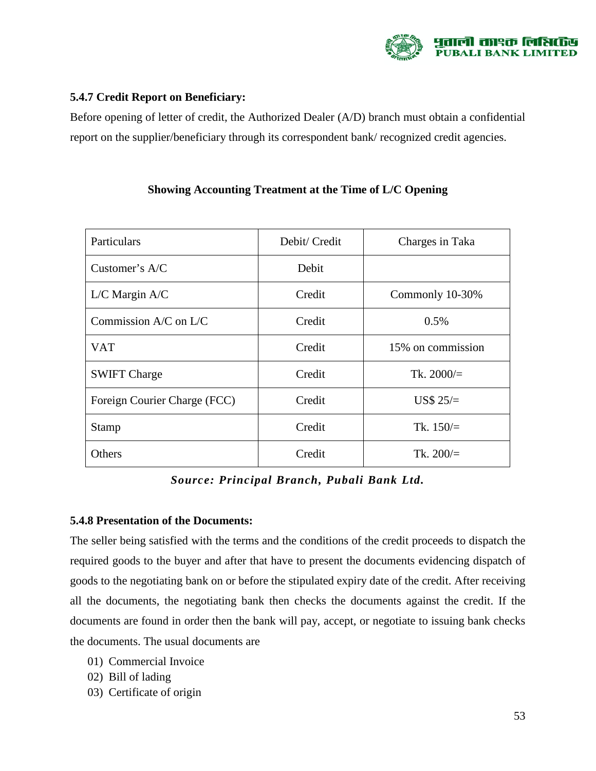### 5.4.7 Credit Report on Beneficiary:

Before opening of letter of credit, the Authorized Dealer (A/D) branch must obtain a confidential report on the supplier/beneficiary through its correspondent bank/ recognized credit agencies.

**Showing Accounting Treatment at the Time of L/C Opening**

| Particulars | Debit/ Credit | Charges in Taka |
|---|---|---|
| Customer's A/C | Debit | |
| L/C Margin A/C | Credit | Commonly 10-30% |
| Commission A/C on L/C | Credit | 0.5% |
| VAT | Credit | 15% on commission |
| SWIFT Charge | Credit | Tk. 2000/= |
| Foreign Courier Charge (FCC) | Credit | US$ 25/= |
| Stamp | Credit | Tk. 150/= |
| Others | Credit | Tk. 200/= |

***Source: Principal Branch, Pubali Bank Ltd.***

### 5.4.8 Presentation of the Documents:

The seller being satisfied with the terms and the conditions of the credit proceeds to dispatch the required goods to the buyer and after that have to present the documents evidencing dispatch of goods to the negotiating bank on or before the stipulated expiry date of the credit. After receiving all the documents, the negotiating bank then checks the documents against the credit. If the documents are found in order then the bank will pay, accept, or negotiate to issuing bank checks the documents. The usual documents are

01) Commercial Invoice
02) Bill of lading
03) Certificate of origin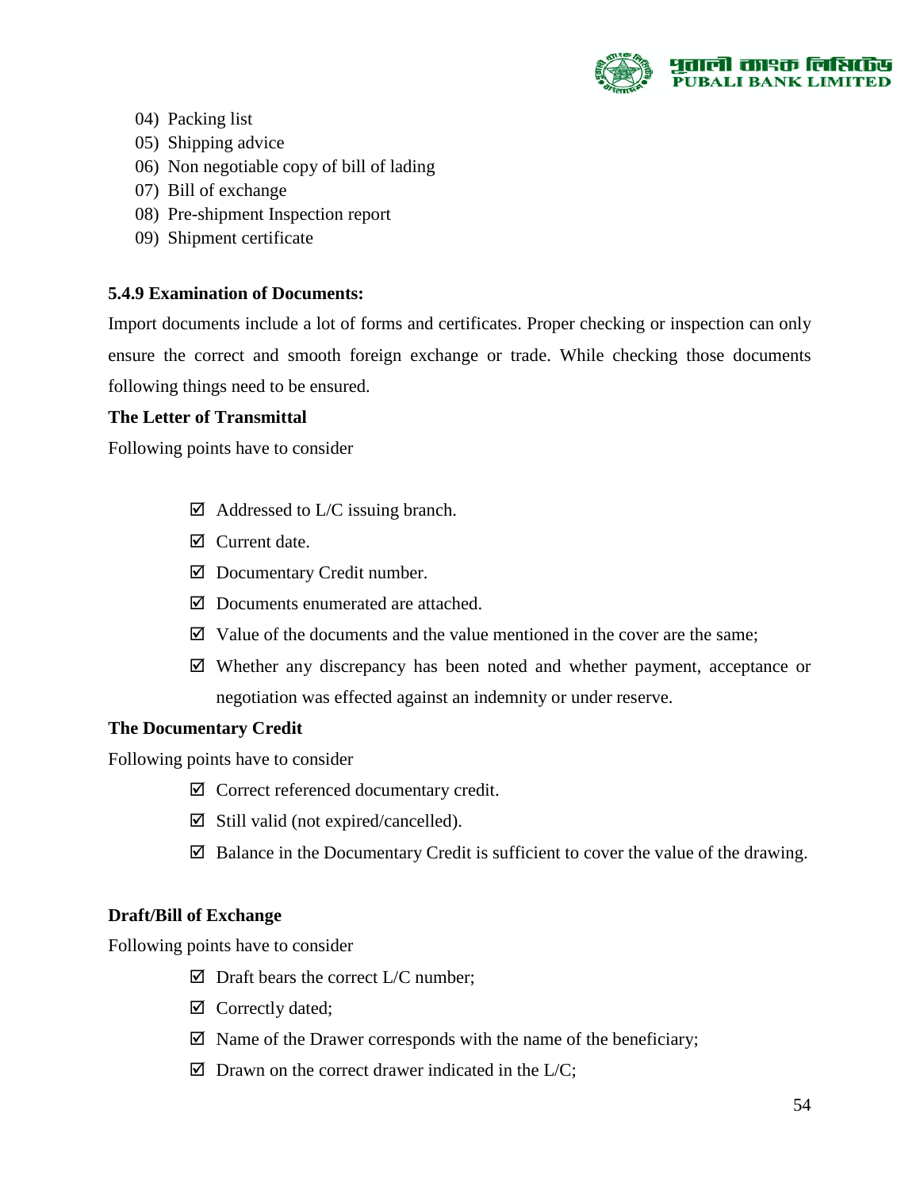04) Packing list
05) Shipping advice
06) Non negotiable copy of bill of lading
07) Bill of exchange
08) Pre-shipment Inspection report
09) Shipment certificate

### 5.4.9 Examination of Documents:

Import documents include a lot of forms and certificates. Proper checking or inspection can only ensure the correct and smooth foreign exchange or trade. While checking those documents following things need to be ensured.

**The Letter of Transmittal**

Following points have to consider

- ☑ Addressed to L/C issuing branch.
- ☑ Current date.
- ☑ Documentary Credit number.
- ☑ Documents enumerated are attached.
- ☑ Value of the documents and the value mentioned in the cover are the same;
- ☑ Whether any discrepancy has been noted and whether payment, acceptance or negotiation was effected against an indemnity or under reserve.

**The Documentary Credit**

Following points have to consider

- ☑ Correct referenced documentary credit.
- ☑ Still valid (not expired/cancelled).
- ☑ Balance in the Documentary Credit is sufficient to cover the value of the drawing.

**Draft/Bill of Exchange**

Following points have to consider

- ☑ Draft bears the correct L/C number;
- ☑ Correctly dated;
- ☑ Name of the Drawer corresponds with the name of the beneficiary;
- ☑ Drawn on the correct drawer indicated in the L/C;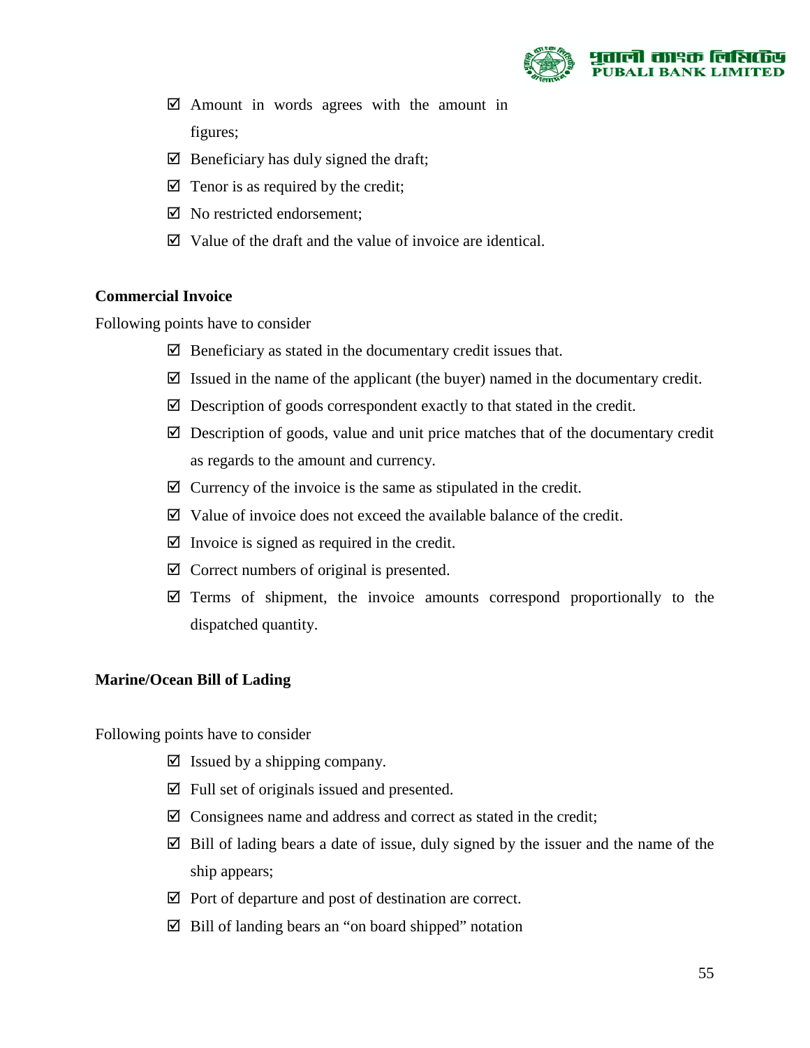- ☑ Amount in words agrees with the amount in figures;
- ☑ Beneficiary has duly signed the draft;
- ☑ Tenor is as required by the credit;
- ☑ No restricted endorsement;
- ☑ Value of the draft and the value of invoice are identical.

**Commercial Invoice**

Following points have to consider

- ☑ Beneficiary as stated in the documentary credit issues that.
- ☑ Issued in the name of the applicant (the buyer) named in the documentary credit.
- ☑ Description of goods correspondent exactly to that stated in the credit.
- ☑ Description of goods, value and unit price matches that of the documentary credit as regards to the amount and currency.
- ☑ Currency of the invoice is the same as stipulated in the credit.
- ☑ Value of invoice does not exceed the available balance of the credit.
- ☑ Invoice is signed as required in the credit.
- ☑ Correct numbers of original is presented.
- ☑ Terms of shipment, the invoice amounts correspond proportionally to the dispatched quantity.

**Marine/Ocean Bill of Lading**

Following points have to consider

- ☑ Issued by a shipping company.
- ☑ Full set of originals issued and presented.
- ☑ Consignees name and address and correct as stated in the credit;
- ☑ Bill of lading bears a date of issue, duly signed by the issuer and the name of the ship appears;
- ☑ Port of departure and post of destination are correct.
- ☑ Bill of landing bears an "on board shipped" notation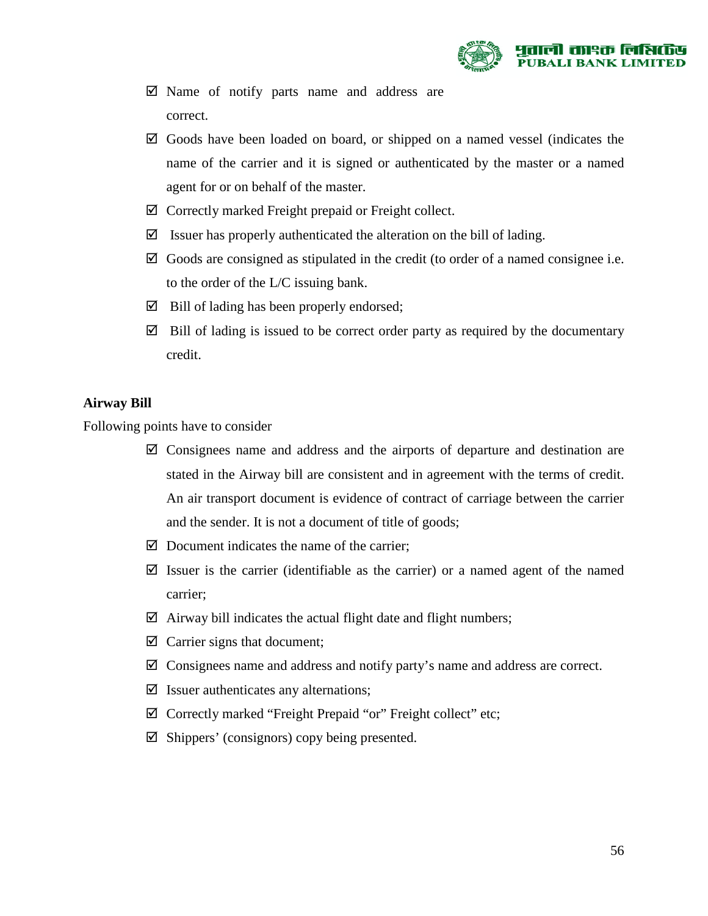- ☑ Name of notify parts name and address are correct.
- ☑ Goods have been loaded on board, or shipped on a named vessel (indicates the name of the carrier and it is signed or authenticated by the master or a named agent for or on behalf of the master.
- ☑ Correctly marked Freight prepaid or Freight collect.
- ☑ Issuer has properly authenticated the alteration on the bill of lading.
- ☑ Goods are consigned as stipulated in the credit (to order of a named consignee i.e. to the order of the L/C issuing bank.
- ☑ Bill of lading has been properly endorsed;
- ☑ Bill of lading is issued to be correct order party as required by the documentary credit.

**Airway Bill**

Following points have to consider

- ☑ Consignees name and address and the airports of departure and destination are stated in the Airway bill are consistent and in agreement with the terms of credit. An air transport document is evidence of contract of carriage between the carrier and the sender. It is not a document of title of goods;
- ☑ Document indicates the name of the carrier;
- ☑ Issuer is the carrier (identifiable as the carrier) or a named agent of the named carrier;
- ☑ Airway bill indicates the actual flight date and flight numbers;
- ☑ Carrier signs that document;
- ☑ Consignees name and address and notify party's name and address are correct.
- ☑ Issuer authenticates any alternations;
- ☑ Correctly marked "Freight Prepaid "or" Freight collect" etc;
- ☑ Shippers' (consignors) copy being presented.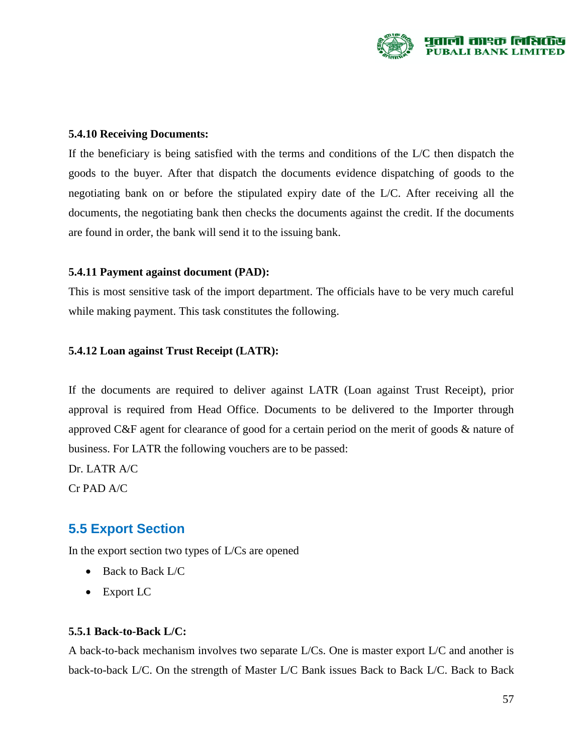**5.4.10 Receiving Documents:**

If the beneficiary is being satisfied with the terms and conditions of the L/C then dispatch the goods to the buyer. After that dispatch the documents evidence dispatching of goods to the negotiating bank on or before the stipulated expiry date of the L/C. After receiving all the documents, the negotiating bank then checks the documents against the credit. If the documents are found in order, the bank will send it to the issuing bank.

**5.4.11 Payment against document (PAD):**

This is most sensitive task of the import department. The officials have to be very much careful while making payment. This task constitutes the following.

**5.4.12 Loan against Trust Receipt (LATR):**

If the documents are required to deliver against LATR (Loan against Trust Receipt), prior approval is required from Head Office. Documents to be delivered to the Importer through approved C&F agent for clearance of good for a certain period on the merit of goods & nature of business. For LATR the following vouchers are to be passed:

Dr. LATR A/C

Cr PAD A/C

## 5.5 Export Section

In the export section two types of L/Cs are opened

- Back to Back L/C
- Export LC

**5.5.1 Back-to-Back L/C:**

A back-to-back mechanism involves two separate L/Cs. One is master export L/C and another is back-to-back L/C. On the strength of Master L/C Bank issues Back to Back L/C. Back to Back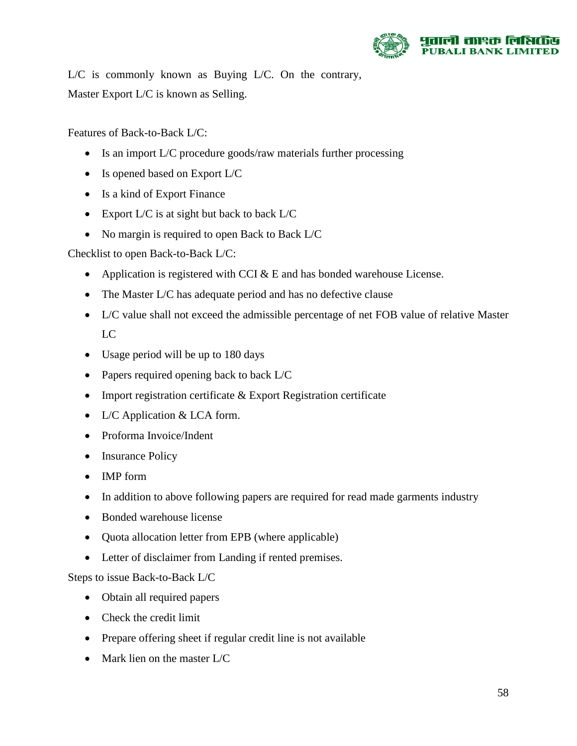L/C is commonly known as Buying L/C. On the contrary, Master Export L/C is known as Selling.

Features of Back-to-Back L/C:

- Is an import L/C procedure goods/raw materials further processing
- Is opened based on Export L/C
- Is a kind of Export Finance
- Export L/C is at sight but back to back L/C
- No margin is required to open Back to Back L/C

Checklist to open Back-to-Back L/C:

- Application is registered with CCI & E and has bonded warehouse License.
- The Master L/C has adequate period and has no defective clause
- L/C value shall not exceed the admissible percentage of net FOB value of relative Master LC
- Usage period will be up to 180 days
- Papers required opening back to back L/C
- Import registration certificate & Export Registration certificate
- L/C Application & LCA form.
- Proforma Invoice/Indent
- Insurance Policy
- IMP form
- In addition to above following papers are required for read made garments industry
- Bonded warehouse license
- Quota allocation letter from EPB (where applicable)
- Letter of disclaimer from Landing if rented premises.

Steps to issue Back-to-Back L/C

- Obtain all required papers
- Check the credit limit
- Prepare offering sheet if regular credit line is not available
- Mark lien on the master L/C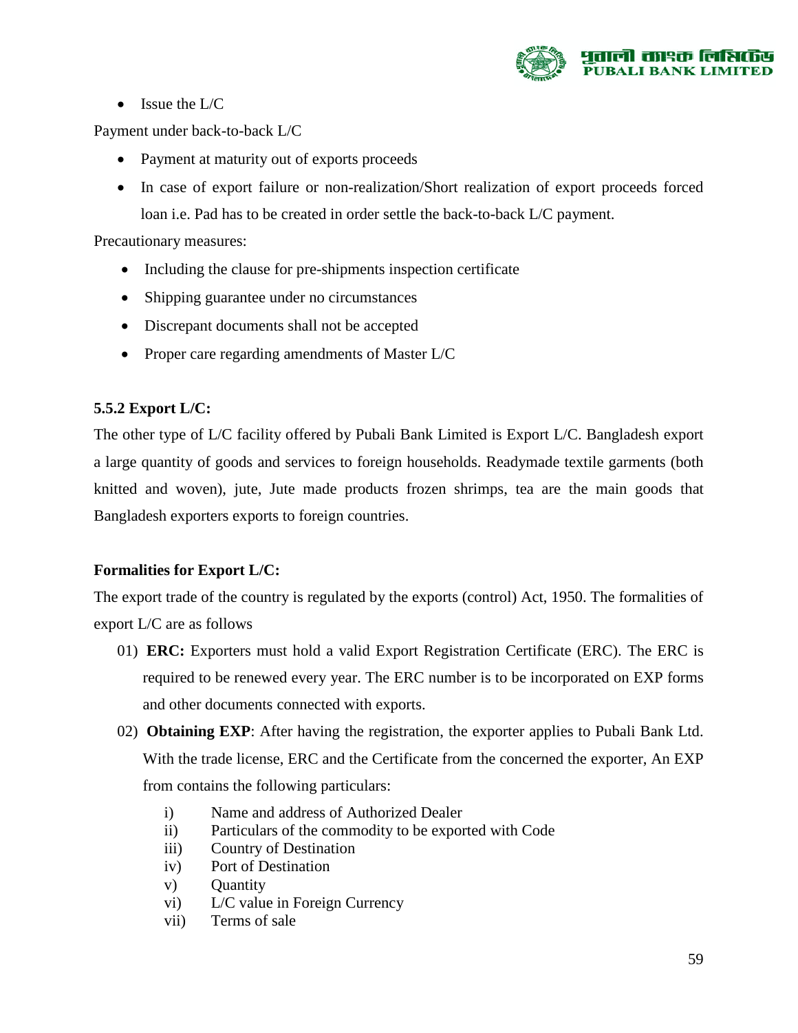- Issue the L/C

Payment under back-to-back L/C

- Payment at maturity out of exports proceeds
- In case of export failure or non-realization/Short realization of export proceeds forced loan i.e. Pad has to be created in order settle the back-to-back L/C payment.

Precautionary measures:

- Including the clause for pre-shipments inspection certificate
- Shipping guarantee under no circumstances
- Discrepant documents shall not be accepted
- Proper care regarding amendments of Master L/C

**5.5.2 Export L/C:**

The other type of L/C facility offered by Pubali Bank Limited is Export L/C. Bangladesh export a large quantity of goods and services to foreign households. Readymade textile garments (both knitted and woven), jute, Jute made products frozen shrimps, tea are the main goods that Bangladesh exporters exports to foreign countries.

**Formalities for Export L/C:**

The export trade of the country is regulated by the exports (control) Act, 1950. The formalities of export L/C are as follows

01) **ERC:** Exporters must hold a valid Export Registration Certificate (ERC). The ERC is required to be renewed every year. The ERC number is to be incorporated on EXP forms and other documents connected with exports.

02) **Obtaining EXP**: After having the registration, the exporter applies to Pubali Bank Ltd. With the trade license, ERC and the Certificate from the concerned the exporter, An EXP from contains the following particulars:

   i) Name and address of Authorized Dealer
   ii) Particulars of the commodity to be exported with Code
   iii) Country of Destination
   iv) Port of Destination
   v) Quantity
   vi) L/C value in Foreign Currency
   vii) Terms of sale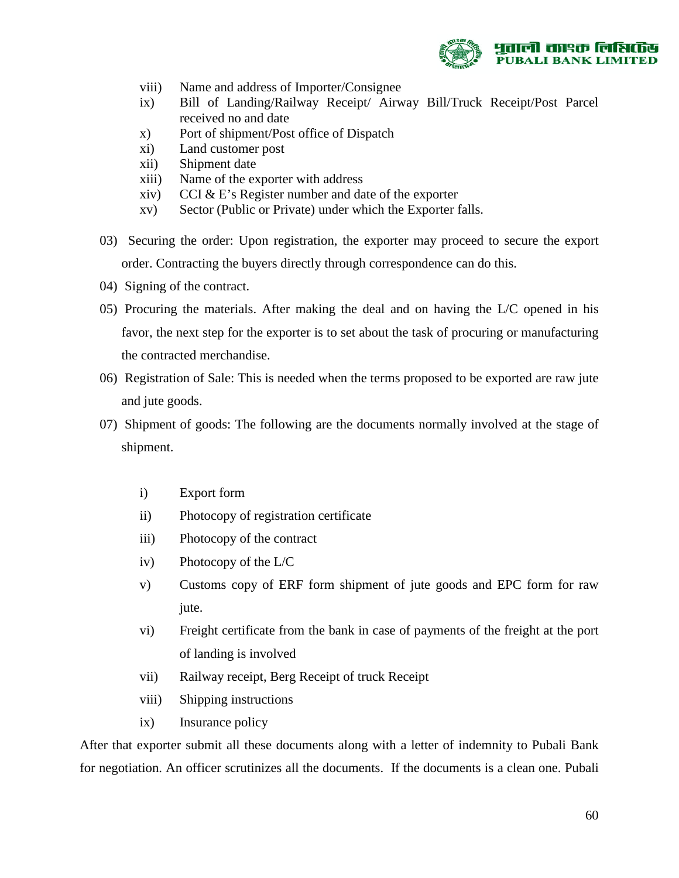viii) Name and address of Importer/Consignee
ix) Bill of Landing/Railway Receipt/ Airway Bill/Truck Receipt/Post Parcel received no and date
x) Port of shipment/Post office of Dispatch
xi) Land customer post
xii) Shipment date
xiii) Name of the exporter with address
xiv) CCI & E's Register number and date of the exporter
xv) Sector (Public or Private) under which the Exporter falls.

03) Securing the order: Upon registration, the exporter may proceed to secure the export order. Contracting the buyers directly through correspondence can do this.

04) Signing of the contract.

05) Procuring the materials. After making the deal and on having the L/C opened in his favor, the next step for the exporter is to set about the task of procuring or manufacturing the contracted merchandise.

06) Registration of Sale: This is needed when the terms proposed to be exported are raw jute and jute goods.

07) Shipment of goods: The following are the documents normally involved at the stage of shipment.

i) Export form
ii) Photocopy of registration certificate
iii) Photocopy of the contract
iv) Photocopy of the L/C
v) Customs copy of ERF form shipment of jute goods and EPC form for raw jute.
vi) Freight certificate from the bank in case of payments of the freight at the port of landing is involved
vii) Railway receipt, Berg Receipt of truck Receipt
viii) Shipping instructions
ix) Insurance policy

After that exporter submit all these documents along with a letter of indemnity to Pubali Bank for negotiation. An officer scrutinizes all the documents. If the documents is a clean one. Pubali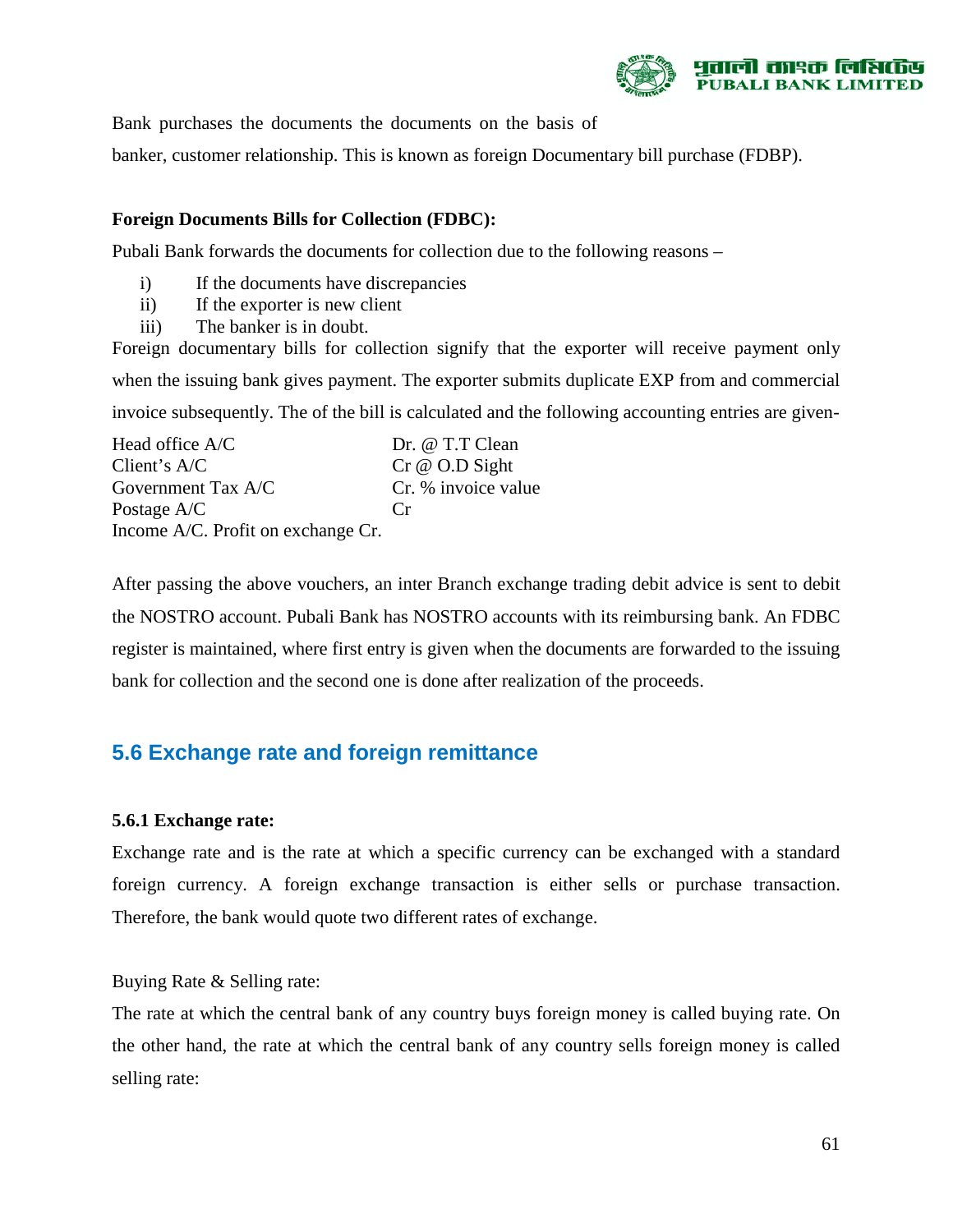Bank purchases the documents the documents on the basis of banker, customer relationship. This is known as foreign Documentary bill purchase (FDBP).

**Foreign Documents Bills for Collection (FDBC):**

Pubali Bank forwards the documents for collection due to the following reasons –

i) If the documents have discrepancies
ii) If the exporter is new client
iii) The banker is in doubt.

Foreign documentary bills for collection signify that the exporter will receive payment only when the issuing bank gives payment. The exporter submits duplicate EXP from and commercial invoice subsequently. The of the bill is calculated and the following accounting entries are given-

| | |
|---|---|
| Head office A/C | Dr. @ T.T Clean |
| Client's A/C | Cr @ O.D Sight |
| Government Tax A/C | Cr. % invoice value |
| Postage A/C | Cr |
| Income A/C. Profit on exchange Cr. | |

After passing the above vouchers, an inter Branch exchange trading debit advice is sent to debit the NOSTRO account. Pubali Bank has NOSTRO accounts with its reimbursing bank. An FDBC register is maintained, where first entry is given when the documents are forwarded to the issuing bank for collection and the second one is done after realization of the proceeds.

## 5.6 Exchange rate and foreign remittance

### 5.6.1 Exchange rate:

Exchange rate and is the rate at which a specific currency can be exchanged with a standard foreign currency. A foreign exchange transaction is either sells or purchase transaction. Therefore, the bank would quote two different rates of exchange.

Buying Rate & Selling rate:

The rate at which the central bank of any country buys foreign money is called buying rate. On the other hand, the rate at which the central bank of any country sells foreign money is called selling rate: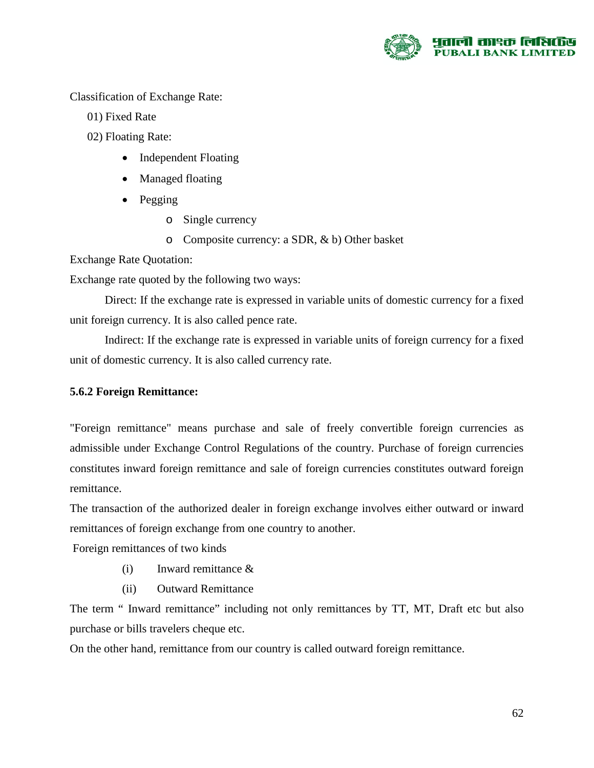Classification of Exchange Rate:

01) Fixed Rate

02) Floating Rate:

- Independent Floating
- Managed floating
- Pegging
  - Single currency
  - Composite currency: a SDR, & b) Other basket

Exchange Rate Quotation:

Exchange rate quoted by the following two ways:

Direct: If the exchange rate is expressed in variable units of domestic currency for a fixed unit foreign currency. It is also called pence rate.

Indirect: If the exchange rate is expressed in variable units of foreign currency for a fixed unit of domestic currency. It is also called currency rate.

### 5.6.2 Foreign Remittance:

"Foreign remittance" means purchase and sale of freely convertible foreign currencies as admissible under Exchange Control Regulations of the country. Purchase of foreign currencies constitutes inward foreign remittance and sale of foreign currencies constitutes outward foreign remittance.

The transaction of the authorized dealer in foreign exchange involves either outward or inward remittances of foreign exchange from one country to another.

Foreign remittances of two kinds

(i) Inward remittance &

(ii) Outward Remittance

The term " Inward remittance" including not only remittances by TT, MT, Draft etc but also purchase or bills travelers cheque etc.

On the other hand, remittance from our country is called outward foreign remittance.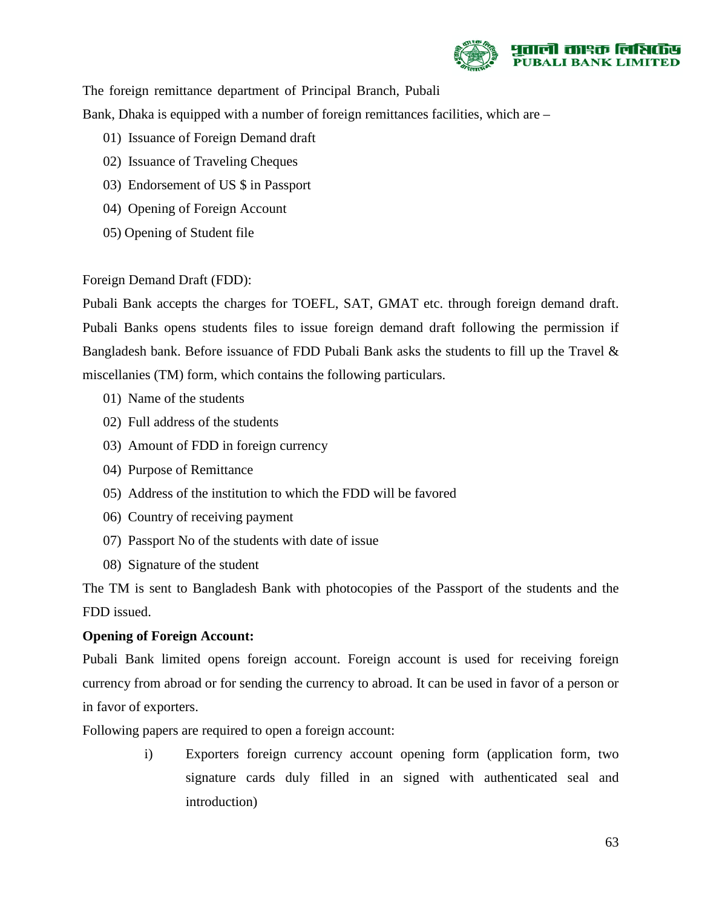The foreign remittance department of Principal Branch, Pubali Bank, Dhaka is equipped with a number of foreign remittances facilities, which are –

01) Issuance of Foreign Demand draft
02) Issuance of Traveling Cheques
03) Endorsement of US $ in Passport
04) Opening of Foreign Account
05) Opening of Student file

Foreign Demand Draft (FDD):

Pubali Bank accepts the charges for TOEFL, SAT, GMAT etc. through foreign demand draft. Pubali Banks opens students files to issue foreign demand draft following the permission if Bangladesh bank. Before issuance of FDD Pubali Bank asks the students to fill up the Travel & miscellanies (TM) form, which contains the following particulars.

01) Name of the students
02) Full address of the students
03) Amount of FDD in foreign currency
04) Purpose of Remittance
05) Address of the institution to which the FDD will be favored
06) Country of receiving payment
07) Passport No of the students with date of issue
08) Signature of the student

The TM is sent to Bangladesh Bank with photocopies of the Passport of the students and the FDD issued.

**Opening of Foreign Account:**

Pubali Bank limited opens foreign account. Foreign account is used for receiving foreign currency from abroad or for sending the currency to abroad. It can be used in favor of a person or in favor of exporters.

Following papers are required to open a foreign account:

i) Exporters foreign currency account opening form (application form, two signature cards duly filled in an signed with authenticated seal and introduction)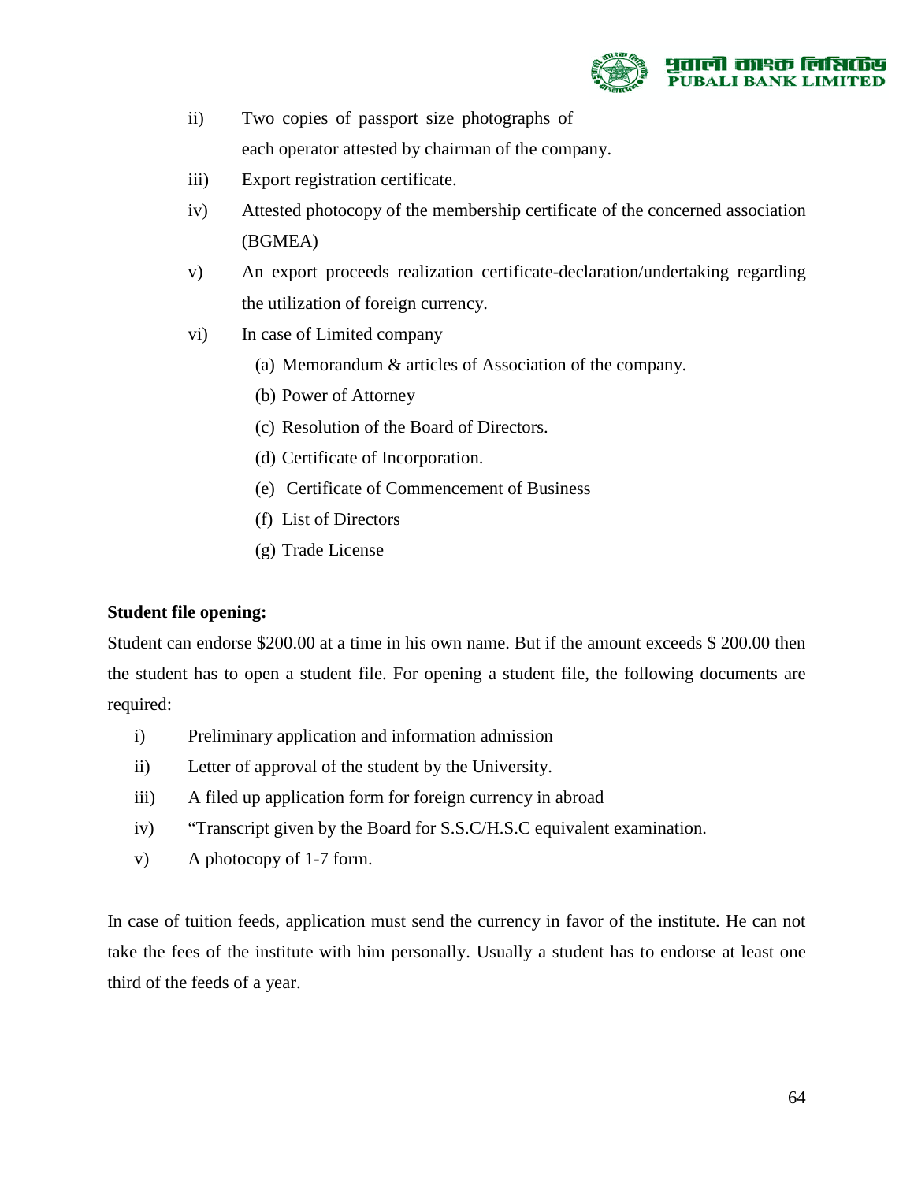ii) Two copies of passport size photographs of each operator attested by chairman of the company.

iii) Export registration certificate.

iv) Attested photocopy of the membership certificate of the concerned association (BGMEA)

v) An export proceeds realization certificate-declaration/undertaking regarding the utilization of foreign currency.

vi) In case of Limited company

   (a) Memorandum & articles of Association of the company.
   (b) Power of Attorney
   (c) Resolution of the Board of Directors.
   (d) Certificate of Incorporation.
   (e) Certificate of Commencement of Business
   (f) List of Directors
   (g) Trade License

**Student file opening:**

Student can endorse $200.00 at a time in his own name. But if the amount exceeds $ 200.00 then the student has to open a student file. For opening a student file, the following documents are required:

i) Preliminary application and information admission

ii) Letter of approval of the student by the University.

iii) A filed up application form for foreign currency in abroad

iv) "Transcript given by the Board for S.S.C/H.S.C equivalent examination.

v) A photocopy of 1-7 form.

In case of tuition feeds, application must send the currency in favor of the institute. He can not take the fees of the institute with him personally. Usually a student has to endorse at least one third of the feeds of a year.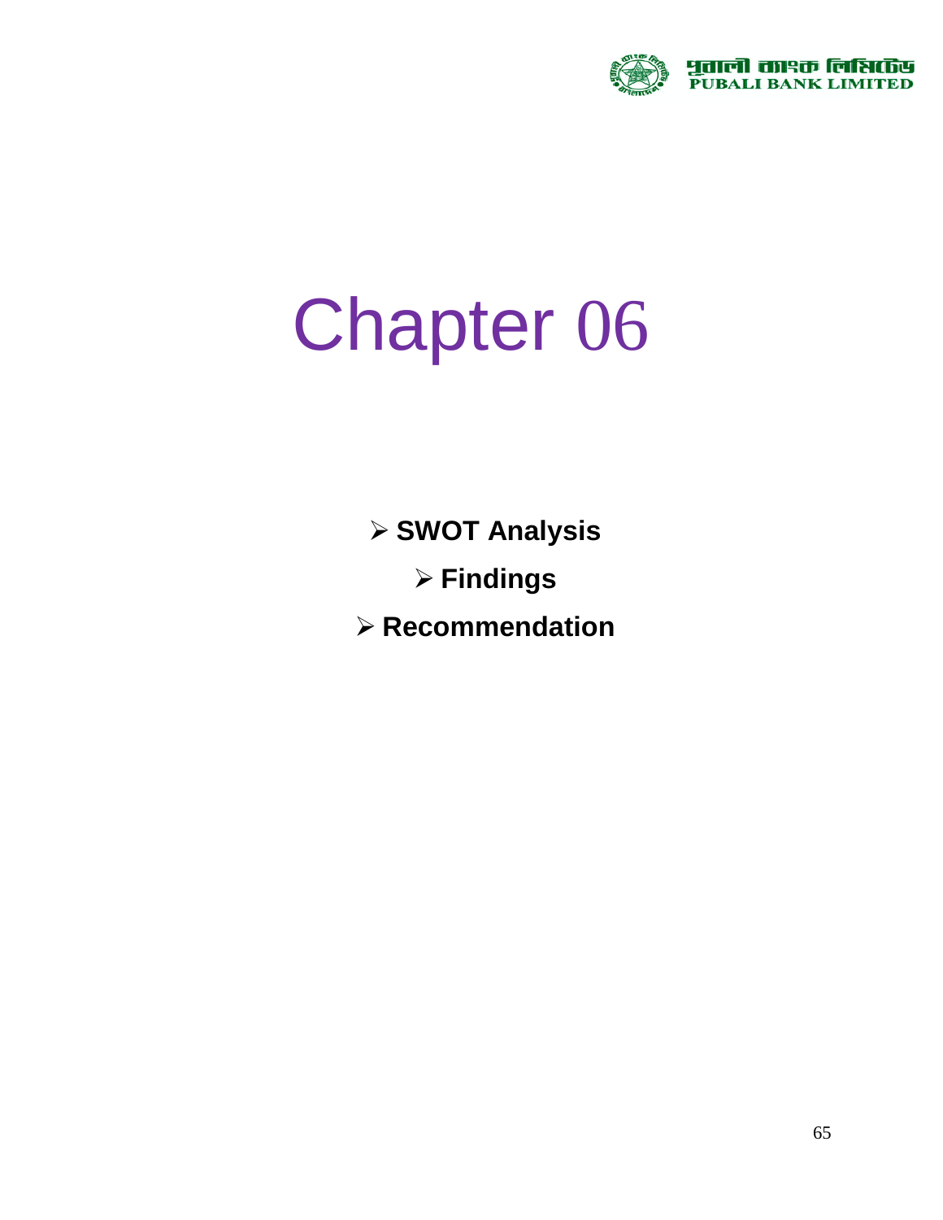# Chapter 06

- **SWOT Analysis**
- **Findings**
- **Recommendation**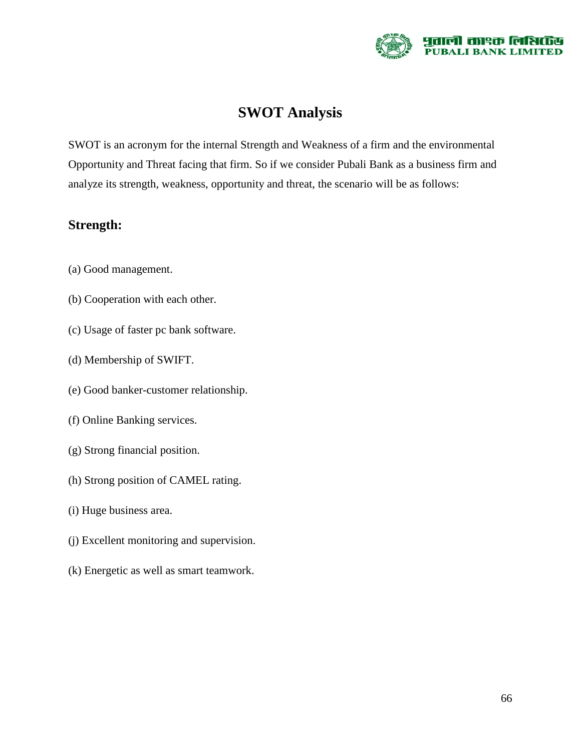# SWOT Analysis

SWOT is an acronym for the internal Strength and Weakness of a firm and the environmental Opportunity and Threat facing that firm. So if we consider Pubali Bank as a business firm and analyze its strength, weakness, opportunity and threat, the scenario will be as follows:

## Strength:

(a) Good management.

(b) Cooperation with each other.

(c) Usage of faster pc bank software.

(d) Membership of SWIFT.

(e) Good banker-customer relationship.

(f) Online Banking services.

(g) Strong financial position.

(h) Strong position of CAMEL rating.

(i) Huge business area.

(j) Excellent monitoring and supervision.

(k) Energetic as well as smart teamwork.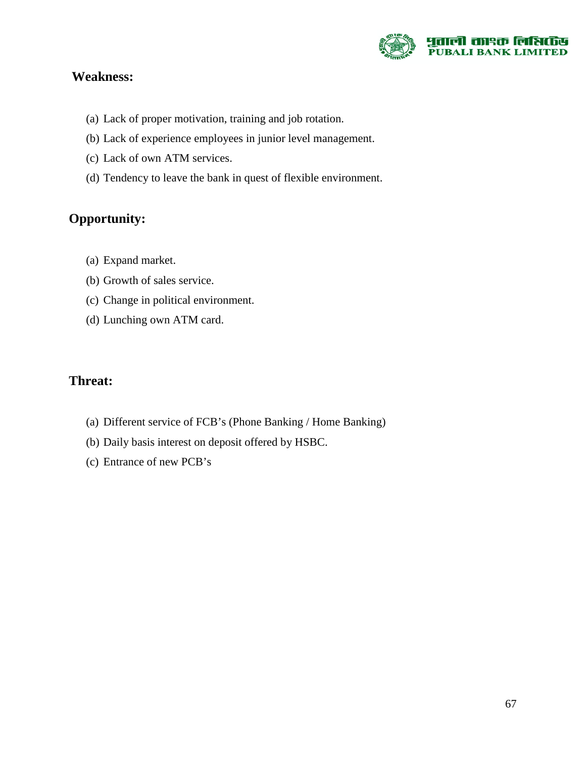## Weakness:

(a) Lack of proper motivation, training and job rotation.

(b) Lack of experience employees in junior level management.

(c) Lack of own ATM services.

(d) Tendency to leave the bank in quest of flexible environment.

## Opportunity:

(a) Expand market.

(b) Growth of sales service.

(c) Change in political environment.

(d) Lunching own ATM card.

## Threat:

(a) Different service of FCB's (Phone Banking / Home Banking)

(b) Daily basis interest on deposit offered by HSBC.

(c) Entrance of new PCB's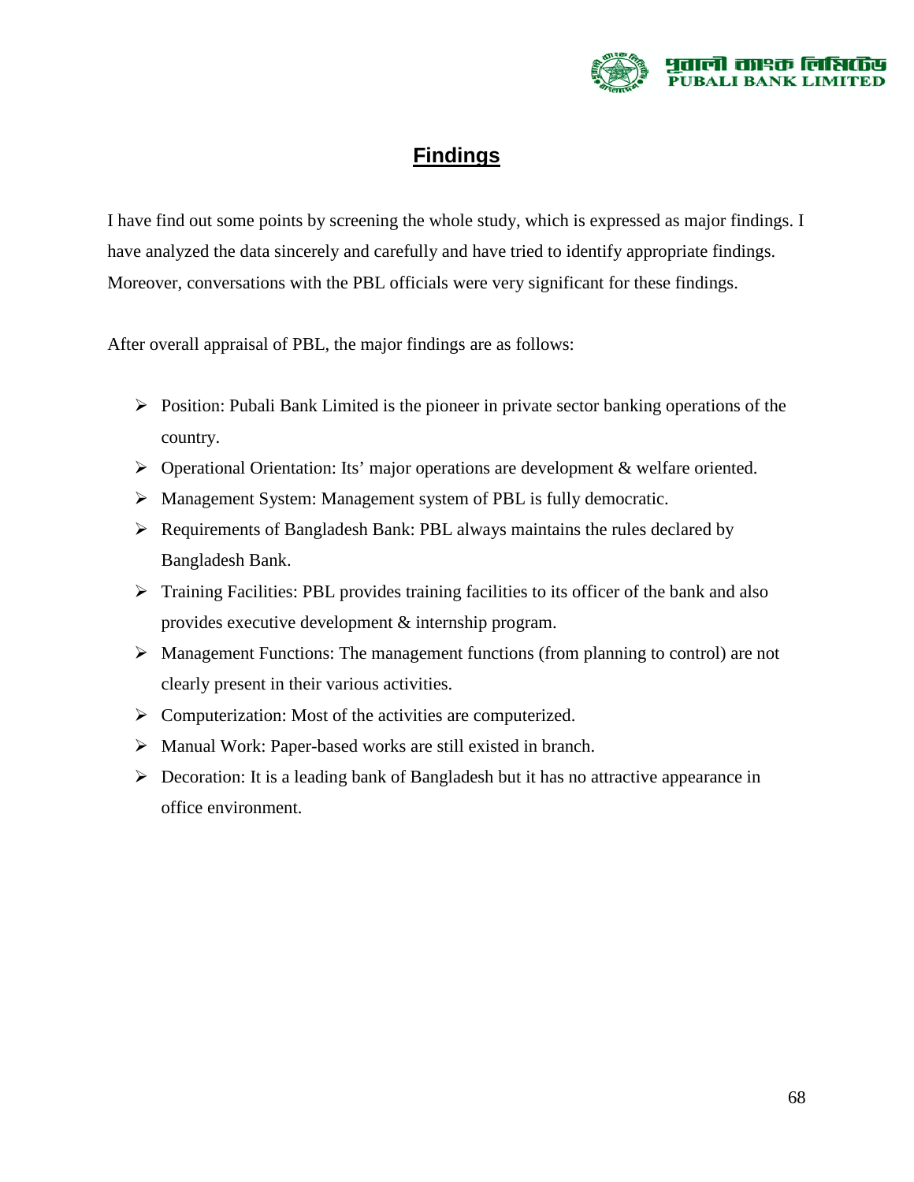# Findings

I have find out some points by screening the whole study, which is expressed as major findings. I have analyzed the data sincerely and carefully and have tried to identify appropriate findings. Moreover, conversations with the PBL officials were very significant for these findings.

After overall appraisal of PBL, the major findings are as follows:

- Position: Pubali Bank Limited is the pioneer in private sector banking operations of the country.
- Operational Orientation: Its' major operations are development & welfare oriented.
- Management System: Management system of PBL is fully democratic.
- Requirements of Bangladesh Bank: PBL always maintains the rules declared by Bangladesh Bank.
- Training Facilities: PBL provides training facilities to its officer of the bank and also provides executive development & internship program.
- Management Functions: The management functions (from planning to control) are not clearly present in their various activities.
- Computerization: Most of the activities are computerized.
- Manual Work: Paper-based works are still existed in branch.
- Decoration: It is a leading bank of Bangladesh but it has no attractive appearance in office environment.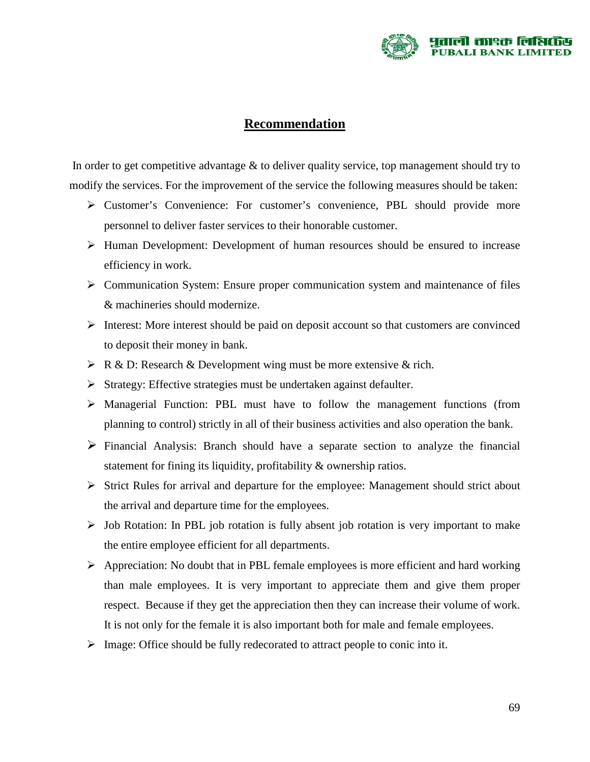## Recommendation

In order to get competitive advantage & to deliver quality service, top management should try to modify the services. For the improvement of the service the following measures should be taken:

- Customer's Convenience: For customer's convenience, PBL should provide more personnel to deliver faster services to their honorable customer.
- Human Development: Development of human resources should be ensured to increase efficiency in work.
- Communication System: Ensure proper communication system and maintenance of files & machineries should modernize.
- Interest: More interest should be paid on deposit account so that customers are convinced to deposit their money in bank.
- R & D: Research & Development wing must be more extensive & rich.
- Strategy: Effective strategies must be undertaken against defaulter.
- Managerial Function: PBL must have to follow the management functions (from planning to control) strictly in all of their business activities and also operation the bank.
- Financial Analysis: Branch should have a separate section to analyze the financial statement for fining its liquidity, profitability & ownership ratios.
- Strict Rules for arrival and departure for the employee: Management should strict about the arrival and departure time for the employees.
- Job Rotation: In PBL job rotation is fully absent job rotation is very important to make the entire employee efficient for all departments.
- Appreciation: No doubt that in PBL female employees is more efficient and hard working than male employees. It is very important to appreciate them and give them proper respect. Because if they get the appreciation then they can increase their volume of work. It is not only for the female it is also important both for male and female employees.
- Image: Office should be fully redecorated to attract people to conic into it.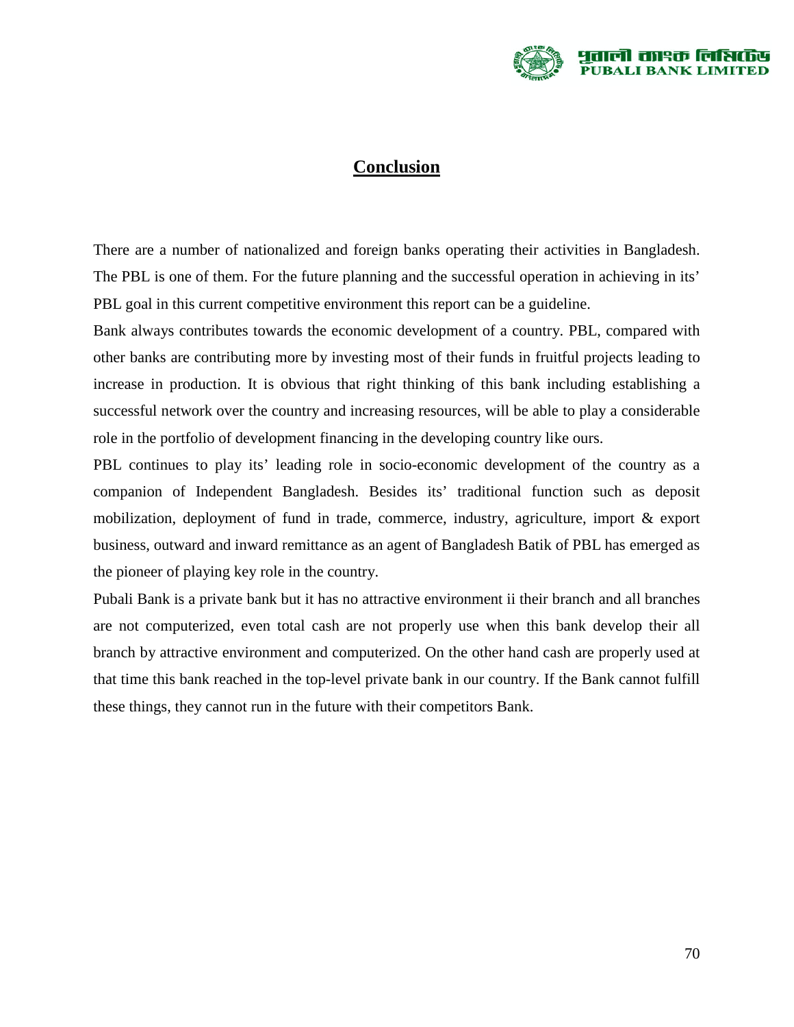# Conclusion

There are a number of nationalized and foreign banks operating their activities in Bangladesh. The PBL is one of them. For the future planning and the successful operation in achieving in its' PBL goal in this current competitive environment this report can be a guideline.

Bank always contributes towards the economic development of a country. PBL, compared with other banks are contributing more by investing most of their funds in fruitful projects leading to increase in production. It is obvious that right thinking of this bank including establishing a successful network over the country and increasing resources, will be able to play a considerable role in the portfolio of development financing in the developing country like ours.

PBL continues to play its' leading role in socio-economic development of the country as a companion of Independent Bangladesh. Besides its' traditional function such as deposit mobilization, deployment of fund in trade, commerce, industry, agriculture, import & export business, outward and inward remittance as an agent of Bangladesh Batik of PBL has emerged as the pioneer of playing key role in the country.

Pubali Bank is a private bank but it has no attractive environment ii their branch and all branches are not computerized, even total cash are not properly use when this bank develop their all branch by attractive environment and computerized. On the other hand cash are properly used at that time this bank reached in the top-level private bank in our country. If the Bank cannot fulfill these things, they cannot run in the future with their competitors Bank.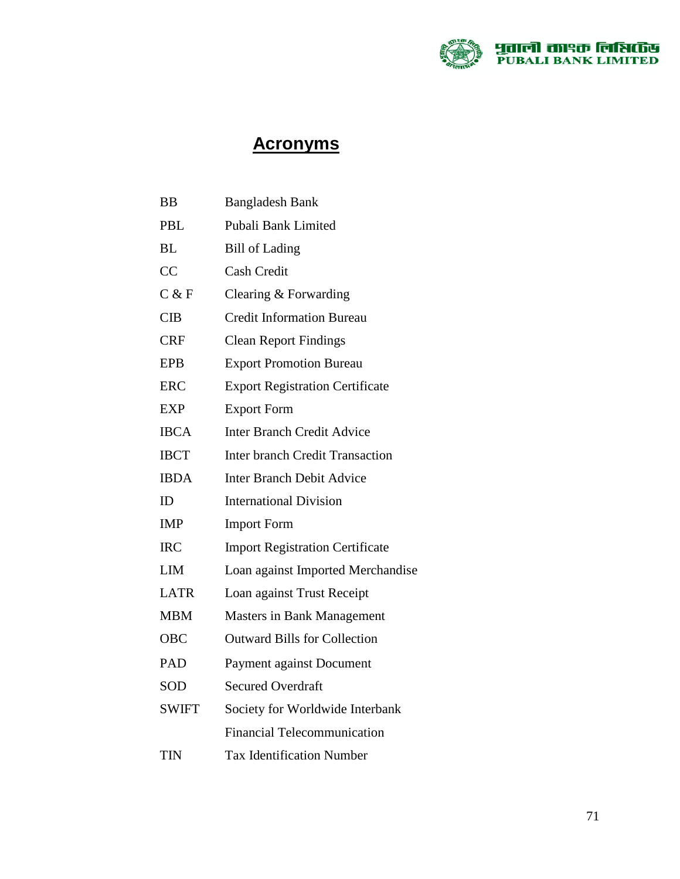## Acronyms

| | |
|---|---|
| BB | Bangladesh Bank |
| PBL | Pubali Bank Limited |
| BL | Bill of Lading |
| CC | Cash Credit |
| C & F | Clearing & Forwarding |
| CIB | Credit Information Bureau |
| CRF | Clean Report Findings |
| EPB | Export Promotion Bureau |
| ERC | Export Registration Certificate |
| EXP | Export Form |
| IBCA | Inter Branch Credit Advice |
| IBCT | Inter branch Credit Transaction |
| IBDA | Inter Branch Debit Advice |
| ID | International Division |
| IMP | Import Form |
| IRC | Import Registration Certificate |
| LIM | Loan against Imported Merchandise |
| LATR | Loan against Trust Receipt |
| MBM | Masters in Bank Management |
| OBC | Outward Bills for Collection |
| PAD | Payment against Document |
| SOD | Secured Overdraft |
| SWIFT | Society for Worldwide Interbank Financial Telecommunication |
| TIN | Tax Identification Number |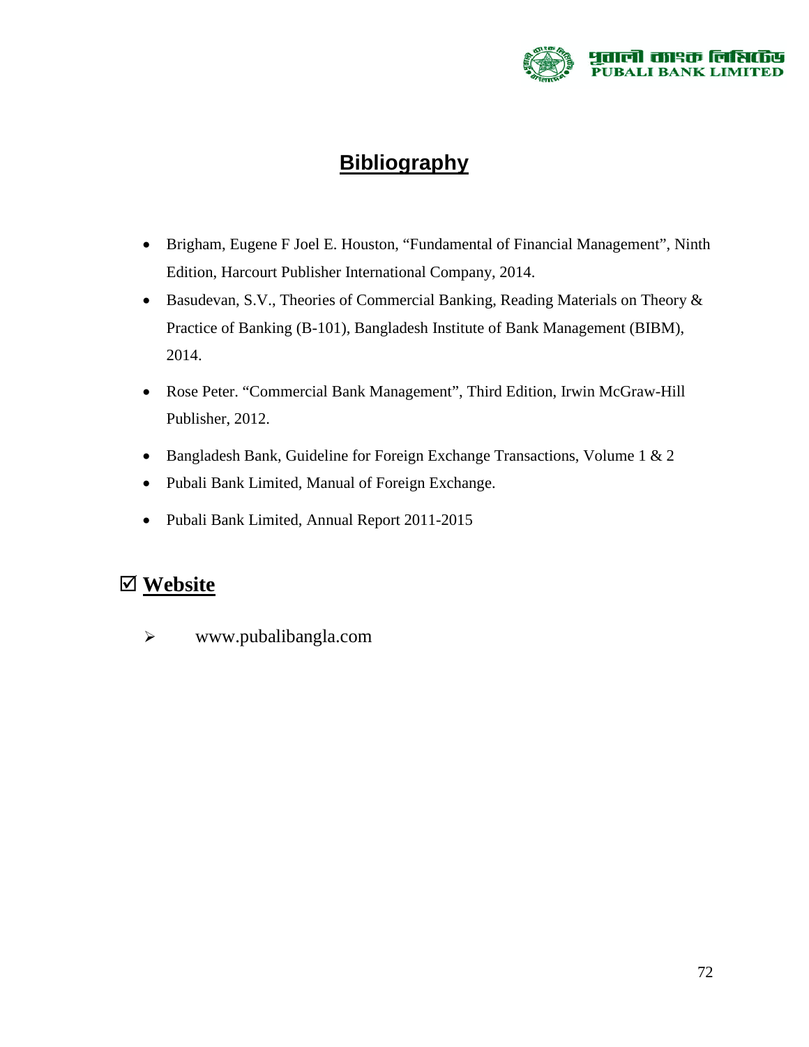# Bibliography

- Brigham, Eugene F Joel E. Houston, "Fundamental of Financial Management", Ninth Edition, Harcourt Publisher International Company, 2014.
- Basudevan, S.V., Theories of Commercial Banking, Reading Materials on Theory & Practice of Banking (B-101), Bangladesh Institute of Bank Management (BIBM), 2014.
- Rose Peter. "Commercial Bank Management", Third Edition, Irwin McGraw-Hill Publisher, 2012.
- Bangladesh Bank, Guideline for Foreign Exchange Transactions, Volume 1 & 2
- Pubali Bank Limited, Manual of Foreign Exchange.
- Pubali Bank Limited, Annual Report 2011-2015

## ☑ Website

- www.pubalibangla.com